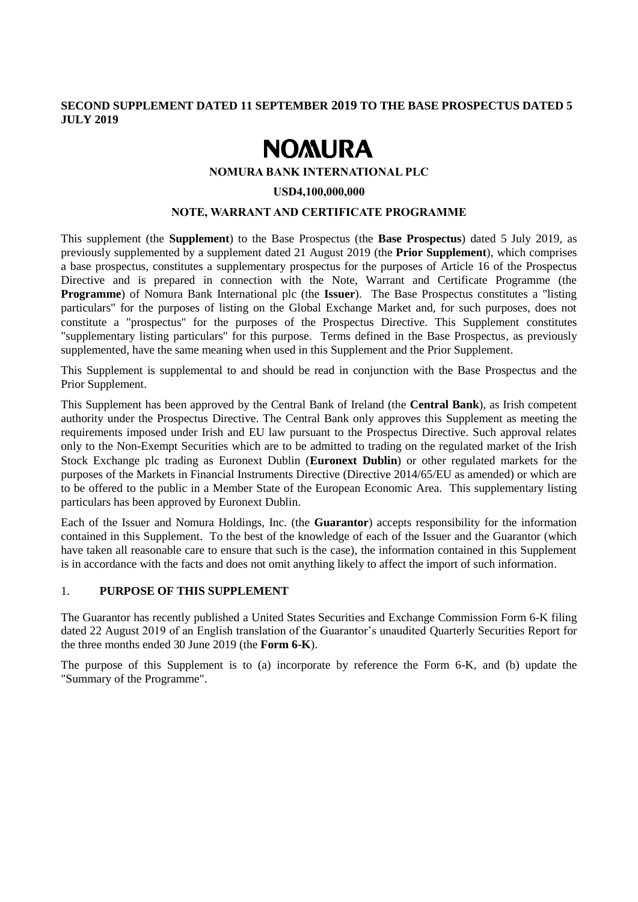**SECOND SUPPLEMENT DATED 11 SEPTEMBER 2019 TO THE BASE PROSPECTUS DATED 5 JULY 2019**

# NOMURA

**NOMURA BANK INTERNATIONAL PLC**

**USD4,100,000,000**

**NOTE, WARRANT AND CERTIFICATE PROGRAMME**

This supplement (the **Supplement**) to the Base Prospectus (the **Base Prospectus**) dated 5 July 2019, as previously supplemented by a supplement dated 21 August 2019 (the **Prior Supplement**), which comprises a base prospectus, constitutes a supplementary prospectus for the purposes of Article 16 of the Prospectus Directive and is prepared in connection with the Note, Warrant and Certificate Programme (the **Programme**) of Nomura Bank International plc (the **Issuer**). The Base Prospectus constitutes a "listing particulars" for the purposes of listing on the Global Exchange Market and, for such purposes, does not constitute a "prospectus" for the purposes of the Prospectus Directive. This Supplement constitutes "supplementary listing particulars" for this purpose. Terms defined in the Base Prospectus, as previously supplemented, have the same meaning when used in this Supplement and the Prior Supplement.

This Supplement is supplemental to and should be read in conjunction with the Base Prospectus and the Prior Supplement.

This Supplement has been approved by the Central Bank of Ireland (the **Central Bank**), as Irish competent authority under the Prospectus Directive. The Central Bank only approves this Supplement as meeting the requirements imposed under Irish and EU law pursuant to the Prospectus Directive. Such approval relates only to the Non-Exempt Securities which are to be admitted to trading on the regulated market of the Irish Stock Exchange plc trading as Euronext Dublin (**Euronext Dublin**) or other regulated markets for the purposes of the Markets in Financial Instruments Directive (Directive 2014/65/EU as amended) or which are to be offered to the public in a Member State of the European Economic Area. This supplementary listing particulars has been approved by Euronext Dublin.

Each of the Issuer and Nomura Holdings, Inc. (the **Guarantor**) accepts responsibility for the information contained in this Supplement. To the best of the knowledge of each of the Issuer and the Guarantor (which have taken all reasonable care to ensure that such is the case), the information contained in this Supplement is in accordance with the facts and does not omit anything likely to affect the import of such information.

## 1. PURPOSE OF THIS SUPPLEMENT

The Guarantor has recently published a United States Securities and Exchange Commission Form 6-K filing dated 22 August 2019 of an English translation of the Guarantor's unaudited Quarterly Securities Report for the three months ended 30 June 2019 (the **Form 6-K**).

The purpose of this Supplement is to (a) incorporate by reference the Form 6-K, and (b) update the "Summary of the Programme".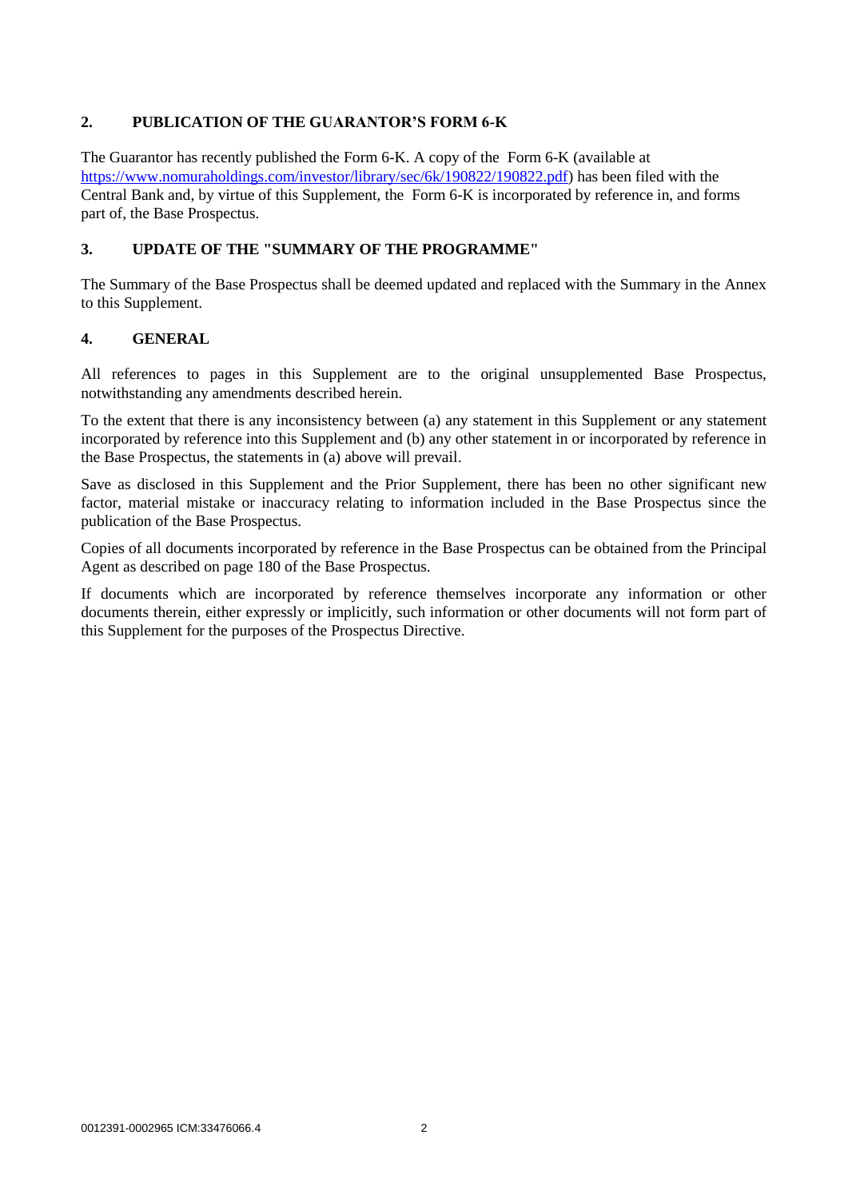## 2. PUBLICATION OF THE GUARANTOR'S FORM 6-K

The Guarantor has recently published the Form 6-K. A copy of the Form 6-K (available at [https://www.nomuraholdings.com/investor/library/sec/6k/190822/190822.pdf](https://www.nomuraholdings.com/investor/library/sec/6k/190822/190822.pdf)) has been filed with the Central Bank and, by virtue of this Supplement, the Form 6-K is incorporated by reference in, and forms part of, the Base Prospectus.

## 3. UPDATE OF THE "SUMMARY OF THE PROGRAMME"

The Summary of the Base Prospectus shall be deemed updated and replaced with the Summary in the Annex to this Supplement.

## 4. GENERAL

All references to pages in this Supplement are to the original unsupplemented Base Prospectus, notwithstanding any amendments described herein.

To the extent that there is any inconsistency between (a) any statement in this Supplement or any statement incorporated by reference into this Supplement and (b) any other statement in or incorporated by reference in the Base Prospectus, the statements in (a) above will prevail.

Save as disclosed in this Supplement and the Prior Supplement, there has been no other significant new factor, material mistake or inaccuracy relating to information included in the Base Prospectus since the publication of the Base Prospectus.

Copies of all documents incorporated by reference in the Base Prospectus can be obtained from the Principal Agent as described on page 180 of the Base Prospectus.

If documents which are incorporated by reference themselves incorporate any information or other documents therein, either expressly or implicitly, such information or other documents will not form part of this Supplement for the purposes of the Prospectus Directive.

0012391-0002965 ICM:33476066.4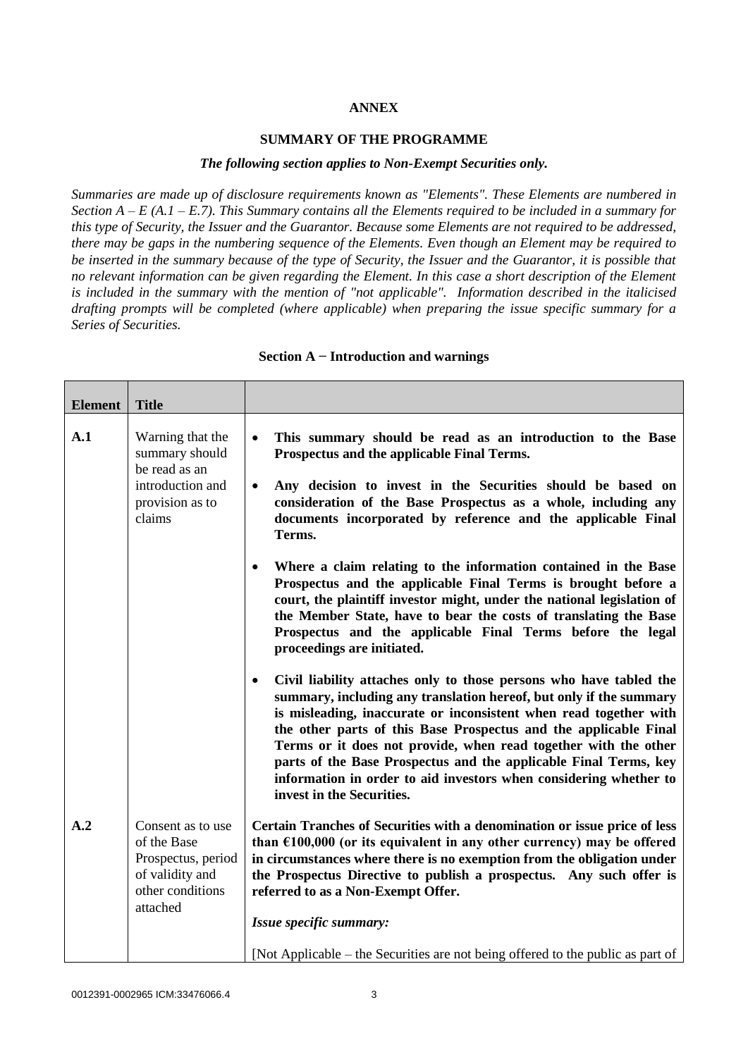**ANNEX**

**SUMMARY OF THE PROGRAMME**

***The following section applies to Non-Exempt Securities only.***

*Summaries are made up of disclosure requirements known as "Elements". These Elements are numbered in Section A – E (A.1 – E.7). This Summary contains all the Elements required to be included in a summary for this type of Security, the Issuer and the Guarantor. Because some Elements are not required to be addressed, there may be gaps in the numbering sequence of the Elements. Even though an Element may be required to be inserted in the summary because of the type of Security, the Issuer and the Guarantor, it is possible that no relevant information can be given regarding the Element. In this case a short description of the Element is included in the summary with the mention of "not applicable". Information described in the italicised drafting prompts will be completed (where applicable) when preparing the issue specific summary for a Series of Securities.*

**Section A − Introduction and warnings**

| **Element** | **Title** | |
|---|---|---|
| **A.1** | Warning that the summary should be read as an introduction and provision as to claims | • **This summary should be read as an introduction to the Base Prospectus and the applicable Final Terms.**<br>• **Any decision to invest in the Securities should be based on consideration of the Base Prospectus as a whole, including any documents incorporated by reference and the applicable Final Terms.**<br>• **Where a claim relating to the information contained in the Base Prospectus and the applicable Final Terms is brought before a court, the plaintiff investor might, under the national legislation of the Member State, have to bear the costs of translating the Base Prospectus and the applicable Final Terms before the legal proceedings are initiated.**<br>• **Civil liability attaches only to those persons who have tabled the summary, including any translation hereof, but only if the summary is misleading, inaccurate or inconsistent when read together with the other parts of this Base Prospectus and the applicable Final Terms or it does not provide, when read together with the other parts of the Base Prospectus and the applicable Final Terms, key information in order to aid investors when considering whether to invest in the Securities.** |
| **A.2** | Consent as to use of the Base Prospectus, period of validity and other conditions attached | **Certain Tranches of Securities with a denomination or issue price of less than €100,000 (or its equivalent in any other currency) may be offered in circumstances where there is no exemption from the obligation under the Prospectus Directive to publish a prospectus. Any such offer is referred to as a Non-Exempt Offer.**<br><br>***Issue specific summary:***<br><br>[Not Applicable – the Securities are not being offered to the public as part of |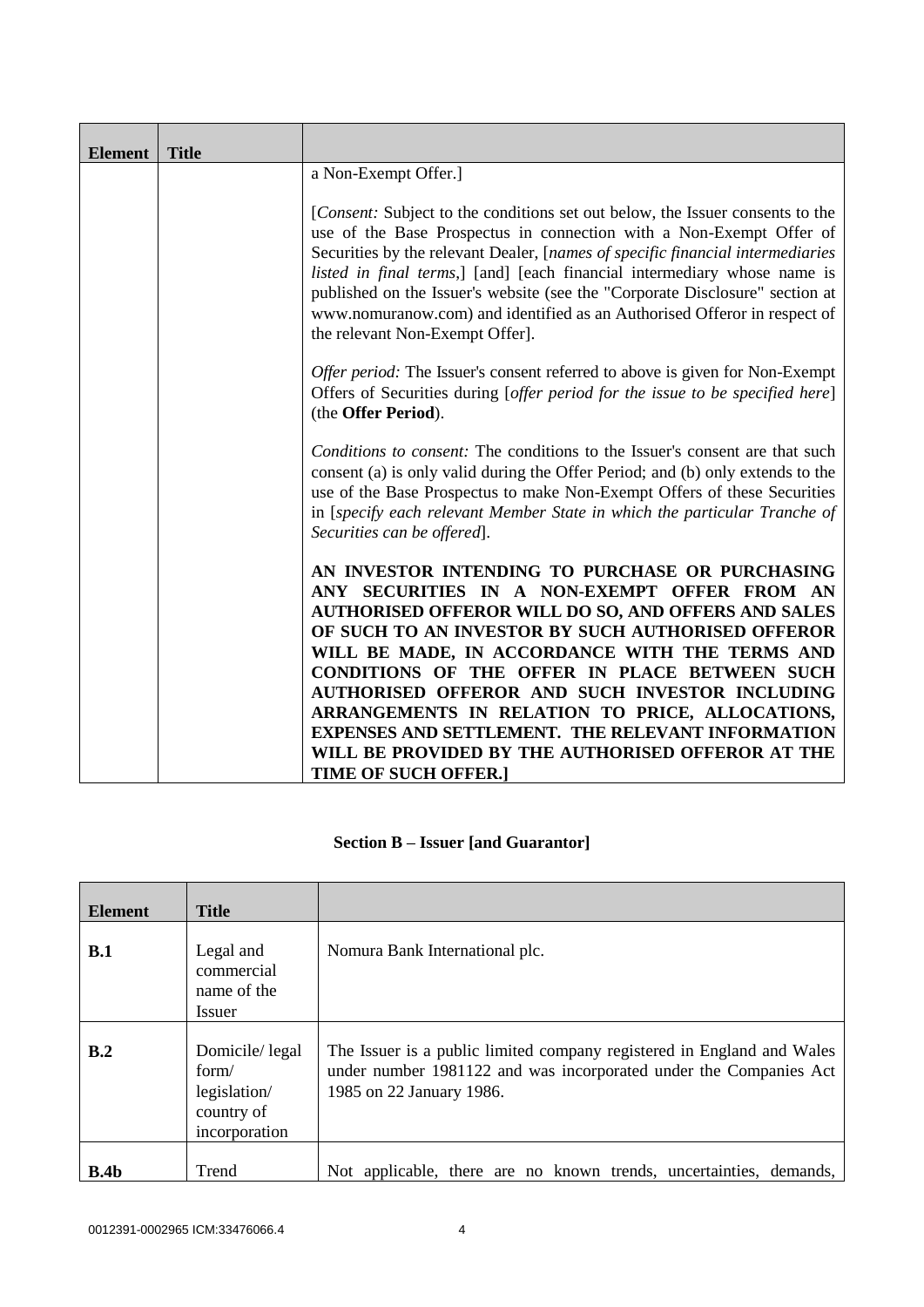| Element | Title | |
|---|---|---|
| | | a Non-Exempt Offer.]<br><br>[*Consent:* Subject to the conditions set out below, the Issuer consents to the use of the Base Prospectus in connection with a Non-Exempt Offer of Securities by the relevant Dealer, [*names of specific financial intermediaries listed in final terms,*] [and] [each financial intermediary whose name is published on the Issuer's website (see the "Corporate Disclosure" section at www.nomuranow.com) and identified as an Authorised Offeror in respect of the relevant Non-Exempt Offer].<br><br>*Offer period:* The Issuer's consent referred to above is given for Non-Exempt Offers of Securities during [*offer period for the issue to be specified here*] (the **Offer Period**).<br><br>*Conditions to consent:* The conditions to the Issuer's consent are that such consent (a) is only valid during the Offer Period; and (b) only extends to the use of the Base Prospectus to make Non-Exempt Offers of these Securities in [*specify each relevant Member State in which the particular Tranche of Securities can be offered*].<br><br>**AN INVESTOR INTENDING TO PURCHASE OR PURCHASING ANY SECURITIES IN A NON-EXEMPT OFFER FROM AN AUTHORISED OFFEROR WILL DO SO, AND OFFERS AND SALES OF SUCH TO AN INVESTOR BY SUCH AUTHORISED OFFEROR WILL BE MADE, IN ACCORDANCE WITH THE TERMS AND CONDITIONS OF THE OFFER IN PLACE BETWEEN SUCH AUTHORISED OFFEROR AND SUCH INVESTOR INCLUDING ARRANGEMENTS IN RELATION TO PRICE, ALLOCATIONS, EXPENSES AND SETTLEMENT. THE RELEVANT INFORMATION WILL BE PROVIDED BY THE AUTHORISED OFFEROR AT THE TIME OF SUCH OFFER.]** |

**Section B – Issuer [and Guarantor]**

| Element | Title | |
|---|---|---|
| **B.1** | Legal and commercial name of the Issuer | Nomura Bank International plc. |
| **B.2** | Domicile/ legal form/ legislation/ country of incorporation | The Issuer is a public limited company registered in England and Wales under number 1981122 and was incorporated under the Companies Act 1985 on 22 January 1986. |
| **B.4b** | Trend | Not applicable, there are no known trends, uncertainties, demands, |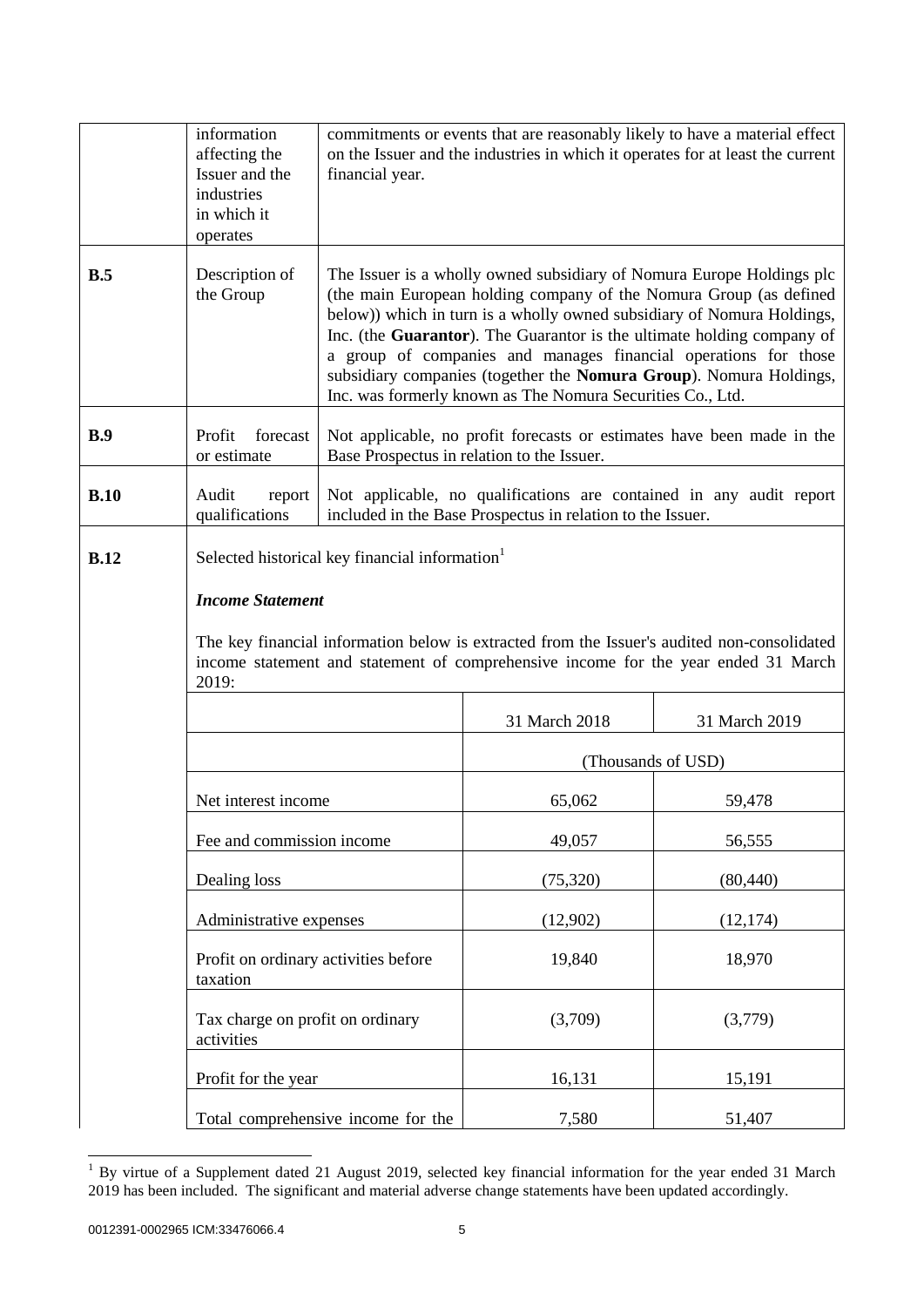| | | |
|---|---|---|
| | information affecting the Issuer and the industries in which it operates | commitments or events that are reasonably likely to have a material effect on the Issuer and the industries in which it operates for at least the current financial year. |
| **B.5** | Description of the Group | The Issuer is a wholly owned subsidiary of Nomura Europe Holdings plc (the main European holding company of the Nomura Group (as defined below)) which in turn is a wholly owned subsidiary of Nomura Holdings, Inc. (the **Guarantor**). The Guarantor is the ultimate holding company of a group of companies and manages financial operations for those subsidiary companies (together the **Nomura Group**). Nomura Holdings, Inc. was formerly known as The Nomura Securities Co., Ltd. |
| **B.9** | Profit forecast or estimate | Not applicable, no profit forecasts or estimates have been made in the Base Prospectus in relation to the Issuer. |
| **B.10** | Audit report qualifications | Not applicable, no qualifications are contained in any audit report included in the Base Prospectus in relation to the Issuer. |
| **B.12** | Selected historical key financial information[1] | |

***Income Statement***

The key financial information below is extracted from the Issuer's audited non-consolidated income statement and statement of comprehensive income for the year ended 31 March 2019:

| | 31 March 2018 | 31 March 2019 |
|---|---|---|
| | (Thousands of USD) | |
| Net interest income | 65,062 | 59,478 |
| Fee and commission income | 49,057 | 56,555 |
| Dealing loss | (75,320) | (80,440) |
| Administrative expenses | (12,902) | (12,174) |
| Profit on ordinary activities before taxation | 19,840 | 18,970 |
| Tax charge on profit on ordinary activities | (3,709) | (3,779) |
| Profit for the year | 16,131 | 15,191 |
| Total comprehensive income for the | 7,580 | 51,407 |

[1] By virtue of a Supplement dated 21 August 2019, selected key financial information for the year ended 31 March 2019 has been included. The significant and material adverse change statements have been updated accordingly.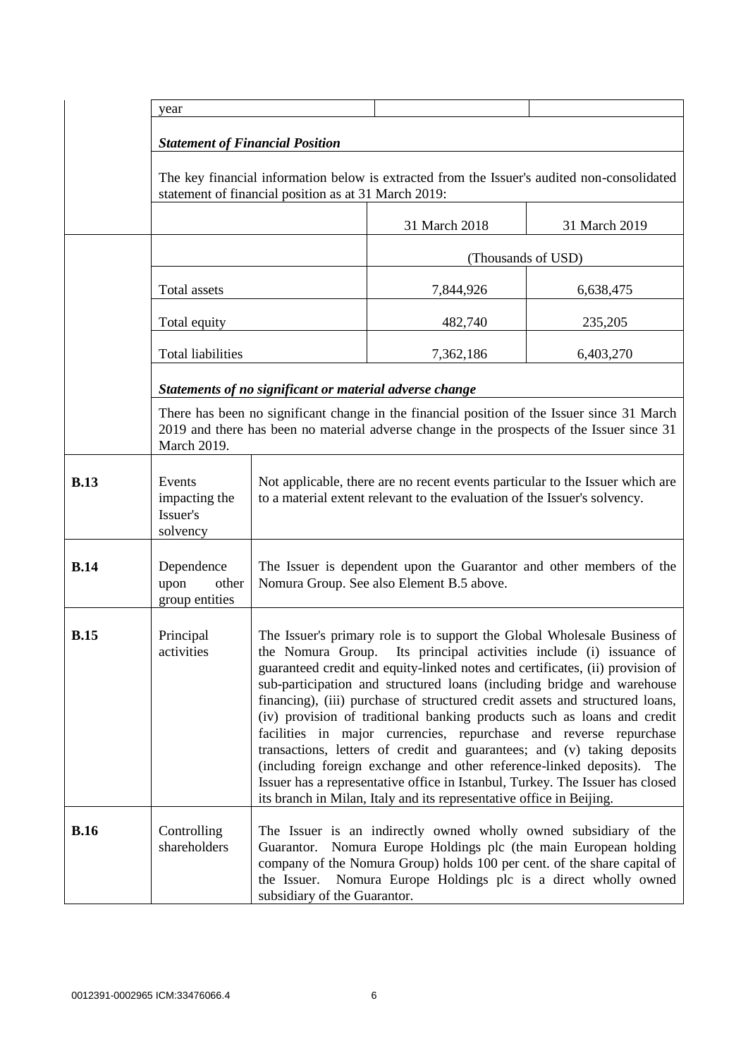| | year | | | |
|---|---|---|---|---|
| | ***Statement of Financial Position*** | | | |
| | The key financial information below is extracted from the Issuer's audited non-consolidated statement of financial position as at 31 March 2019: | | | |
| | | | 31 March 2018 | 31 March 2019 |
| | | | (Thousands of USD) | |
| | Total assets | | 7,844,926 | 6,638,475 |
| | Total equity | | 482,740 | 235,205 |
| | Total liabilities | | 7,362,186 | 6,403,270 |
| | ***Statements of no significant or material adverse change*** | | | |
| | There has been no significant change in the financial position of the Issuer since 31 March 2019 and there has been no material adverse change in the prospects of the Issuer since 31 March 2019. | | | |
| **B.13** | Events impacting the Issuer's solvency | Not applicable, there are no recent events particular to the Issuer which are to a material extent relevant to the evaluation of the Issuer's solvency. | | |
| **B.14** | Dependence upon other group entities | The Issuer is dependent upon the Guarantor and other members of the Nomura Group. See also Element B.5 above. | | |
| **B.15** | Principal activities | The Issuer's primary role is to support the Global Wholesale Business of the Nomura Group. Its principal activities include (i) issuance of guaranteed credit and equity-linked notes and certificates, (ii) provision of sub-participation and structured loans (including bridge and warehouse financing), (iii) purchase of structured credit assets and structured loans, (iv) provision of traditional banking products such as loans and credit facilities in major currencies, repurchase and reverse repurchase transactions, letters of credit and guarantees; and (v) taking deposits (including foreign exchange and other reference-linked deposits). The Issuer has a representative office in Istanbul, Turkey. The Issuer has closed its branch in Milan, Italy and its representative office in Beijing. | | |
| **B.16** | Controlling shareholders | The Issuer is an indirectly owned wholly owned subsidiary of the Guarantor. Nomura Europe Holdings plc (the main European holding company of the Nomura Group) holds 100 per cent. of the share capital of the Issuer. Nomura Europe Holdings plc is a direct wholly owned subsidiary of the Guarantor. | | |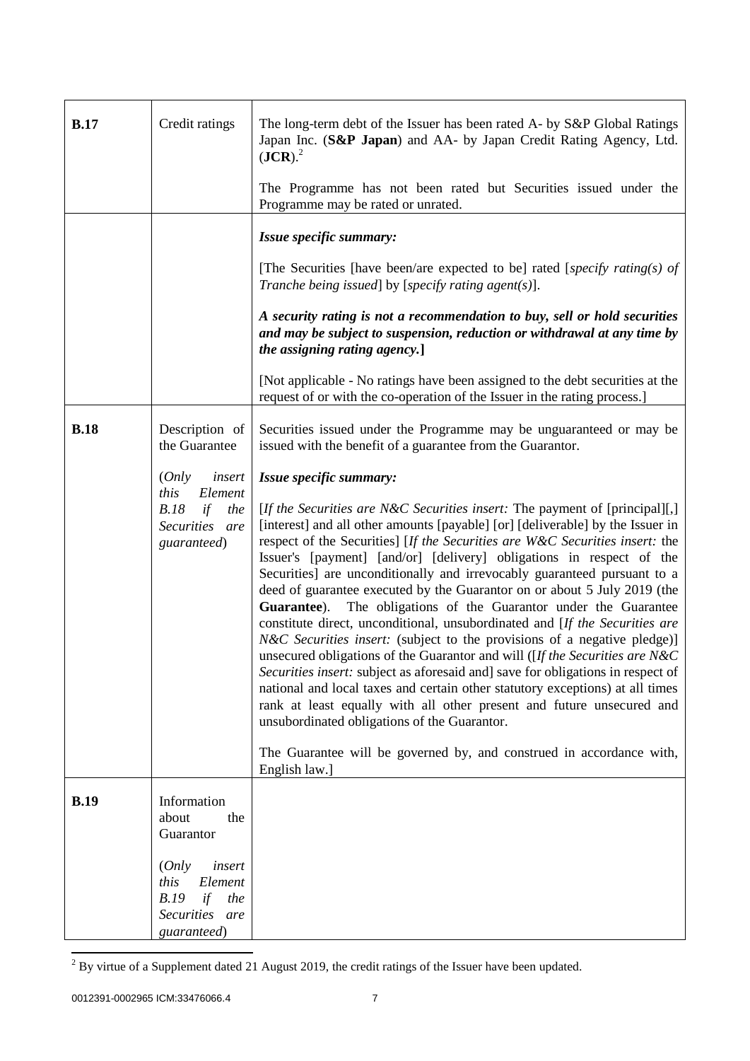| | | |
|---|---|---|
| **B.17** | Credit ratings | The long-term debt of the Issuer has been rated A- by S&P Global Ratings Japan Inc. (**S&P Japan**) and AA- by Japan Credit Rating Agency, Ltd. (**JCR**).[2]<br><br>The Programme has not been rated but Securities issued under the Programme may be rated or unrated. |
| | | ***Issue specific summary:***<br><br>[The Securities [have been/are expected to be] rated [*specify rating(s) of Tranche being issued*] by [*specify rating agent(s)*].<br><br>***A security rating is not a recommendation to buy, sell or hold securities and may be subject to suspension, reduction or withdrawal at any time by the assigning rating agency.*]**<br><br>[Not applicable - No ratings have been assigned to the debt securities at the request of or with the co-operation of the Issuer in the rating process.] |
| **B.18** | Description of the Guarantee<br><br>(*Only insert this Element B.18 if the Securities are guaranteed*) | Securities issued under the Programme may be unguaranteed or may be issued with the benefit of a guarantee from the Guarantor.<br><br>***Issue specific summary:***<br><br>[*If the Securities are N&C Securities insert:* The payment of [principal][,] [interest] and all other amounts [payable] [or] [deliverable] by the Issuer in respect of the Securities] [*If the Securities are W&C Securities insert:* the Issuer's [payment] [and/or] [delivery] obligations in respect of the Securities] are unconditionally and irrevocably guaranteed pursuant to a deed of guarantee executed by the Guarantor on or about 5 July 2019 (the **Guarantee**). The obligations of the Guarantor under the Guarantee constitute direct, unconditional, unsubordinated and [*If the Securities are N&C Securities insert:* (subject to the provisions of a negative pledge)] unsecured obligations of the Guarantor and will ([*If the Securities are N&C Securities insert:* subject as aforesaid and] save for obligations in respect of national and local taxes and certain other statutory exceptions) at all times rank at least equally with all other present and future unsecured and unsubordinated obligations of the Guarantor.<br><br>The Guarantee will be governed by, and construed in accordance with, English law.] |
| **B.19** | Information about the Guarantor<br><br>(*Only insert this Element B.19 if the Securities are guaranteed*) | |

[2] By virtue of a Supplement dated 21 August 2019, the credit ratings of the Issuer have been updated.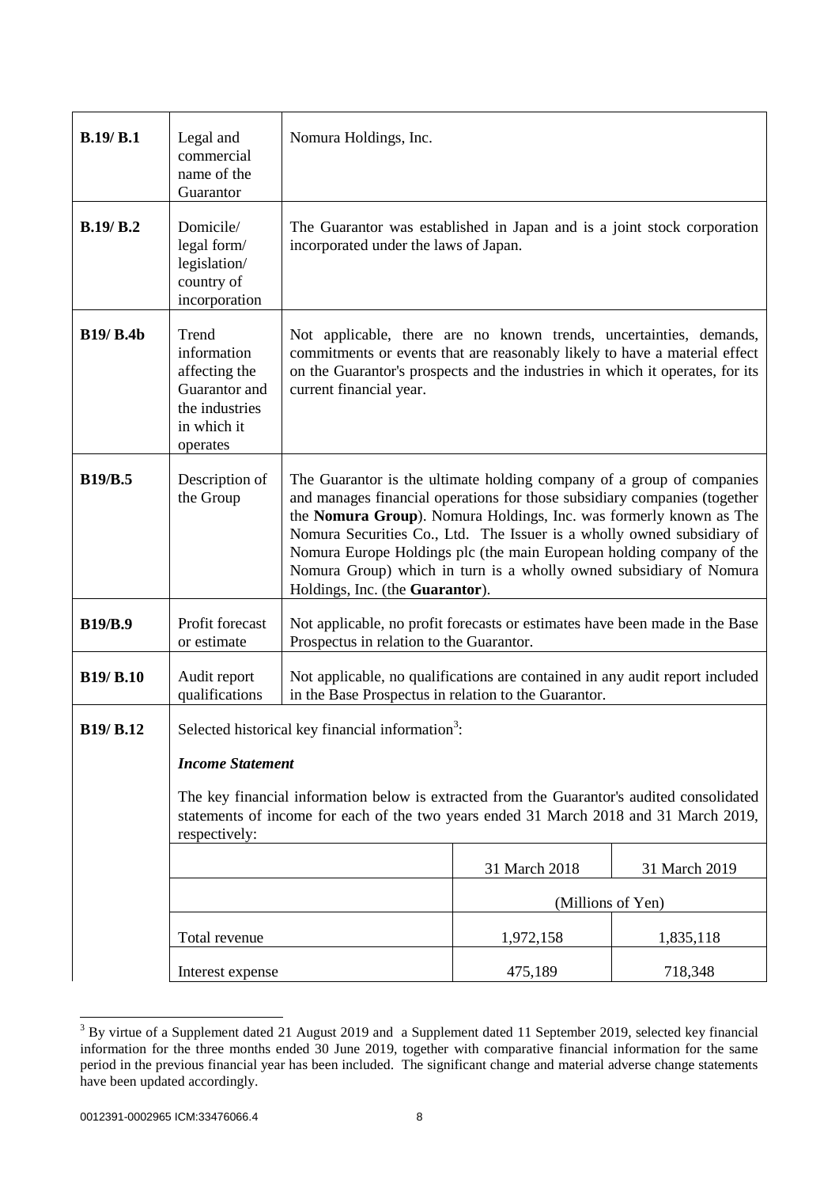| | | |
|---|---|---|
| **B.19/ B.1** | Legal and commercial name of the Guarantor | Nomura Holdings, Inc. |
| **B.19/ B.2** | Domicile/ legal form/ legislation/ country of incorporation | The Guarantor was established in Japan and is a joint stock corporation incorporated under the laws of Japan. |
| **B19/ B.4b** | Trend information affecting the Guarantor and the industries in which it operates | Not applicable, there are no known trends, uncertainties, demands, commitments or events that are reasonably likely to have a material effect on the Guarantor's prospects and the industries in which it operates, for its current financial year. |
| **B19/B.5** | Description of the Group | The Guarantor is the ultimate holding company of a group of companies and manages financial operations for those subsidiary companies (together the **Nomura Group**). Nomura Holdings, Inc. was formerly known as The Nomura Securities Co., Ltd. The Issuer is a wholly owned subsidiary of Nomura Europe Holdings plc (the main European holding company of the Nomura Group) which in turn is a wholly owned subsidiary of Nomura Holdings, Inc. (the **Guarantor**). |
| **B19/B.9** | Profit forecast or estimate | Not applicable, no profit forecasts or estimates have been made in the Base Prospectus in relation to the Guarantor. |
| **B19/ B.10** | Audit report qualifications | Not applicable, no qualifications are contained in any audit report included in the Base Prospectus in relation to the Guarantor. |
| **B19/ B.12** | Selected historical key financial information[3]: | |

***Income Statement***

The key financial information below is extracted from the Guarantor's audited consolidated statements of income for each of the two years ended 31 March 2018 and 31 March 2019, respectively:

| | 31 March 2018 | 31 March 2019 |
|---|---|---|
| | (Millions of Yen) | |
| Total revenue | 1,972,158 | 1,835,118 |
| Interest expense | 475,189 | 718,348 |

[3] By virtue of a Supplement dated 21 August 2019 and a Supplement dated 11 September 2019, selected key financial information for the three months ended 30 June 2019, together with comparative financial information for the same period in the previous financial year has been included. The significant change and material adverse change statements have been updated accordingly.

0012391-0002965 ICM:33476066.4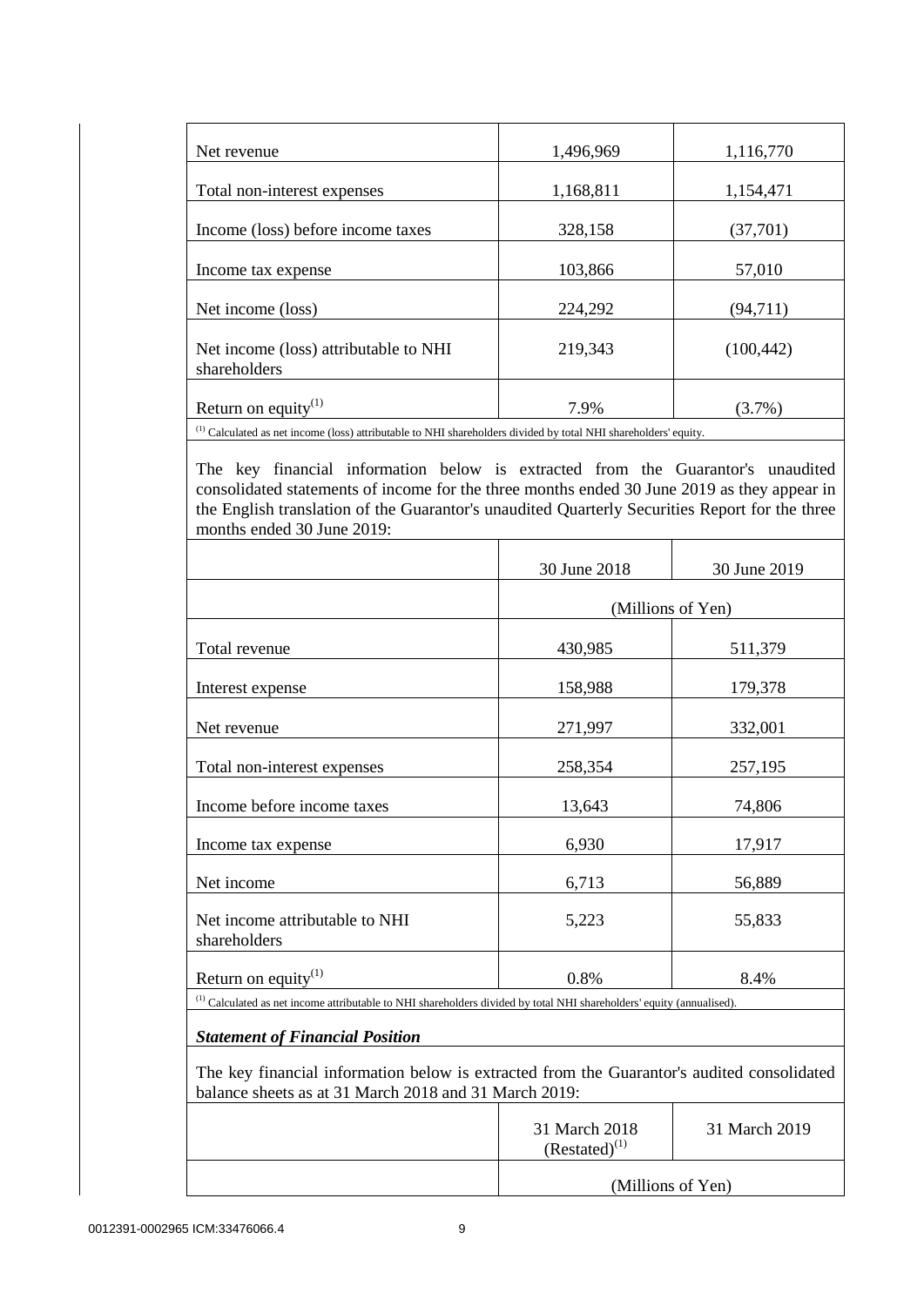| | | |
|---|---|---|
| Net revenue | 1,496,969 | 1,116,770 |
| Total non-interest expenses | 1,168,811 | 1,154,471 |
| Income (loss) before income taxes | 328,158 | (37,701) |
| Income tax expense | 103,866 | 57,010 |
| Net income (loss) | 224,292 | (94,711) |
| Net income (loss) attributable to NHI shareholders | 219,343 | (100,442) |
| Return on equity[(1)] | 7.9% | (3.7%) |

[(1)] Calculated as net income (loss) attributable to NHI shareholders divided by total NHI shareholders' equity.

The key financial information below is extracted from the Guarantor's unaudited consolidated statements of income for the three months ended 30 June 2019 as they appear in the English translation of the Guarantor's unaudited Quarterly Securities Report for the three months ended 30 June 2019:

| | 30 June 2018 | 30 June 2019 |
|---|---|---|
| | (Millions of Yen) | |
| Total revenue | 430,985 | 511,379 |
| Interest expense | 158,988 | 179,378 |
| Net revenue | 271,997 | 332,001 |
| Total non-interest expenses | 258,354 | 257,195 |
| Income before income taxes | 13,643 | 74,806 |
| Income tax expense | 6,930 | 17,917 |
| Net income | 6,713 | 56,889 |
| Net income attributable to NHI shareholders | 5,223 | 55,833 |
| Return on equity[(1)] | 0.8% | 8.4% |

[(1)] Calculated as net income attributable to NHI shareholders divided by total NHI shareholders' equity (annualised).

***Statement of Financial Position***

The key financial information below is extracted from the Guarantor's audited consolidated balance sheets as at 31 March 2018 and 31 March 2019:

| | 31 March 2018 (Restated)[(1)] | 31 March 2019 |
|---|---|---|
| | (Millions of Yen) | |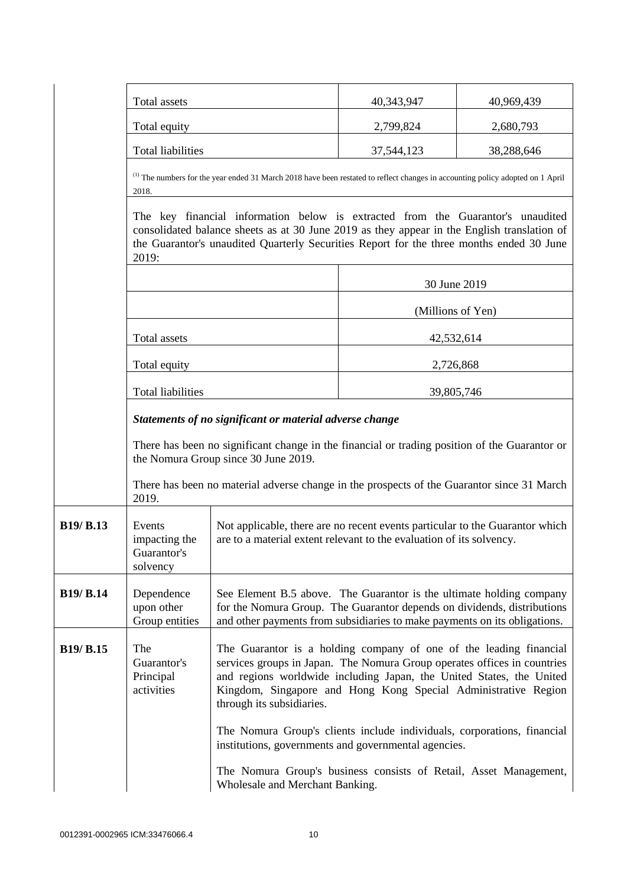| | | |
|---|---|---|
| Total assets | 40,343,947 | 40,969,439 |
| Total equity | 2,799,824 | 2,680,793 |
| Total liabilities | 37,544,123 | 38,288,646 |

(1) The numbers for the year ended 31 March 2018 have been restated to reflect changes in accounting policy adopted on 1 April 2018.

The key financial information below is extracted from the Guarantor's unaudited consolidated balance sheets as at 30 June 2019 as they appear in the English translation of the Guarantor's unaudited Quarterly Securities Report for the three months ended 30 June 2019:

| | 30 June 2019 |
|---|---|
| | (Millions of Yen) |
| Total assets | 42,532,614 |
| Total equity | 2,726,868 |
| Total liabilities | 39,805,746 |

***Statements of no significant or material adverse change***

There has been no significant change in the financial or trading position of the Guarantor or the Nomura Group since 30 June 2019.

There has been no material adverse change in the prospects of the Guarantor since 31 March 2019.

| | | |
|---|---|---|
| **B19/ B.13** | Events impacting the Guarantor's solvency | Not applicable, there are no recent events particular to the Guarantor which are to a material extent relevant to the evaluation of its solvency. |
| **B19/ B.14** | Dependence upon other Group entities | See Element B.5 above. The Guarantor is the ultimate holding company for the Nomura Group. The Guarantor depends on dividends, distributions and other payments from subsidiaries to make payments on its obligations. |
| **B19/ B.15** | The Guarantor's Principal activities | The Guarantor is a holding company of one of the leading financial services groups in Japan. The Nomura Group operates offices in countries and regions worldwide including Japan, the United States, the United Kingdom, Singapore and Hong Kong Special Administrative Region through its subsidiaries.<br><br>The Nomura Group's clients include individuals, corporations, financial institutions, governments and governmental agencies.<br><br>The Nomura Group's business consists of Retail, Asset Management, Wholesale and Merchant Banking. |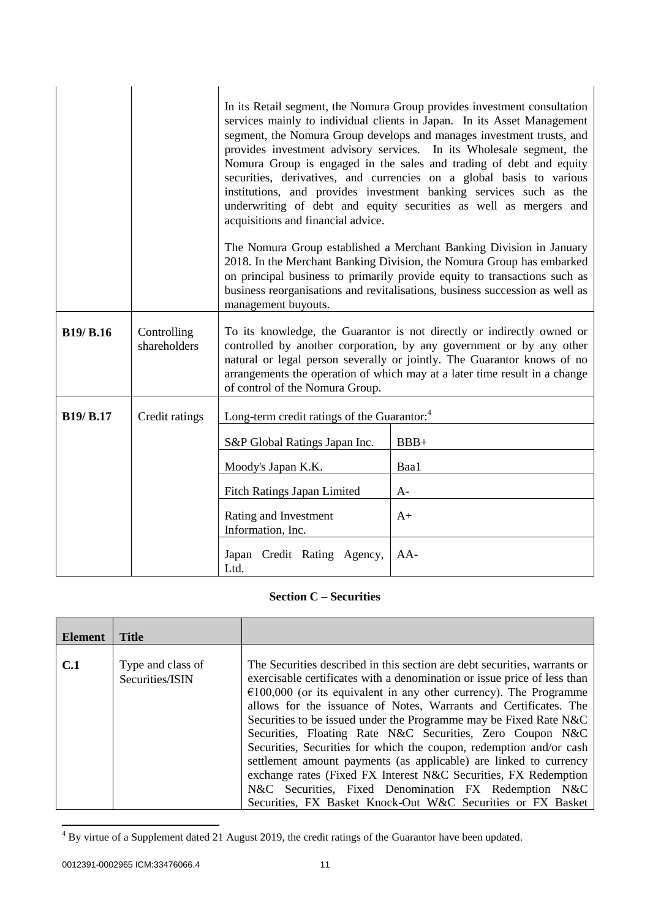| | | |
|---|---|---|
| | | In its Retail segment, the Nomura Group provides investment consultation services mainly to individual clients in Japan. In its Asset Management segment, the Nomura Group develops and manages investment trusts, and provides investment advisory services. In its Wholesale segment, the Nomura Group is engaged in the sales and trading of debt and equity securities, derivatives, and currencies on a global basis to various institutions, and provides investment banking services such as the underwriting of debt and equity securities as well as mergers and acquisitions and financial advice.<br><br>The Nomura Group established a Merchant Banking Division in January 2018. In the Merchant Banking Division, the Nomura Group has embarked on principal business to primarily provide equity to transactions such as business reorganisations and revitalisations, business succession as well as management buyouts. |
| **B19/ B.16** | Controlling shareholders | To its knowledge, the Guarantor is not directly or indirectly owned or controlled by another corporation, by any government or by any other natural or legal person severally or jointly. The Guarantor knows of no arrangements the operation of which may at a later time result in a change of control of the Nomura Group. |
| **B19/ B.17** | Credit ratings | Long-term credit ratings of the Guarantor:[4]<br><br>S&P Global Ratings Japan Inc. — BBB+<br>Moody's Japan K.K. — Baa1<br>Fitch Ratings Japan Limited — A-<br>Rating and Investment Information, Inc. — A+<br>Japan Credit Rating Agency, Ltd. — AA- |

**Section C – Securities**

| **Element** | **Title** | |
|---|---|---|
| **C.1** | Type and class of Securities/ISIN | The Securities described in this section are debt securities, warrants or exercisable certificates with a denomination or issue price of less than €100,000 (or its equivalent in any other currency). The Programme allows for the issuance of Notes, Warrants and Certificates. The Securities to be issued under the Programme may be Fixed Rate N&C Securities, Floating Rate N&C Securities, Zero Coupon N&C Securities, Securities for which the coupon, redemption and/or cash settlement amount payments (as applicable) are linked to currency exchange rates (Fixed FX Interest N&C Securities, FX Redemption N&C Securities, Fixed Denomination FX Redemption N&C Securities, FX Basket Knock-Out W&C Securities or FX Basket |

[4] By virtue of a Supplement dated 21 August 2019, the credit ratings of the Guarantor have been updated.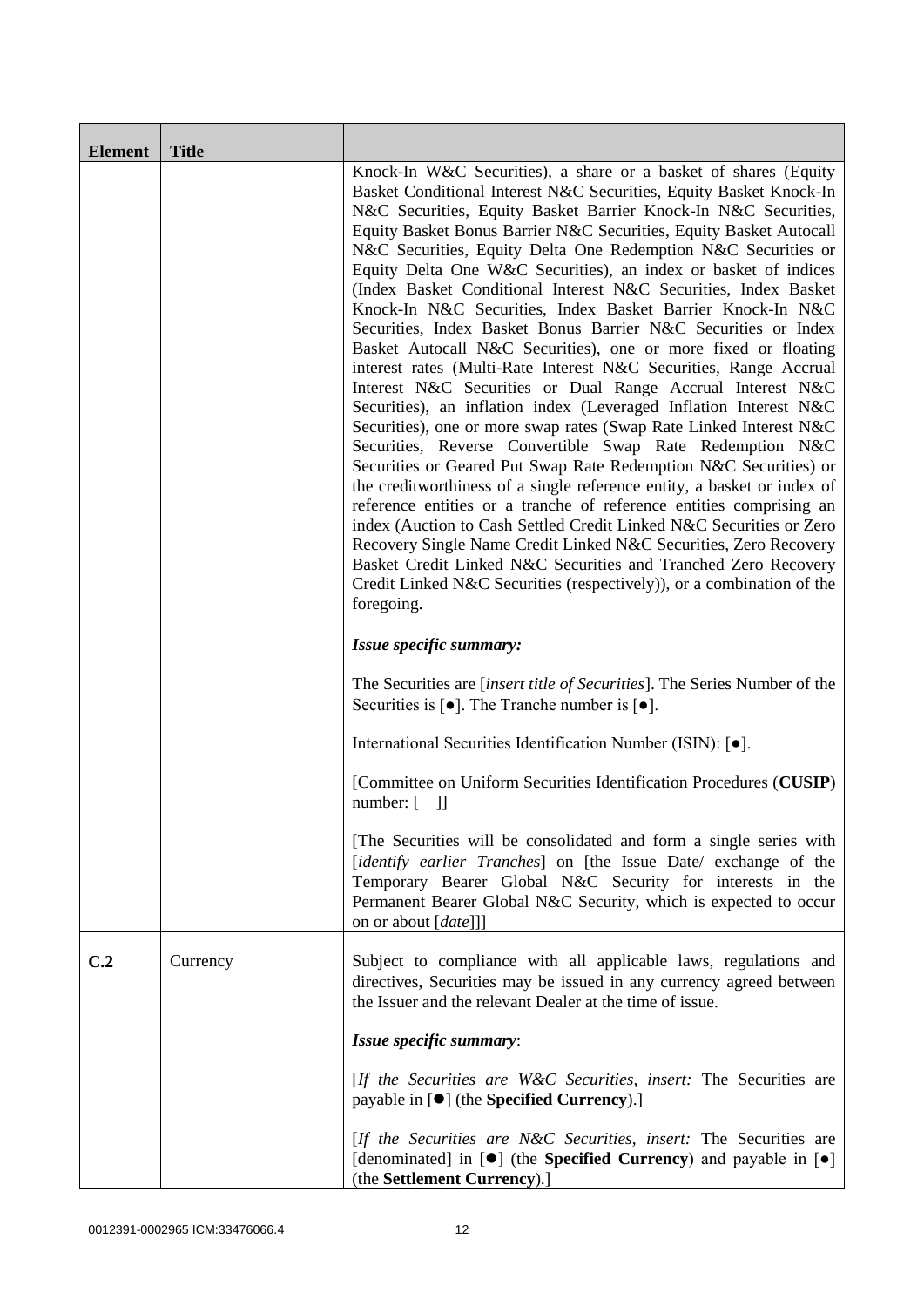| Element | Title | |
|---|---|---|
| | | Knock-In W&C Securities), a share or a basket of shares (Equity Basket Conditional Interest N&C Securities, Equity Basket Knock-In N&C Securities, Equity Basket Barrier Knock-In N&C Securities, Equity Basket Bonus Barrier N&C Securities, Equity Basket Autocall N&C Securities, Equity Delta One Redemption N&C Securities or Equity Delta One W&C Securities), an index or basket of indices (Index Basket Conditional Interest N&C Securities, Index Basket Knock-In N&C Securities, Index Basket Barrier Knock-In N&C Securities, Index Basket Bonus Barrier N&C Securities or Index Basket Autocall N&C Securities), one or more fixed or floating interest rates (Multi-Rate Interest N&C Securities, Range Accrual Interest N&C Securities or Dual Range Accrual Interest N&C Securities), an inflation index (Leveraged Inflation Interest N&C Securities), one or more swap rates (Swap Rate Linked Interest N&C Securities, Reverse Convertible Swap Rate Redemption N&C Securities or Geared Put Swap Rate Redemption N&C Securities) or the creditworthiness of a single reference entity, a basket or index of reference entities or a tranche of reference entities comprising an index (Auction to Cash Settled Credit Linked N&C Securities or Zero Recovery Single Name Credit Linked N&C Securities, Zero Recovery Basket Credit Linked N&C Securities and Tranched Zero Recovery Credit Linked N&C Securities (respectively)), or a combination of the foregoing.<br><br>***Issue specific summary:***<br><br>The Securities are [*insert title of Securities*]. The Series Number of the Securities is [●]. The Tranche number is [●].<br><br>International Securities Identification Number (ISIN): [●].<br><br>[Committee on Uniform Securities Identification Procedures (**CUSIP**) number: [ ]]<br><br>[The Securities will be consolidated and form a single series with [*identify earlier Tranches*] on [the Issue Date/ exchange of the Temporary Bearer Global N&C Security for interests in the Permanent Bearer Global N&C Security, which is expected to occur on or about [*date*]]] |
| **C.2** | Currency | Subject to compliance with all applicable laws, regulations and directives, Securities may be issued in any currency agreed between the Issuer and the relevant Dealer at the time of issue.<br><br>***Issue specific summary***:<br><br>[*If the Securities are W&C Securities, insert:* The Securities are payable in [●] (the **Specified Currency**).]<br><br>[*If the Securities are N&C Securities, insert:* The Securities are [denominated] in [●] (the **Specified Currency**) and payable in [●] (the **Settlement Currency**).] |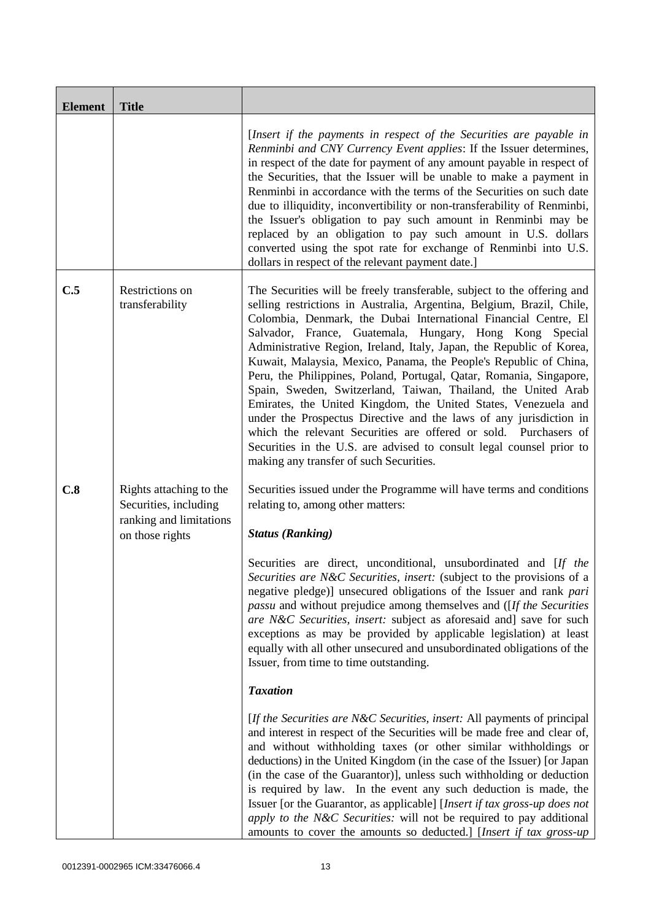| Element | Title | |
|---|---|---|
| | | [*Insert if the payments in respect of the Securities are payable in Renminbi and CNY Currency Event applies*: If the Issuer determines, in respect of the date for payment of any amount payable in respect of the Securities, that the Issuer will be unable to make a payment in Renminbi in accordance with the terms of the Securities on such date due to illiquidity, inconvertibility or non-transferability of Renminbi, the Issuer's obligation to pay such amount in Renminbi may be replaced by an obligation to pay such amount in U.S. dollars converted using the spot rate for exchange of Renminbi into U.S. dollars in respect of the relevant payment date.] |
| **C.5** | Restrictions on transferability | The Securities will be freely transferable, subject to the offering and selling restrictions in Australia, Argentina, Belgium, Brazil, Chile, Colombia, Denmark, the Dubai International Financial Centre, El Salvador, France, Guatemala, Hungary, Hong Kong Special Administrative Region, Ireland, Italy, Japan, the Republic of Korea, Kuwait, Malaysia, Mexico, Panama, the People's Republic of China, Peru, the Philippines, Poland, Portugal, Qatar, Romania, Singapore, Spain, Sweden, Switzerland, Taiwan, Thailand, the United Arab Emirates, the United Kingdom, the United States, Venezuela and under the Prospectus Directive and the laws of any jurisdiction in which the relevant Securities are offered or sold. Purchasers of Securities in the U.S. are advised to consult legal counsel prior to making any transfer of such Securities. |
| **C.8** | Rights attaching to the Securities, including ranking and limitations on those rights | Securities issued under the Programme will have terms and conditions relating to, among other matters:<br><br>***Status (Ranking)***<br><br>Securities are direct, unconditional, unsubordinated and [*If the Securities are N&C Securities, insert:* (subject to the provisions of a negative pledge)] unsecured obligations of the Issuer and rank *pari passu* and without prejudice among themselves and ([*If the Securities are N&C Securities, insert:* subject as aforesaid and] save for such exceptions as may be provided by applicable legislation) at least equally with all other unsecured and unsubordinated obligations of the Issuer, from time to time outstanding.<br><br>***Taxation***<br><br>[*If the Securities are N&C Securities, insert:* All payments of principal and interest in respect of the Securities will be made free and clear of, and without withholding taxes (or other similar withholdings or deductions) in the United Kingdom (in the case of the Issuer) [or Japan (in the case of the Guarantor)], unless such withholding or deduction is required by law. In the event any such deduction is made, the Issuer [or the Guarantor, as applicable] [*Insert if tax gross-up does not apply to the N&C Securities:* will not be required to pay additional amounts to cover the amounts so deducted.] [*Insert if tax gross-up* |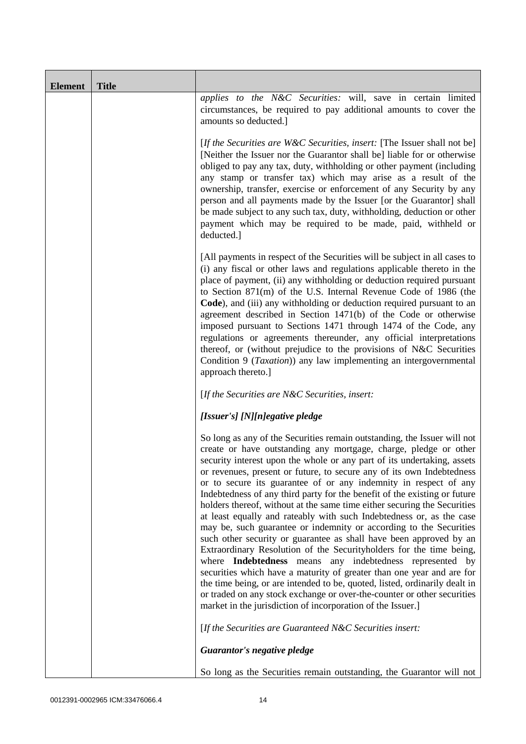| Element | Title |  |
|---|---|---|
| | | *applies to the N&C Securities:* will, save in certain limited circumstances, be required to pay additional amounts to cover the amounts so deducted.]<br><br>[*If the Securities are W&C Securities, insert:* [The Issuer shall not be] [Neither the Issuer nor the Guarantor shall be] liable for or otherwise obliged to pay any tax, duty, withholding or other payment (including any stamp or transfer tax) which may arise as a result of the ownership, transfer, exercise or enforcement of any Security by any person and all payments made by the Issuer [or the Guarantor] shall be made subject to any such tax, duty, withholding, deduction or other payment which may be required to be made, paid, withheld or deducted.]<br><br>[All payments in respect of the Securities will be subject in all cases to (i) any fiscal or other laws and regulations applicable thereto in the place of payment, (ii) any withholding or deduction required pursuant to Section 871(m) of the U.S. Internal Revenue Code of 1986 (the **Code**), and (iii) any withholding or deduction required pursuant to an agreement described in Section 1471(b) of the Code or otherwise imposed pursuant to Sections 1471 through 1474 of the Code, any regulations or agreements thereunder, any official interpretations thereof, or (without prejudice to the provisions of N&C Securities Condition 9 (*Taxation*)) any law implementing an intergovernmental approach thereto.]<br><br>[*If the Securities are N&C Securities, insert:*<br><br>***[Issuer's] [N][n]egative pledge***<br><br>So long as any of the Securities remain outstanding, the Issuer will not create or have outstanding any mortgage, charge, pledge or other security interest upon the whole or any part of its undertaking, assets or revenues, present or future, to secure any of its own Indebtedness or to secure its guarantee of or any indemnity in respect of any Indebtedness of any third party for the benefit of the existing or future holders thereof, without at the same time either securing the Securities at least equally and rateably with such Indebtedness or, as the case may be, such guarantee or indemnity or according to the Securities such other security or guarantee as shall have been approved by an Extraordinary Resolution of the Securityholders for the time being, where **Indebtedness** means any indebtedness represented by securities which have a maturity of greater than one year and are for the time being, or are intended to be, quoted, listed, ordinarily dealt in or traded on any stock exchange or over-the-counter or other securities market in the jurisdiction of incorporation of the Issuer.]<br><br>[*If the Securities are Guaranteed N&C Securities insert:*<br><br>***Guarantor's negative pledge***<br><br>So long as the Securities remain outstanding, the Guarantor will not |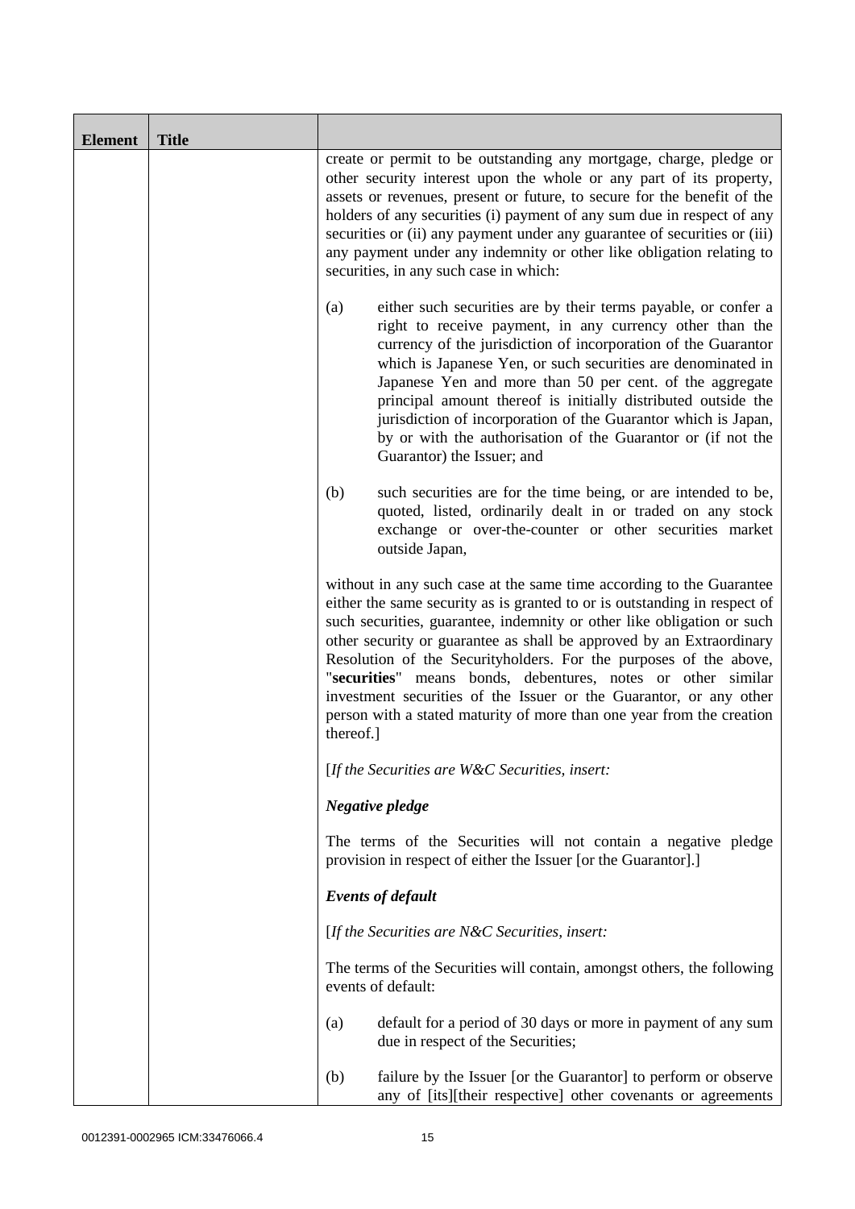| Element | Title | |
|---|---|---|
| | | create or permit to be outstanding any mortgage, charge, pledge or other security interest upon the whole or any part of its property, assets or revenues, present or future, to secure for the benefit of the holders of any securities (i) payment of any sum due in respect of any securities or (ii) any payment under any guarantee of securities or (iii) any payment under any indemnity or other like obligation relating to securities, in any such case in which:<br><br>(a) either such securities are by their terms payable, or confer a right to receive payment, in any currency other than the currency of the jurisdiction of incorporation of the Guarantor which is Japanese Yen, or such securities are denominated in Japanese Yen and more than 50 per cent. of the aggregate principal amount thereof is initially distributed outside the jurisdiction of incorporation of the Guarantor which is Japan, by or with the authorisation of the Guarantor or (if not the Guarantor) the Issuer; and<br><br>(b) such securities are for the time being, or are intended to be, quoted, listed, ordinarily dealt in or traded on any stock exchange or over-the-counter or other securities market outside Japan,<br><br>without in any such case at the same time according to the Guarantee either the same security as is granted to or is outstanding in respect of such securities, guarantee, indemnity or other like obligation or such other security or guarantee as shall be approved by an Extraordinary Resolution of the Securityholders. For the purposes of the above, "**securities**" means bonds, debentures, notes or other similar investment securities of the Issuer or the Guarantor, or any other person with a stated maturity of more than one year from the creation thereof.]<br><br>[*If the Securities are W&C Securities, insert:*<br><br>***Negative pledge***<br><br>The terms of the Securities will not contain a negative pledge provision in respect of either the Issuer [or the Guarantor].]<br><br>***Events of default***<br><br>[*If the Securities are N&C Securities, insert:*<br><br>The terms of the Securities will contain, amongst others, the following events of default:<br><br>(a) default for a period of 30 days or more in payment of any sum due in respect of the Securities;<br><br>(b) failure by the Issuer [or the Guarantor] to perform or observe any of [its][their respective] other covenants or agreements |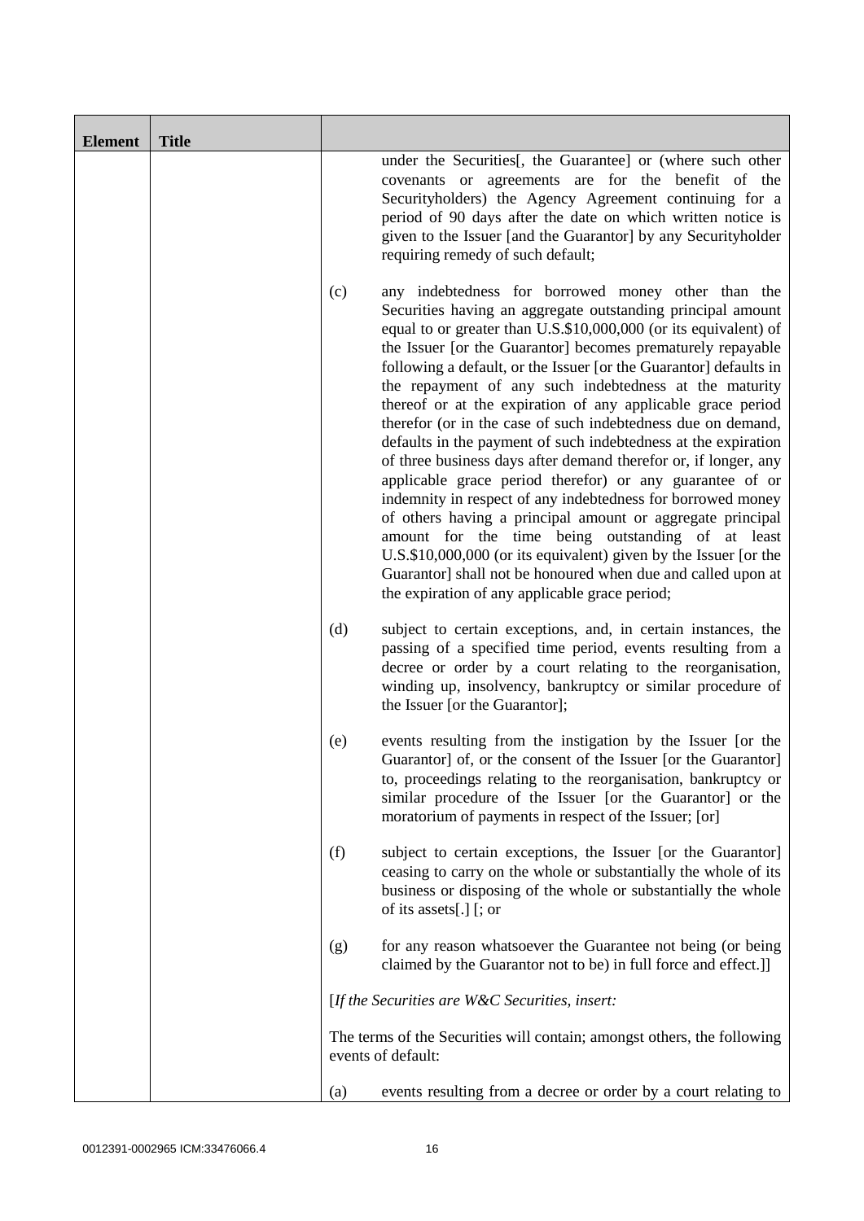| Element | Title | |
|---|---|---|
| | | under the Securities[, the Guarantee] or (where such other covenants or agreements are for the benefit of the Securityholders) the Agency Agreement continuing for a period of 90 days after the date on which written notice is given to the Issuer [and the Guarantor] by any Securityholder requiring remedy of such default;<br><br>(c) any indebtedness for borrowed money other than the Securities having an aggregate outstanding principal amount equal to or greater than U.S.$10,000,000 (or its equivalent) of the Issuer [or the Guarantor] becomes prematurely repayable following a default, or the Issuer [or the Guarantor] defaults in the repayment of any such indebtedness at the maturity thereof or at the expiration of any applicable grace period therefor (or in the case of such indebtedness due on demand, defaults in the payment of such indebtedness at the expiration of three business days after demand therefor or, if longer, any applicable grace period therefor) or any guarantee of or indemnity in respect of any indebtedness for borrowed money of others having a principal amount or aggregate principal amount for the time being outstanding of at least U.S.$10,000,000 (or its equivalent) given by the Issuer [or the Guarantor] shall not be honoured when due and called upon at the expiration of any applicable grace period;<br><br>(d) subject to certain exceptions, and, in certain instances, the passing of a specified time period, events resulting from a decree or order by a court relating to the reorganisation, winding up, insolvency, bankruptcy or similar procedure of the Issuer [or the Guarantor];<br><br>(e) events resulting from the instigation by the Issuer [or the Guarantor] of, or the consent of the Issuer [or the Guarantor] to, proceedings relating to the reorganisation, bankruptcy or similar procedure of the Issuer [or the Guarantor] or the moratorium of payments in respect of the Issuer; [or]<br><br>(f) subject to certain exceptions, the Issuer [or the Guarantor] ceasing to carry on the whole or substantially the whole of its business or disposing of the whole or substantially the whole of its assets[.] [; or<br><br>(g) for any reason whatsoever the Guarantee not being (or being claimed by the Guarantor not to be) in full force and effect.]]<br><br>[*If the Securities are W&C Securities, insert:*<br><br>The terms of the Securities will contain; amongst others, the following events of default:<br><br>(a) events resulting from a decree or order by a court relating to |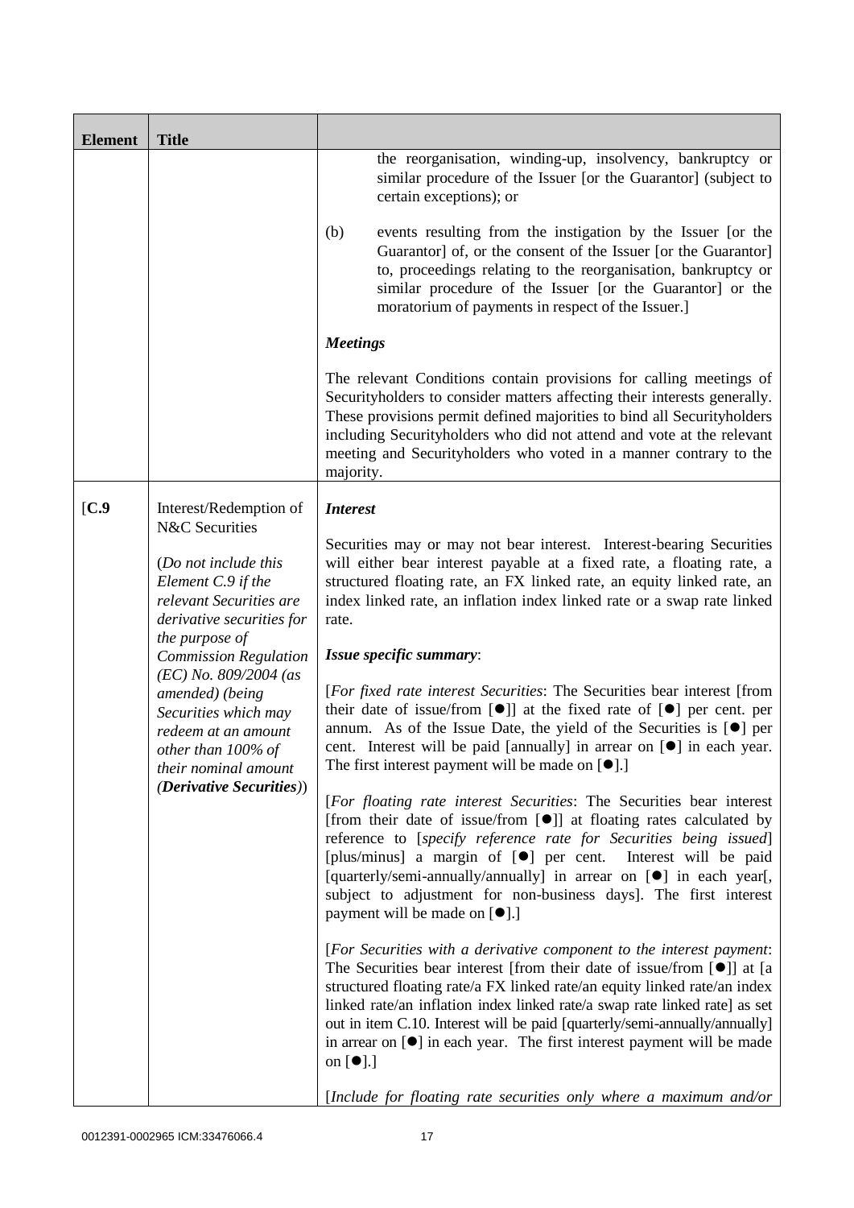| Element | Title | |
|---|---|---|
| | | the reorganisation, winding-up, insolvency, bankruptcy or similar procedure of the Issuer [or the Guarantor] (subject to certain exceptions); or<br><br>(b) events resulting from the instigation by the Issuer [or the Guarantor] of, or the consent of the Issuer [or the Guarantor] to, proceedings relating to the reorganisation, bankruptcy or similar procedure of the Issuer [or the Guarantor] or the moratorium of payments in respect of the Issuer.]<br><br>***Meetings***<br><br>The relevant Conditions contain provisions for calling meetings of Securityholders to consider matters affecting their interests generally. These provisions permit defined majorities to bind all Securityholders including Securityholders who did not attend and vote at the relevant meeting and Securityholders who voted in a manner contrary to the majority. |
| [**C.9** | Interest/Redemption of N&C Securities<br><br>(*Do not include this Element C.9 if the relevant Securities are derivative securities for the purpose of Commission Regulation (EC) No. 809/2004 (as amended) (being Securities which may redeem at an amount other than 100% of their nominal amount* (***Derivative Securities***)) | ***Interest***<br><br>Securities may or may not bear interest. Interest-bearing Securities will either bear interest payable at a fixed rate, a floating rate, a structured floating rate, an FX linked rate, an equity linked rate, an index linked rate, an inflation index linked rate or a swap rate linked rate.<br><br>***Issue specific summary***:<br><br>[*For fixed rate interest Securities*: The Securities bear interest [from their date of issue/from [●]] at the fixed rate of [●] per cent. per annum. As of the Issue Date, the yield of the Securities is [●] per cent. Interest will be paid [annually] in arrear on [●] in each year. The first interest payment will be made on [●].]<br><br>[*For floating rate interest Securities*: The Securities bear interest [from their date of issue/from [●]] at floating rates calculated by reference to [*specify reference rate for Securities being issued*] [plus/minus] a margin of [●] per cent. Interest will be paid [quarterly/semi-annually/annually] in arrear on [●] in each year[, subject to adjustment for non-business days]. The first interest payment will be made on [●].]<br><br>[*For Securities with a derivative component to the interest payment*: The Securities bear interest [from their date of issue/from [●]] at [a structured floating rate/a FX linked rate/an equity linked rate/an index linked rate/an inflation index linked rate/a swap rate linked rate] as set out in item C.10. Interest will be paid [quarterly/semi-annually/annually] in arrear on [●] in each year. The first interest payment will be made on [●].]<br><br>[*Include for floating rate securities only where a maximum and/or* |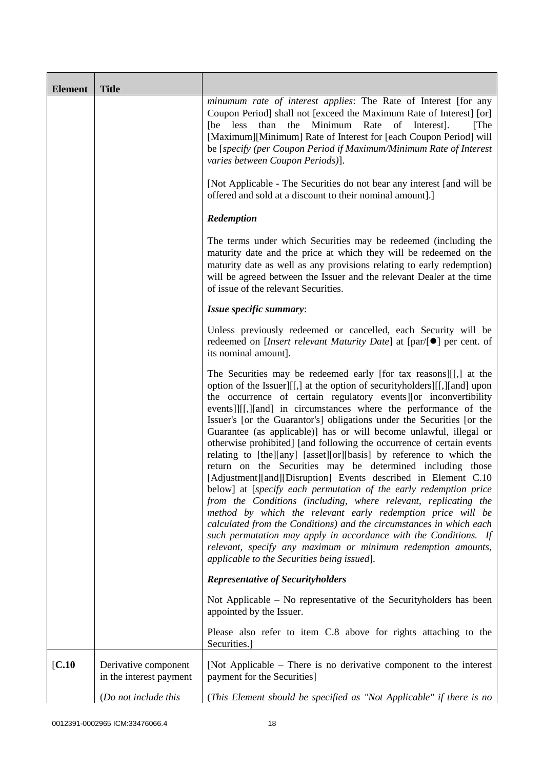| Element | Title |  |
|---|---|---|
| | | *minumum rate of interest applies*: The Rate of Interest [for any Coupon Period] shall not [exceed the Maximum Rate of Interest] [or] [be less than the Minimum Rate of Interest]. [The [Maximum][Minimum] Rate of Interest for [each Coupon Period] will be [*specify (per Coupon Period if Maximum/Minimum Rate of Interest varies between Coupon Periods)*].<br><br>[Not Applicable - The Securities do not bear any interest [and will be offered and sold at a discount to their nominal amount].]<br><br>***Redemption***<br><br>The terms under which Securities may be redeemed (including the maturity date and the price at which they will be redeemed on the maturity date as well as any provisions relating to early redemption) will be agreed between the Issuer and the relevant Dealer at the time of issue of the relevant Securities.<br><br>***Issue specific summary***:<br><br>Unless previously redeemed or cancelled, each Security will be redeemed on [*Insert relevant Maturity Date*] at [par/[●] per cent. of its nominal amount].<br><br>The Securities may be redeemed early [for tax reasons][[,] at the option of the Issuer][[,] at the option of securityholders][[,][and] upon the occurrence of certain regulatory events][or inconvertibility events]][[,][and] in circumstances where the performance of the Issuer's [or the Guarantor's] obligations under the Securities [or the Guarantee (as applicable)] has or will become unlawful, illegal or otherwise prohibited] [and following the occurrence of certain events relating to [the][any] [asset][or][basis] by reference to which the return on the Securities may be determined including those [Adjustment][and][Disruption] Events described in Element C.10 below] at [*specify each permutation of the early redemption price from the Conditions (including, where relevant, replicating the method by which the relevant early redemption price will be calculated from the Conditions) and the circumstances in which each such permutation may apply in accordance with the Conditions. If relevant, specify any maximum or minimum redemption amounts, applicable to the Securities being issued*].<br><br>***Representative of Securityholders***<br><br>Not Applicable – No representative of the Securityholders has been appointed by the Issuer.<br><br>Please also refer to item C.8 above for rights attaching to the Securities.] |
| [**C.10** | Derivative component in the interest payment<br><br>(*Do not include this* | [Not Applicable – There is no derivative component to the interest payment for the Securities]<br><br>(*This Element should be specified as "Not Applicable" if there is no* |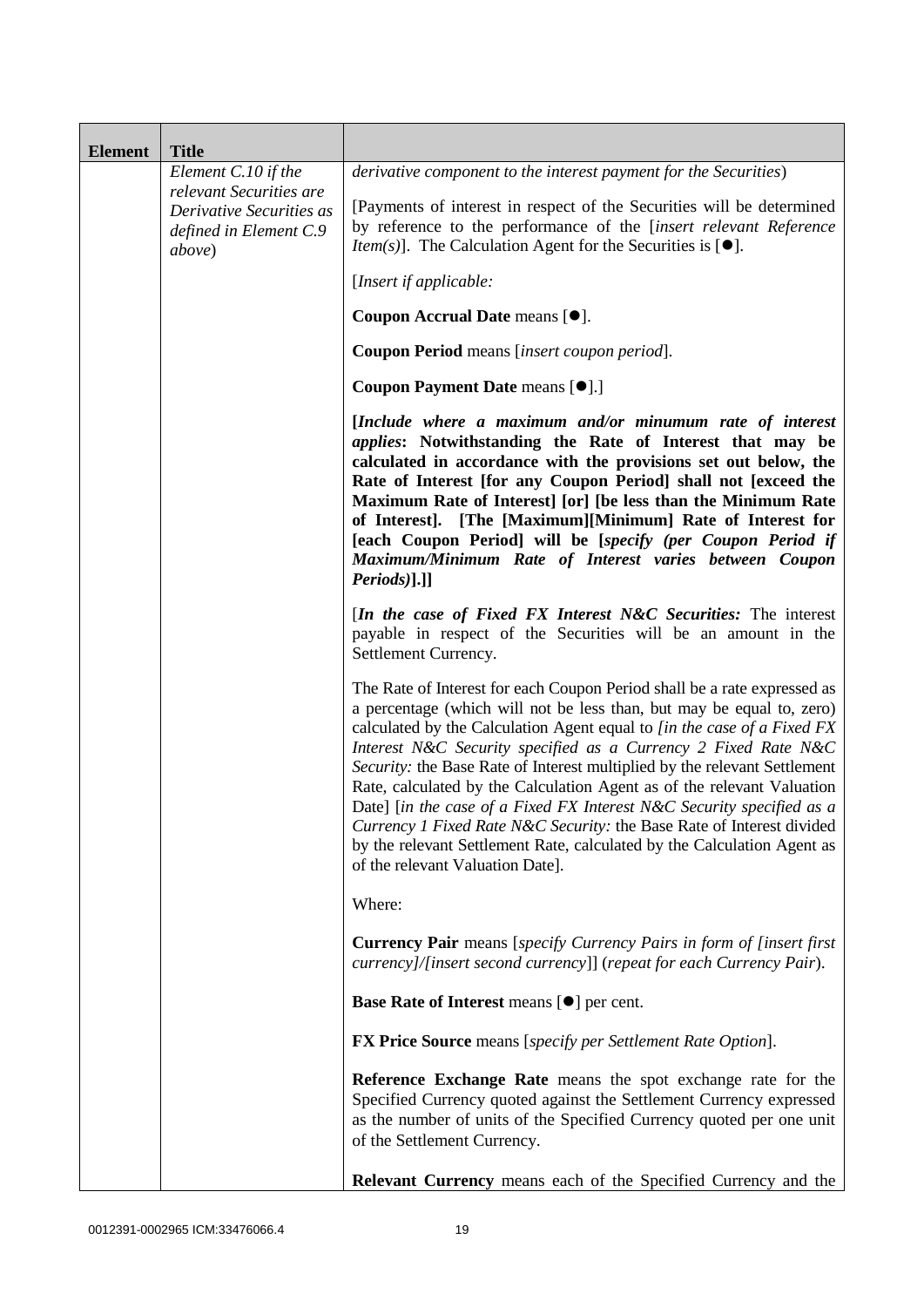| Element | Title | |
|---|---|---|
| | *Element C.10 if the relevant Securities are Derivative Securities as defined in Element C.9 above*) | *derivative component to the interest payment for the Securities*)<br><br>[Payments of interest in respect of the Securities will be determined by reference to the performance of the [*insert relevant Reference Item(s)*]. The Calculation Agent for the Securities is [●].<br><br>[*Insert if applicable:*<br><br>**Coupon Accrual Date** means [●].<br><br>**Coupon Period** means [*insert coupon period*].<br><br>**Coupon Payment Date** means [●].]<br><br>**[*Include where a maximum and/or minumum rate of interest applies*: Notwithstanding the Rate of Interest that may be calculated in accordance with the provisions set out below, the Rate of Interest [for any Coupon Period] shall not [exceed the Maximum Rate of Interest] [or] [be less than the Minimum Rate of Interest]. [The [Maximum][Minimum] Rate of Interest for [each Coupon Period] will be [*specify (per Coupon Period if Maximum/Minimum Rate of Interest varies between Coupon Periods)*].]]**<br><br>[***In the case of Fixed FX Interest N&C Securities:*** The interest payable in respect of the Securities will be an amount in the Settlement Currency.<br><br>The Rate of Interest for each Coupon Period shall be a rate expressed as a percentage (which will not be less than, but may be equal to, zero) calculated by the Calculation Agent equal to *[in the case of a Fixed FX Interest N&C Security specified as a Currency 2 Fixed Rate N&C Security:* the Base Rate of Interest multiplied by the relevant Settlement Rate, calculated by the Calculation Agent as of the relevant Valuation Date] [*in the case of a Fixed FX Interest N&C Security specified as a Currency 1 Fixed Rate N&C Security:* the Base Rate of Interest divided by the relevant Settlement Rate, calculated by the Calculation Agent as of the relevant Valuation Date].<br><br>Where:<br><br>**Currency Pair** means [*specify Currency Pairs in form of [insert first currency]/[insert second currency]*] (*repeat for each Currency Pair*).<br><br>**Base Rate of Interest** means [●] per cent.<br><br>**FX Price Source** means [*specify per Settlement Rate Option*].<br><br>**Reference Exchange Rate** means the spot exchange rate for the Specified Currency quoted against the Settlement Currency expressed as the number of units of the Specified Currency quoted per one unit of the Settlement Currency.<br><br>**Relevant Currency** means each of the Specified Currency and the |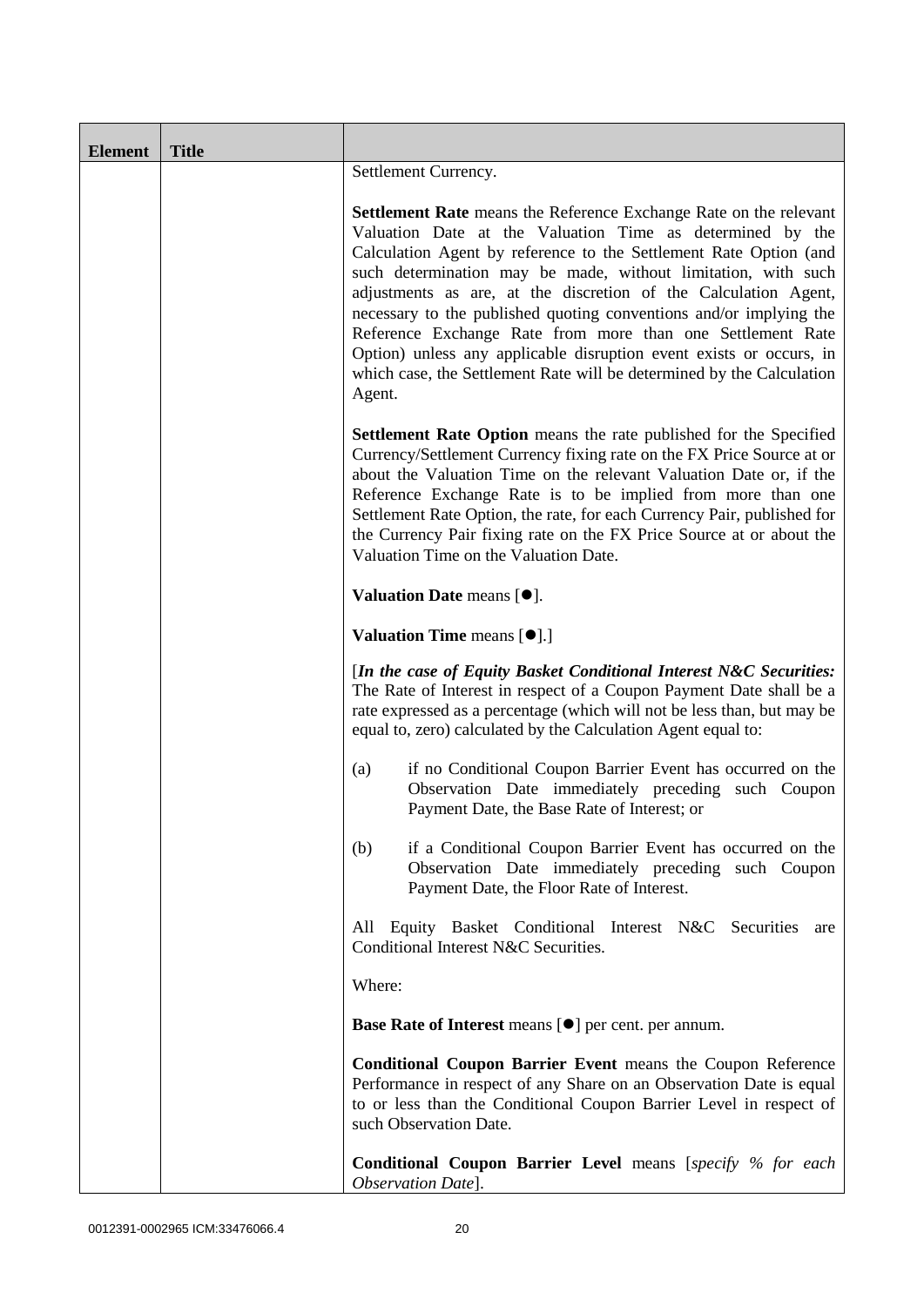| Element | Title | |
|---|---|---|
| | | Settlement Currency.<br><br>**Settlement Rate** means the Reference Exchange Rate on the relevant Valuation Date at the Valuation Time as determined by the Calculation Agent by reference to the Settlement Rate Option (and such determination may be made, without limitation, with such adjustments as are, at the discretion of the Calculation Agent, necessary to the published quoting conventions and/or implying the Reference Exchange Rate from more than one Settlement Rate Option) unless any applicable disruption event exists or occurs, in which case, the Settlement Rate will be determined by the Calculation Agent.<br><br>**Settlement Rate Option** means the rate published for the Specified Currency/Settlement Currency fixing rate on the FX Price Source at or about the Valuation Time on the relevant Valuation Date or, if the Reference Exchange Rate is to be implied from more than one Settlement Rate Option, the rate, for each Currency Pair, published for the Currency Pair fixing rate on the FX Price Source at or about the Valuation Time on the Valuation Date.<br><br>**Valuation Date** means [●].<br><br>**Valuation Time** means [●].]<br><br>[***In the case of Equity Basket Conditional Interest N&C Securities:*** The Rate of Interest in respect of a Coupon Payment Date shall be a rate expressed as a percentage (which will not be less than, but may be equal to, zero) calculated by the Calculation Agent equal to:<br><br>(a) if no Conditional Coupon Barrier Event has occurred on the Observation Date immediately preceding such Coupon Payment Date, the Base Rate of Interest; or<br><br>(b) if a Conditional Coupon Barrier Event has occurred on the Observation Date immediately preceding such Coupon Payment Date, the Floor Rate of Interest.<br><br>All Equity Basket Conditional Interest N&C Securities are Conditional Interest N&C Securities.<br><br>Where:<br><br>**Base Rate of Interest** means [●] per cent. per annum.<br><br>**Conditional Coupon Barrier Event** means the Coupon Reference Performance in respect of any Share on an Observation Date is equal to or less than the Conditional Coupon Barrier Level in respect of such Observation Date.<br><br>**Conditional Coupon Barrier Level** means [*specify % for each Observation Date*]. |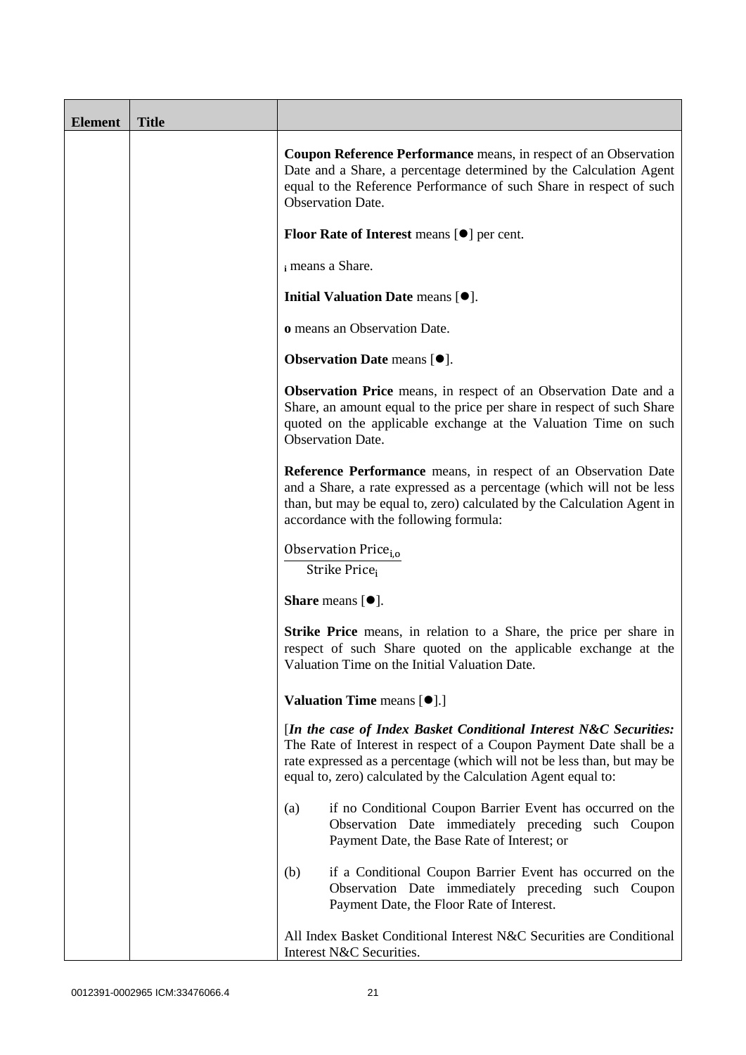| Element | Title | |
|---|---|---|
| | | **Coupon Reference Performance** means, in respect of an Observation Date and a Share, a percentage determined by the Calculation Agent equal to the Reference Performance of such Share in respect of such Observation Date.<br><br>**Floor Rate of Interest** means [●] per cent.<br><br>$_i$ means a Share.<br><br>**Initial Valuation Date** means [●].<br><br>**o** means an Observation Date.<br><br>**Observation Date** means [●].<br><br>**Observation Price** means, in respect of an Observation Date and a Share, an amount equal to the price per share in respect of such Share quoted on the applicable exchange at the Valuation Time on such Observation Date.<br><br>**Reference Performance** means, in respect of an Observation Date and a Share, a rate expressed as a percentage (which will not be less than, but may be equal to, zero) calculated by the Calculation Agent in accordance with the following formula:<br><br>$\frac{\text{Observation Price}_{i,o}}{\text{Strike Price}_{i}}$<br><br>**Share** means [●].<br><br>**Strike Price** means, in relation to a Share, the price per share in respect of such Share quoted on the applicable exchange at the Valuation Time on the Initial Valuation Date.<br><br>**Valuation Time** means [●].]<br><br>[*In the case of Index Basket Conditional Interest N&C Securities:* The Rate of Interest in respect of a Coupon Payment Date shall be a rate expressed as a percentage (which will not be less than, but may be equal to, zero) calculated by the Calculation Agent equal to:<br><br>(a) if no Conditional Coupon Barrier Event has occurred on the Observation Date immediately preceding such Coupon Payment Date, the Base Rate of Interest; or<br><br>(b) if a Conditional Coupon Barrier Event has occurred on the Observation Date immediately preceding such Coupon Payment Date, the Floor Rate of Interest.<br><br>All Index Basket Conditional Interest N&C Securities are Conditional Interest N&C Securities. |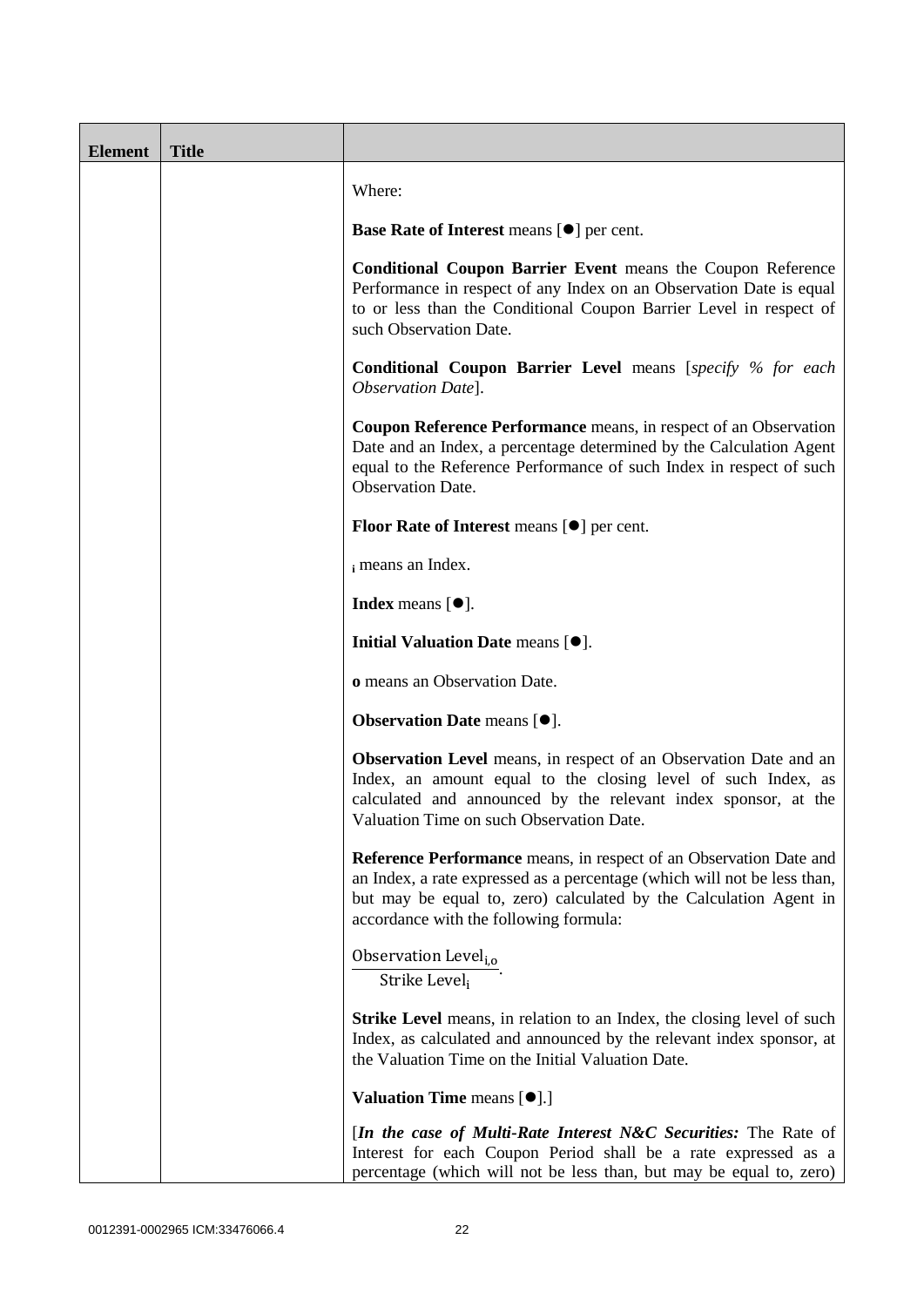| Element | Title | |
|---|---|---|
| | | Where:<br><br>**Base Rate of Interest** means [●] per cent.<br><br>**Conditional Coupon Barrier Event** means the Coupon Reference Performance in respect of any Index on an Observation Date is equal to or less than the Conditional Coupon Barrier Level in respect of such Observation Date.<br><br>**Conditional Coupon Barrier Level** means [*specify % for each Observation Date*].<br><br>**Coupon Reference Performance** means, in respect of an Observation Date and an Index, a percentage determined by the Calculation Agent equal to the Reference Performance of such Index in respect of such Observation Date.<br><br>**Floor Rate of Interest** means [●] per cent.<br><br>$_i$ means an Index.<br><br>**Index** means [●].<br><br>**Initial Valuation Date** means [●].<br><br>**o** means an Observation Date.<br><br>**Observation Date** means [●].<br><br>**Observation Level** means, in respect of an Observation Date and an Index, an amount equal to the closing level of such Index, as calculated and announced by the relevant index sponsor, at the Valuation Time on such Observation Date.<br><br>**Reference Performance** means, in respect of an Observation Date and an Index, a rate expressed as a percentage (which will not be less than, but may be equal to, zero) calculated by the Calculation Agent in accordance with the following formula:<br><br>$\frac{\text{Observation Level}_{i,o}}{\text{Strike Level}_i}$.<br><br>**Strike Level** means, in relation to an Index, the closing level of such Index, as calculated and announced by the relevant index sponsor, at the Valuation Time on the Initial Valuation Date.<br><br>**Valuation Time** means [●].]<br><br>[***In the case of Multi-Rate Interest N&C Securities:*** The Rate of Interest for each Coupon Period shall be a rate expressed as a percentage (which will not be less than, but may be equal to, zero) |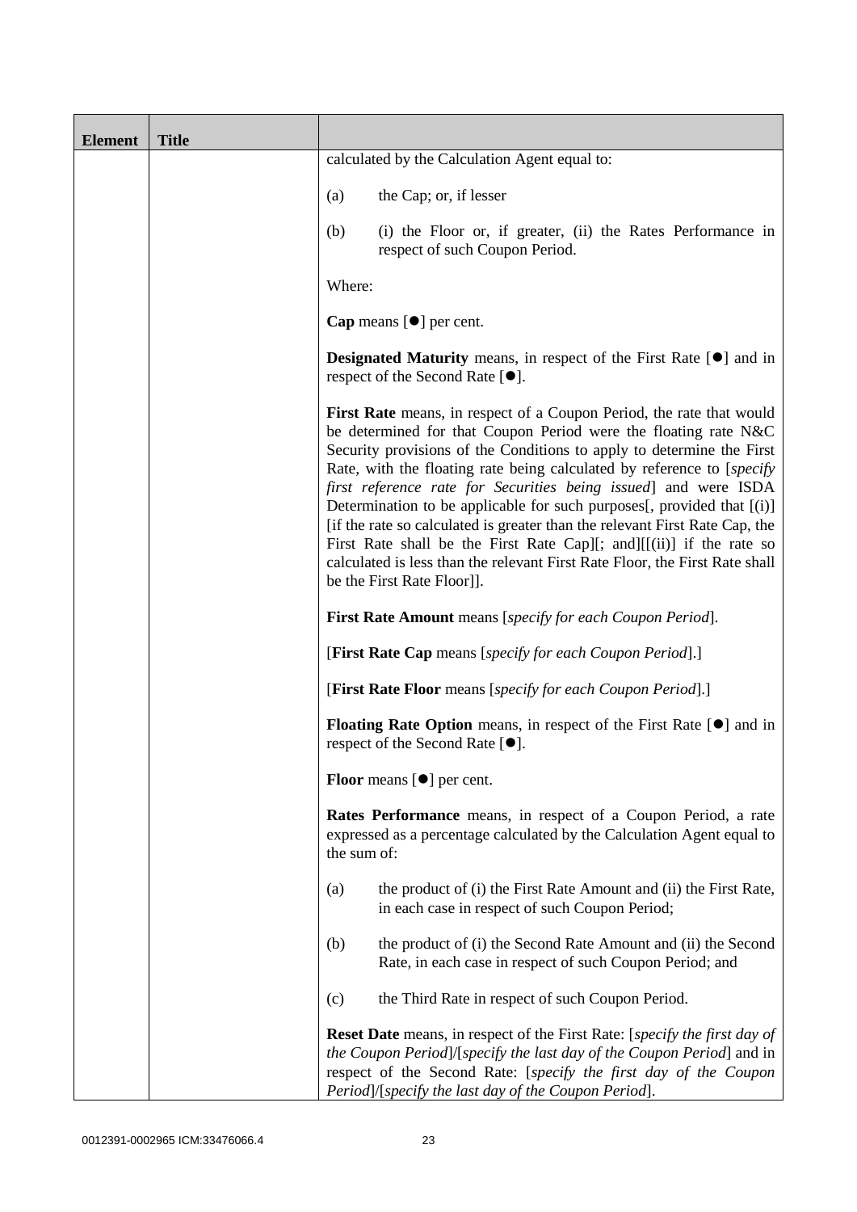| Element | Title | |
|---|---|---|
| | | calculated by the Calculation Agent equal to:<br><br>(a) the Cap; or, if lesser<br><br>(b) (i) the Floor or, if greater, (ii) the Rates Performance in respect of such Coupon Period.<br><br>Where:<br><br>**Cap** means [●] per cent.<br><br>**Designated Maturity** means, in respect of the First Rate [●] and in respect of the Second Rate [●].<br><br>**First Rate** means, in respect of a Coupon Period, the rate that would be determined for that Coupon Period were the floating rate N&C Security provisions of the Conditions to apply to determine the First Rate, with the floating rate being calculated by reference to [*specify first reference rate for Securities being issued*] and were ISDA Determination to be applicable for such purposes[, provided that [(i)] [if the rate so calculated is greater than the relevant First Rate Cap, the First Rate shall be the First Rate Cap][; and][[(ii)] if the rate so calculated is less than the relevant First Rate Floor, the First Rate shall be the First Rate Floor]].<br><br>**First Rate Amount** means [*specify for each Coupon Period*].<br><br>[**First Rate Cap** means [*specify for each Coupon Period*].]<br><br>[**First Rate Floor** means [*specify for each Coupon Period*].]<br><br>**Floating Rate Option** means, in respect of the First Rate [●] and in respect of the Second Rate [●].<br><br>**Floor** means [●] per cent.<br><br>**Rates Performance** means, in respect of a Coupon Period, a rate expressed as a percentage calculated by the Calculation Agent equal to the sum of:<br><br>(a) the product of (i) the First Rate Amount and (ii) the First Rate, in each case in respect of such Coupon Period;<br><br>(b) the product of (i) the Second Rate Amount and (ii) the Second Rate, in each case in respect of such Coupon Period; and<br><br>(c) the Third Rate in respect of such Coupon Period.<br><br>**Reset Date** means, in respect of the First Rate: [*specify the first day of the Coupon Period*]/[*specify the last day of the Coupon Period*] and in respect of the Second Rate: [*specify the first day of the Coupon Period*]/[*specify the last day of the Coupon Period*]. |

0012391-0002965 ICM:33476066.4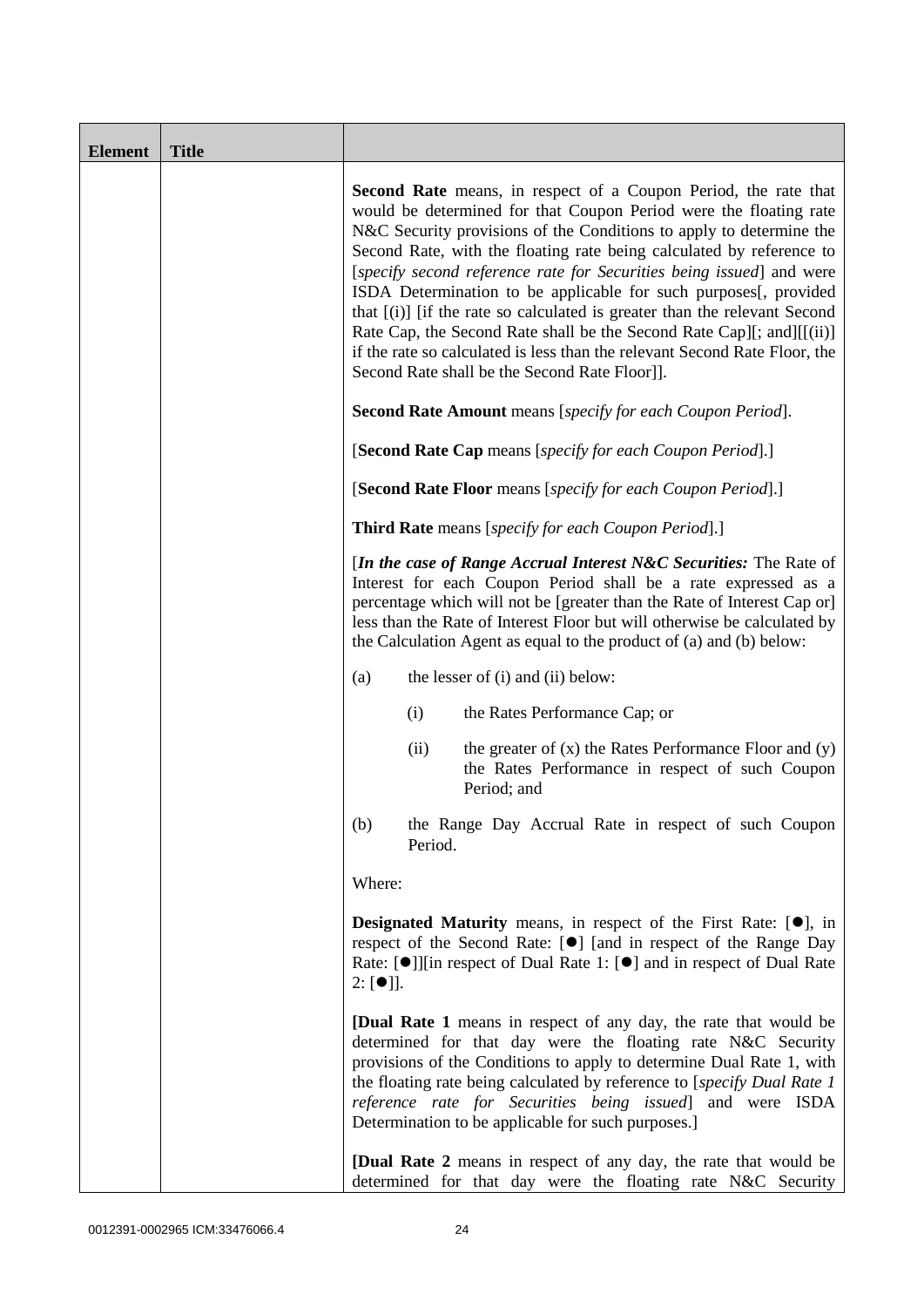| Element | Title | |
|---|---|---|
| | | **Second Rate** means, in respect of a Coupon Period, the rate that would be determined for that Coupon Period were the floating rate N&C Security provisions of the Conditions to apply to determine the Second Rate, with the floating rate being calculated by reference to [*specify second reference rate for Securities being issued*] and were ISDA Determination to be applicable for such purposes[, provided that [(i)] [if the rate so calculated is greater than the relevant Second Rate Cap, the Second Rate shall be the Second Rate Cap][; and][[(ii)] if the rate so calculated is less than the relevant Second Rate Floor, the Second Rate shall be the Second Rate Floor]].<br><br>**Second Rate Amount** means [*specify for each Coupon Period*].<br><br>[**Second Rate Cap** means [*specify for each Coupon Period*].]<br><br>[**Second Rate Floor** means [*specify for each Coupon Period*].]<br><br>**Third Rate** means [*specify for each Coupon Period*].]<br><br>[***In the case of Range Accrual Interest N&C Securities:*** The Rate of Interest for each Coupon Period shall be a rate expressed as a percentage which will not be [greater than the Rate of Interest Cap or] less than the Rate of Interest Floor but will otherwise be calculated by the Calculation Agent as equal to the product of (a) and (b) below:<br><br>(a) the lesser of (i) and (ii) below:<br><br>(i) the Rates Performance Cap; or<br><br>(ii) the greater of (x) the Rates Performance Floor and (y) the Rates Performance in respect of such Coupon Period; and<br><br>(b) the Range Day Accrual Rate in respect of such Coupon Period.<br><br>Where:<br><br>**Designated Maturity** means, in respect of the First Rate: [●], in respect of the Second Rate: [●] [and in respect of the Range Day Rate: [●]][in respect of Dual Rate 1: [●] and in respect of Dual Rate 2: [●]].<br><br>**[Dual Rate 1** means in respect of any day, the rate that would be determined for that day were the floating rate N&C Security provisions of the Conditions to apply to determine Dual Rate 1, with the floating rate being calculated by reference to [*specify Dual Rate 1 reference rate for Securities being issued*] and were ISDA Determination to be applicable for such purposes.]<br><br>**[Dual Rate 2** means in respect of any day, the rate that would be determined for that day were the floating rate N&C Security |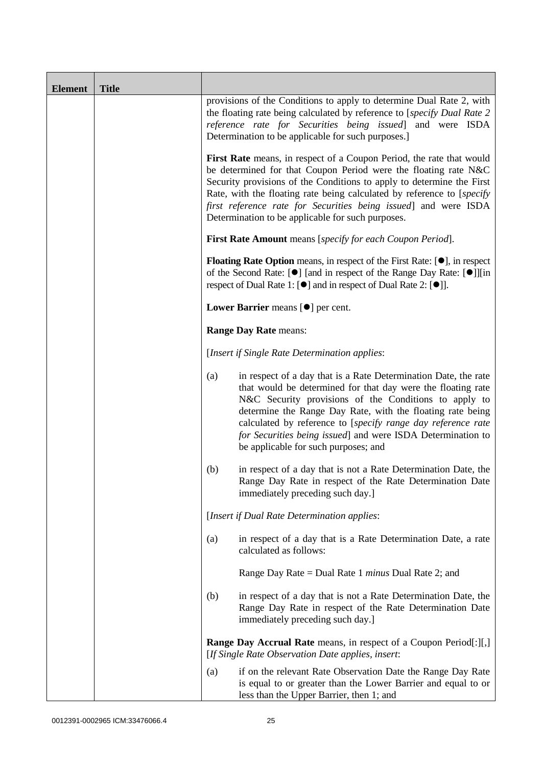| Element | Title | |
|---|---|---|
| | | provisions of the Conditions to apply to determine Dual Rate 2, with the floating rate being calculated by reference to [*specify Dual Rate 2 reference rate for Securities being issued*] and were ISDA Determination to be applicable for such purposes.]<br><br>**First Rate** means, in respect of a Coupon Period, the rate that would be determined for that Coupon Period were the floating rate N&C Security provisions of the Conditions to apply to determine the First Rate, with the floating rate being calculated by reference to [*specify first reference rate for Securities being issued*] and were ISDA Determination to be applicable for such purposes.<br><br>**First Rate Amount** means [*specify for each Coupon Period*].<br><br>**Floating Rate Option** means, in respect of the First Rate: [●], in respect of the Second Rate: [●] [and in respect of the Range Day Rate: [●]][in respect of Dual Rate 1: [●] and in respect of Dual Rate 2: [●]].<br><br>**Lower Barrier** means [●] per cent.<br><br>**Range Day Rate** means:<br><br>[*Insert if Single Rate Determination applies*:<br><br>(a) in respect of a day that is a Rate Determination Date, the rate that would be determined for that day were the floating rate N&C Security provisions of the Conditions to apply to determine the Range Day Rate, with the floating rate being calculated by reference to [*specify range day reference rate for Securities being issued*] and were ISDA Determination to be applicable for such purposes; and<br><br>(b) in respect of a day that is not a Rate Determination Date, the Range Day Rate in respect of the Rate Determination Date immediately preceding such day.]<br><br>[*Insert if Dual Rate Determination applies*:<br><br>(a) in respect of a day that is a Rate Determination Date, a rate calculated as follows:<br><br>Range Day Rate = Dual Rate 1 *minus* Dual Rate 2; and<br><br>(b) in respect of a day that is not a Rate Determination Date, the Range Day Rate in respect of the Rate Determination Date immediately preceding such day.]<br><br>**Range Day Accrual Rate** means, in respect of a Coupon Period[:][,] [*If Single Rate Observation Date applies, insert*:<br><br>(a) if on the relevant Rate Observation Date the Range Day Rate is equal to or greater than the Lower Barrier and equal to or less than the Upper Barrier, then 1; and |

0012391-0002965 ICM:33476066.4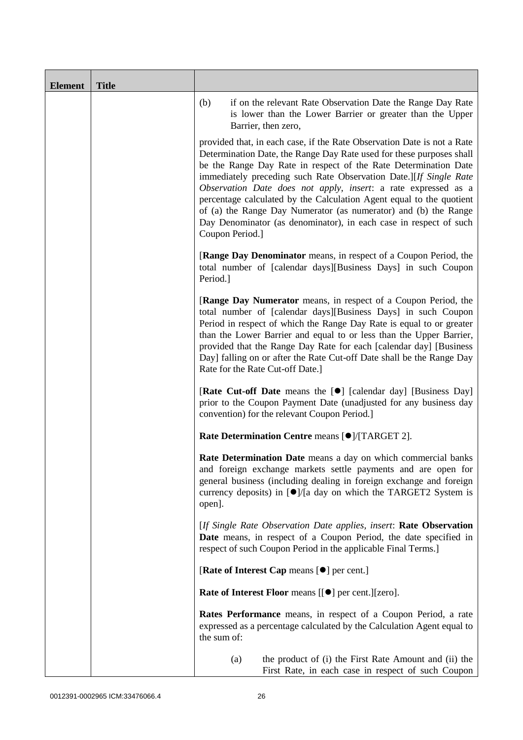| Element | Title | |
|---|---|---|
| | | (b) if on the relevant Rate Observation Date the Range Day Rate is lower than the Lower Barrier or greater than the Upper Barrier, then zero,<br><br>provided that, in each case, if the Rate Observation Date is not a Rate Determination Date, the Range Day Rate used for these purposes shall be the Range Day Rate in respect of the Rate Determination Date immediately preceding such Rate Observation Date.][*If Single Rate Observation Date does not apply, insert*: a rate expressed as a percentage calculated by the Calculation Agent equal to the quotient of (a) the Range Day Numerator (as numerator) and (b) the Range Day Denominator (as denominator), in each case in respect of such Coupon Period.]<br><br>[**Range Day Denominator** means, in respect of a Coupon Period, the total number of [calendar days][Business Days] in such Coupon Period.]<br><br>[**Range Day Numerator** means, in respect of a Coupon Period, the total number of [calendar days][Business Days] in such Coupon Period in respect of which the Range Day Rate is equal to or greater than the Lower Barrier and equal to or less than the Upper Barrier, provided that the Range Day Rate for each [calendar day] [Business Day] falling on or after the Rate Cut-off Date shall be the Range Day Rate for the Rate Cut-off Date.]<br><br>[**Rate Cut-off Date** means the [●] [calendar day] [Business Day] prior to the Coupon Payment Date (unadjusted for any business day convention) for the relevant Coupon Period.]<br><br>**Rate Determination Centre** means [●]/[TARGET 2].<br><br>**Rate Determination Date** means a day on which commercial banks and foreign exchange markets settle payments and are open for general business (including dealing in foreign exchange and foreign currency deposits) in [●]/[a day on which the TARGET2 System is open].<br><br>[*If Single Rate Observation Date applies, insert*: **Rate Observation Date** means, in respect of a Coupon Period, the date specified in respect of such Coupon Period in the applicable Final Terms.]<br><br>[**Rate of Interest Cap** means [●] per cent.]<br><br>**Rate of Interest Floor** means [[●] per cent.][zero].<br><br>**Rates Performance** means, in respect of a Coupon Period, a rate expressed as a percentage calculated by the Calculation Agent equal to the sum of:<br><br>(a) the product of (i) the First Rate Amount and (ii) the First Rate, in each case in respect of such Coupon |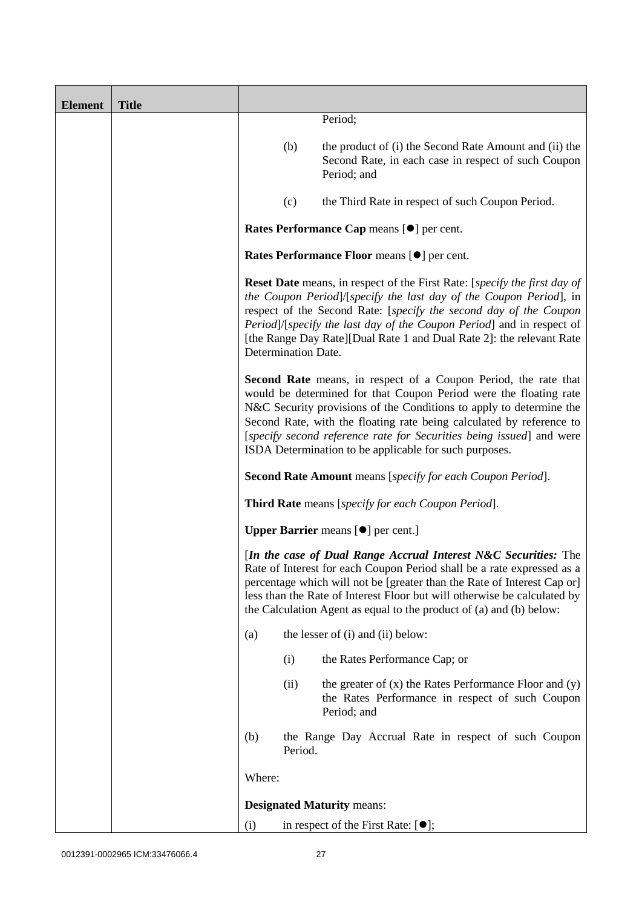| Element | Title | |
|---|---|---|
| | | Period;<br><br>(b) the product of (i) the Second Rate Amount and (ii) the Second Rate, in each case in respect of such Coupon Period; and<br><br>(c) the Third Rate in respect of such Coupon Period.<br><br>**Rates Performance Cap** means [●] per cent.<br><br>**Rates Performance Floor** means [●] per cent.<br><br>**Reset Date** means, in respect of the First Rate: [*specify the first day of the Coupon Period*]/[*specify the last day of the Coupon Period*], in respect of the Second Rate: [*specify the second day of the Coupon Period*]/[*specify the last day of the Coupon Period*] and in respect of [the Range Day Rate][Dual Rate 1 and Dual Rate 2]: the relevant Rate Determination Date.<br><br>**Second Rate** means, in respect of a Coupon Period, the rate that would be determined for that Coupon Period were the floating rate N&C Security provisions of the Conditions to apply to determine the Second Rate, with the floating rate being calculated by reference to [*specify second reference rate for Securities being issued*] and were ISDA Determination to be applicable for such purposes.<br><br>**Second Rate Amount** means [*specify for each Coupon Period*].<br><br>**Third Rate** means [*specify for each Coupon Period*].<br><br>**Upper Barrier** means [●] per cent.]<br><br>[***In the case of Dual Range Accrual Interest N&C Securities:*** The Rate of Interest for each Coupon Period shall be a rate expressed as a percentage which will not be [greater than the Rate of Interest Cap or] less than the Rate of Interest Floor but will otherwise be calculated by the Calculation Agent as equal to the product of (a) and (b) below:<br><br>(a) the lesser of (i) and (ii) below:<br><br>(i) the Rates Performance Cap; or<br><br>(ii) the greater of (x) the Rates Performance Floor and (y) the Rates Performance in respect of such Coupon Period; and<br><br>(b) the Range Day Accrual Rate in respect of such Coupon Period.<br><br>Where:<br><br>**Designated Maturity** means:<br><br>(i) in respect of the First Rate: [●]; |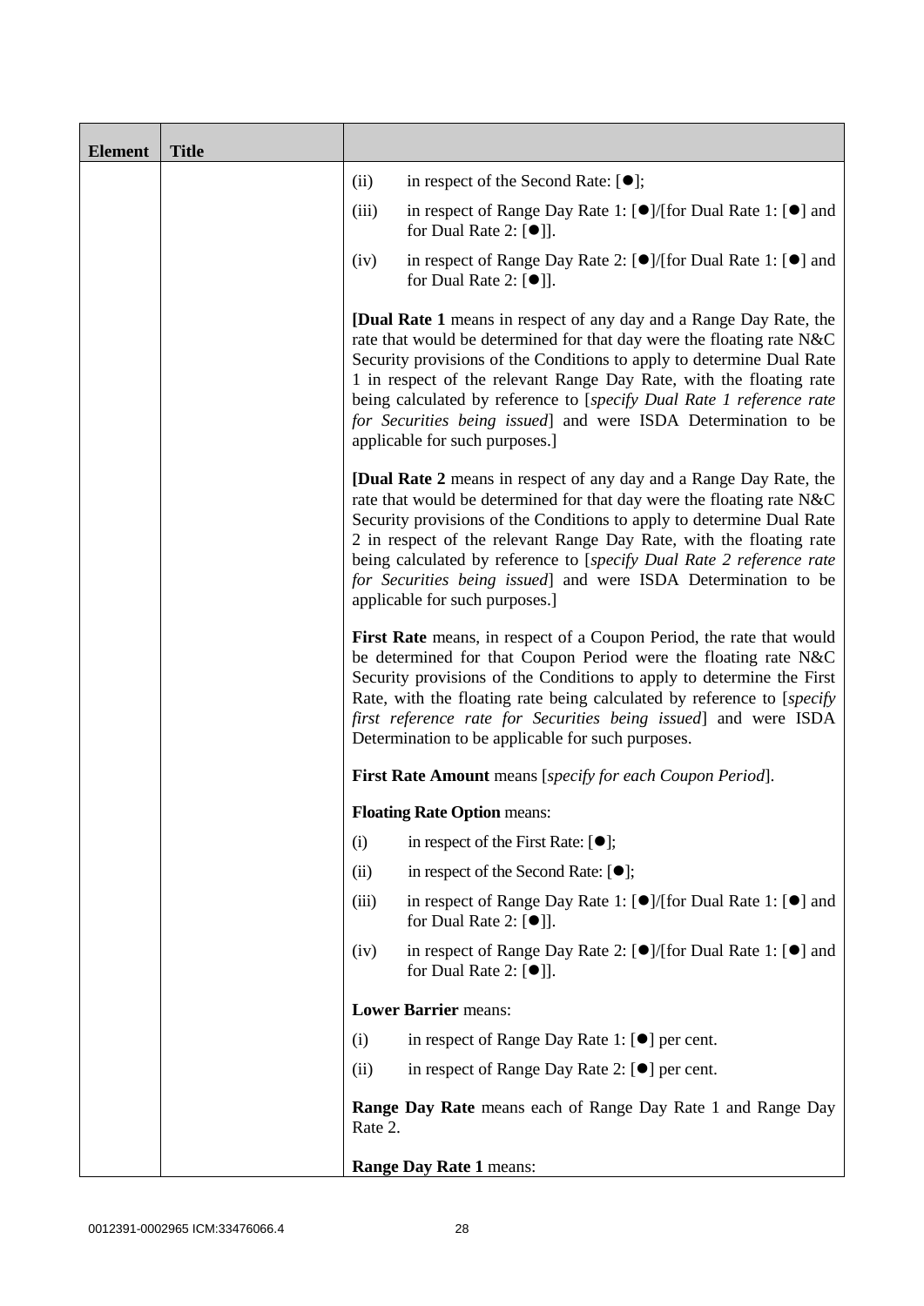| Element | Title | |
|---|---|---|
| | | (ii) in respect of the Second Rate: [●];<br><br>(iii) in respect of Range Day Rate 1: [●]/[for Dual Rate 1: [●] and for Dual Rate 2: [●]].<br><br>(iv) in respect of Range Day Rate 2: [●]/[for Dual Rate 1: [●] and for Dual Rate 2: [●]].<br><br>**[Dual Rate 1** means in respect of any day and a Range Day Rate, the rate that would be determined for that day were the floating rate N&C Security provisions of the Conditions to apply to determine Dual Rate 1 in respect of the relevant Range Day Rate, with the floating rate being calculated by reference to [*specify Dual Rate 1 reference rate for Securities being issued*] and were ISDA Determination to be applicable for such purposes.]<br><br>**[Dual Rate 2** means in respect of any day and a Range Day Rate, the rate that would be determined for that day were the floating rate N&C Security provisions of the Conditions to apply to determine Dual Rate 2 in respect of the relevant Range Day Rate, with the floating rate being calculated by reference to [*specify Dual Rate 2 reference rate for Securities being issued*] and were ISDA Determination to be applicable for such purposes.]<br><br>**First Rate** means, in respect of a Coupon Period, the rate that would be determined for that Coupon Period were the floating rate N&C Security provisions of the Conditions to apply to determine the First Rate, with the floating rate being calculated by reference to [*specify first reference rate for Securities being issued*] and were ISDA Determination to be applicable for such purposes.<br><br>**First Rate Amount** means [*specify for each Coupon Period*].<br><br>**Floating Rate Option** means:<br><br>(i) in respect of the First Rate: [●];<br><br>(ii) in respect of the Second Rate: [●];<br><br>(iii) in respect of Range Day Rate 1: [●]/[for Dual Rate 1: [●] and for Dual Rate 2: [●]].<br><br>(iv) in respect of Range Day Rate 2: [●]/[for Dual Rate 1: [●] and for Dual Rate 2: [●]].<br><br>**Lower Barrier** means:<br><br>(i) in respect of Range Day Rate 1: [●] per cent.<br><br>(ii) in respect of Range Day Rate 2: [●] per cent.<br><br>**Range Day Rate** means each of Range Day Rate 1 and Range Day Rate 2.<br><br>**Range Day Rate 1** means: |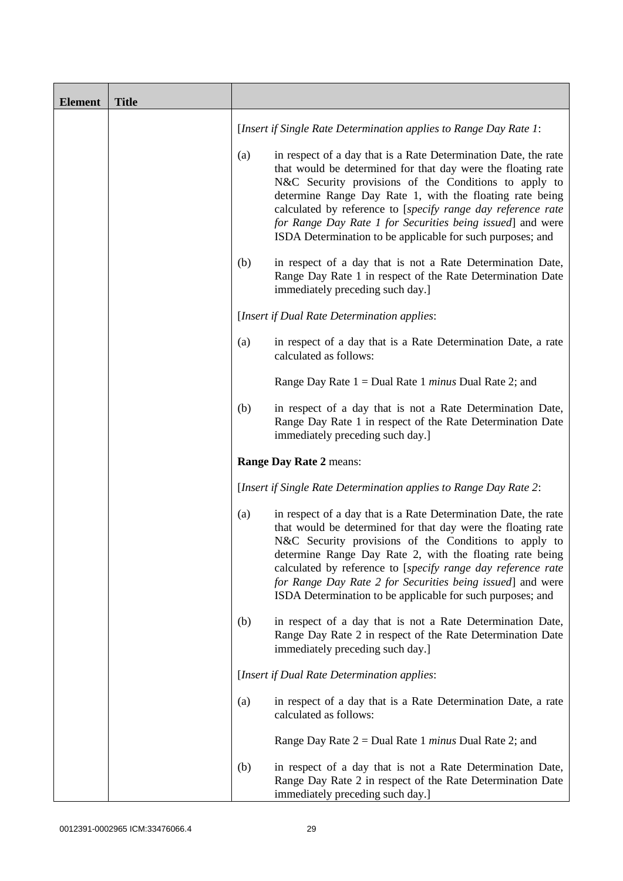| Element | Title | |
|---|---|---|
| | | [*Insert if Single Rate Determination applies to Range Day Rate 1*:<br><br>(a) in respect of a day that is a Rate Determination Date, the rate that would be determined for that day were the floating rate N&C Security provisions of the Conditions to apply to determine Range Day Rate 1, with the floating rate being calculated by reference to [*specify range day reference rate for Range Day Rate 1 for Securities being issued*] and were ISDA Determination to be applicable for such purposes; and<br><br>(b) in respect of a day that is not a Rate Determination Date, Range Day Rate 1 in respect of the Rate Determination Date immediately preceding such day.]<br><br>[*Insert if Dual Rate Determination applies*:<br><br>(a) in respect of a day that is a Rate Determination Date, a rate calculated as follows:<br><br>Range Day Rate 1 = Dual Rate 1 *minus* Dual Rate 2; and<br><br>(b) in respect of a day that is not a Rate Determination Date, Range Day Rate 1 in respect of the Rate Determination Date immediately preceding such day.]<br><br>**Range Day Rate 2** means:<br><br>[*Insert if Single Rate Determination applies to Range Day Rate 2*:<br><br>(a) in respect of a day that is a Rate Determination Date, the rate that would be determined for that day were the floating rate N&C Security provisions of the Conditions to apply to determine Range Day Rate 2, with the floating rate being calculated by reference to [*specify range day reference rate for Range Day Rate 2 for Securities being issued*] and were ISDA Determination to be applicable for such purposes; and<br><br>(b) in respect of a day that is not a Rate Determination Date, Range Day Rate 2 in respect of the Rate Determination Date immediately preceding such day.]<br><br>[*Insert if Dual Rate Determination applies*:<br><br>(a) in respect of a day that is a Rate Determination Date, a rate calculated as follows:<br><br>Range Day Rate 2 = Dual Rate 1 *minus* Dual Rate 2; and<br><br>(b) in respect of a day that is not a Rate Determination Date, Range Day Rate 2 in respect of the Rate Determination Date immediately preceding such day.] |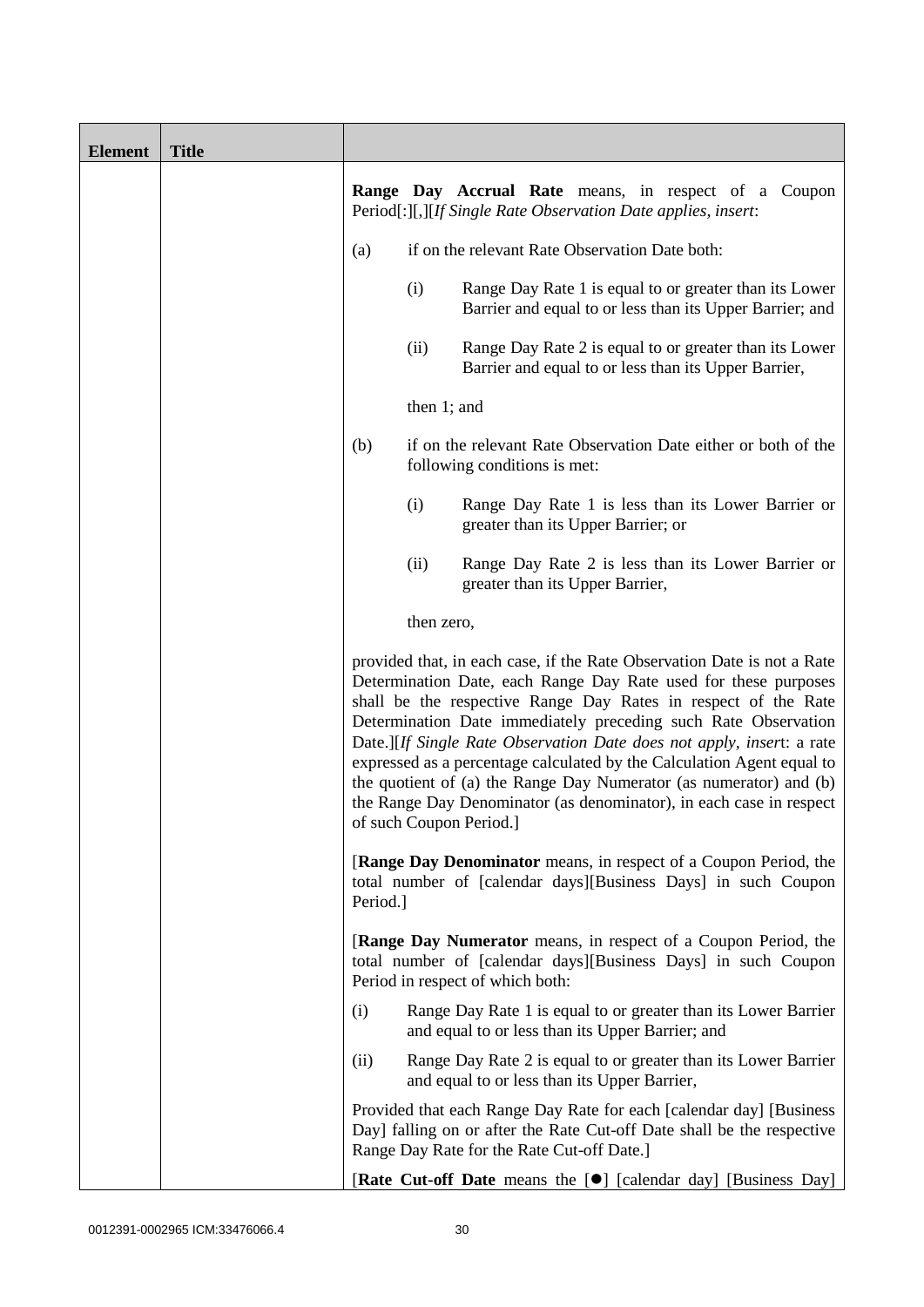| Element | Title | |
|---|---|---|
| | | **Range Day Accrual Rate** means, in respect of a Coupon Period[:][,][*If Single Rate Observation Date applies, insert*:<br><br>(a) if on the relevant Rate Observation Date both:<br><br>(i) Range Day Rate 1 is equal to or greater than its Lower Barrier and equal to or less than its Upper Barrier; and<br><br>(ii) Range Day Rate 2 is equal to or greater than its Lower Barrier and equal to or less than its Upper Barrier,<br><br>then 1; and<br><br>(b) if on the relevant Rate Observation Date either or both of the following conditions is met:<br><br>(i) Range Day Rate 1 is less than its Lower Barrier or greater than its Upper Barrier; or<br><br>(ii) Range Day Rate 2 is less than its Lower Barrier or greater than its Upper Barrier,<br><br>then zero,<br><br>provided that, in each case, if the Rate Observation Date is not a Rate Determination Date, each Range Day Rate used for these purposes shall be the respective Range Day Rates in respect of the Rate Determination Date immediately preceding such Rate Observation Date.][*If Single Rate Observation Date does not apply, insert*: a rate expressed as a percentage calculated by the Calculation Agent equal to the quotient of (a) the Range Day Numerator (as numerator) and (b) the Range Day Denominator (as denominator), in each case in respect of such Coupon Period.]<br><br>[**Range Day Denominator** means, in respect of a Coupon Period, the total number of [calendar days][Business Days] in such Coupon Period.]<br><br>[**Range Day Numerator** means, in respect of a Coupon Period, the total number of [calendar days][Business Days] in such Coupon Period in respect of which both:<br><br>(i) Range Day Rate 1 is equal to or greater than its Lower Barrier and equal to or less than its Upper Barrier; and<br><br>(ii) Range Day Rate 2 is equal to or greater than its Lower Barrier and equal to or less than its Upper Barrier,<br><br>Provided that each Range Day Rate for each [calendar day] [Business Day] falling on or after the Rate Cut-off Date shall be the respective Range Day Rate for the Rate Cut-off Date.]<br><br>[**Rate Cut-off Date** means the [●] [calendar day] [Business Day] |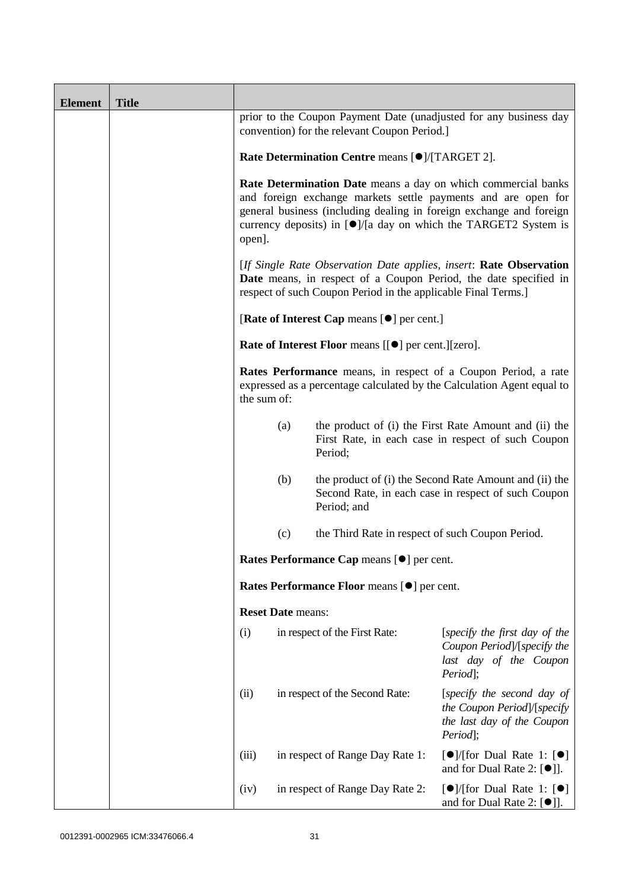| Element | Title | |
|---|---|---|
| | | prior to the Coupon Payment Date (unadjusted for any business day convention) for the relevant Coupon Period.]<br><br>**Rate Determination Centre** means [●]/[TARGET 2].<br><br>**Rate Determination Date** means a day on which commercial banks and foreign exchange markets settle payments and are open for general business (including dealing in foreign exchange and foreign currency deposits) in [●]/[a day on which the TARGET2 System is open].<br><br>[*If Single Rate Observation Date applies, insert*: **Rate Observation Date** means, in respect of a Coupon Period, the date specified in respect of such Coupon Period in the applicable Final Terms.]<br><br>[**Rate of Interest Cap** means [●] per cent.]<br><br>**Rate of Interest Floor** means [[●] per cent.][zero].<br><br>**Rates Performance** means, in respect of a Coupon Period, a rate expressed as a percentage calculated by the Calculation Agent equal to the sum of:<br><br>(a) the product of (i) the First Rate Amount and (ii) the First Rate, in each case in respect of such Coupon Period;<br><br>(b) the product of (i) the Second Rate Amount and (ii) the Second Rate, in each case in respect of such Coupon Period; and<br><br>(c) the Third Rate in respect of such Coupon Period.<br><br>**Rates Performance Cap** means [●] per cent.<br><br>**Rates Performance Floor** means [●] per cent.<br><br>**Reset Date** means:<br><br>(i) in respect of the First Rate: [*specify the first day of the Coupon Period*]/[*specify the last day of the Coupon Period*];<br><br>(ii) in respect of the Second Rate: [*specify the second day of the Coupon Period*]/[*specify the last day of the Coupon Period*];<br><br>(iii) in respect of Range Day Rate 1: [●]/[for Dual Rate 1: [●] and for Dual Rate 2: [●]].<br><br>(iv) in respect of Range Day Rate 2: [●]/[for Dual Rate 1: [●] and for Dual Rate 2: [●]]. |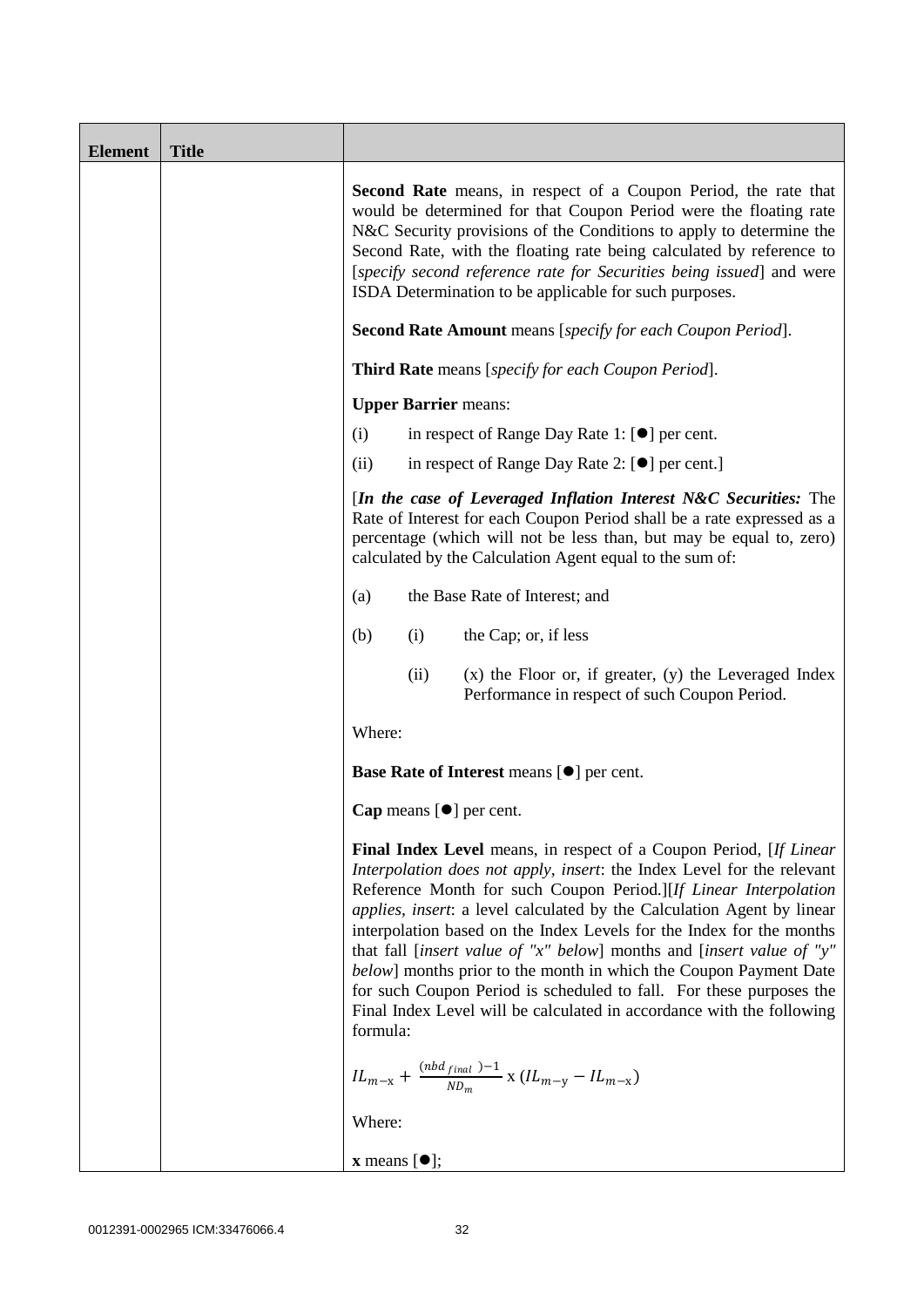| Element | Title | |
|---|---|---|
| | | **Second Rate** means, in respect of a Coupon Period, the rate that would be determined for that Coupon Period were the floating rate N&C Security provisions of the Conditions to apply to determine the Second Rate, with the floating rate being calculated by reference to [*specify second reference rate for Securities being issued*] and were ISDA Determination to be applicable for such purposes.<br><br>**Second Rate Amount** means [*specify for each Coupon Period*].<br><br>**Third Rate** means [*specify for each Coupon Period*].<br><br>**Upper Barrier** means:<br><br>(i) in respect of Range Day Rate 1: [●] per cent.<br><br>(ii) in respect of Range Day Rate 2: [●] per cent.]<br><br>[***In the case of Leveraged Inflation Interest N&C Securities:*** The Rate of Interest for each Coupon Period shall be a rate expressed as a percentage (which will not be less than, but may be equal to, zero) calculated by the Calculation Agent equal to the sum of:<br><br>(a) the Base Rate of Interest; and<br><br>(b) (i) the Cap; or, if less<br><br>(ii) (x) the Floor or, if greater, (y) the Leveraged Index Performance in respect of such Coupon Period.<br><br>Where:<br><br>**Base Rate of Interest** means [●] per cent.<br><br>**Cap** means [●] per cent.<br><br>**Final Index Level** means, in respect of a Coupon Period, [*If Linear Interpolation does not apply, insert*: the Index Level for the relevant Reference Month for such Coupon Period.][*If Linear Interpolation applies, insert*: a level calculated by the Calculation Agent by linear interpolation based on the Index Levels for the Index for the months that fall [*insert value of "x" below*] months and [*insert value of "y" below*] months prior to the month in which the Coupon Payment Date for such Coupon Period is scheduled to fall. For these purposes the Final Index Level will be calculated in accordance with the following formula:<br><br>$IL_{m-x} + \frac{(nbd_{final}) - 1}{ND_m} \text{ x } (IL_{m-y} - IL_{m-x})$<br><br>Where:<br><br>**x** means [●]; |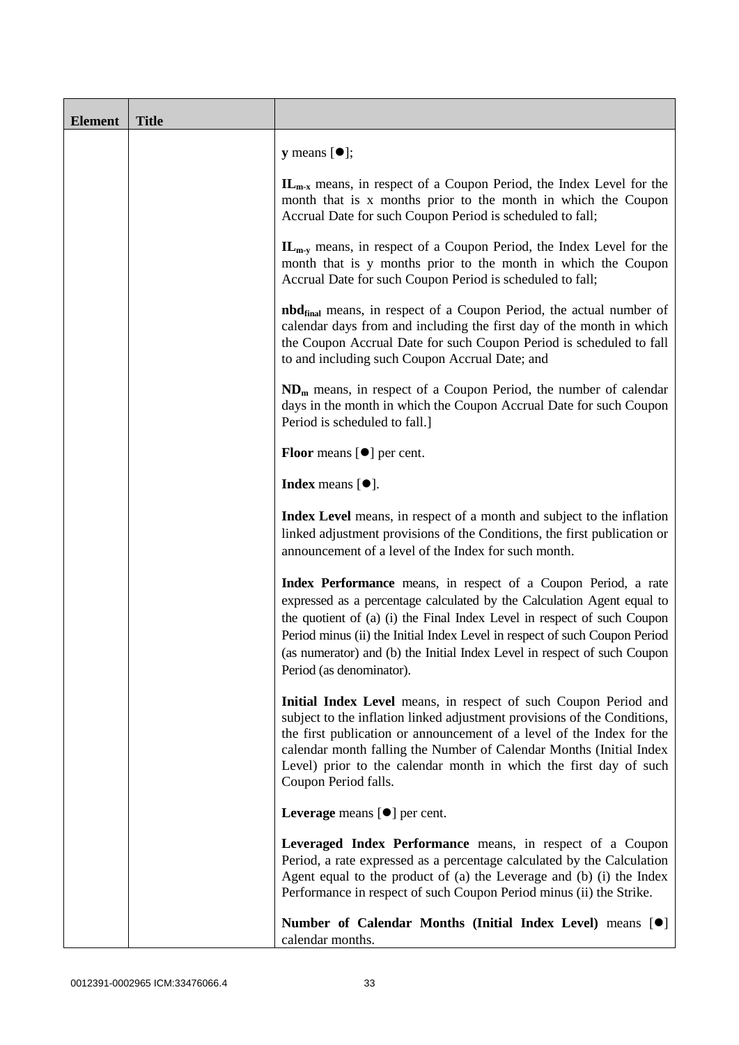| Element | Title | |
|---|---|---|
| | | **y** means [●];<br><br>$\mathbf{IL_{m-x}}$ means, in respect of a Coupon Period, the Index Level for the month that is x months prior to the month in which the Coupon Accrual Date for such Coupon Period is scheduled to fall;<br><br>$\mathbf{IL_{m-y}}$ means, in respect of a Coupon Period, the Index Level for the month that is y months prior to the month in which the Coupon Accrual Date for such Coupon Period is scheduled to fall;<br><br>$\mathbf{nbd_{final}}$ means, in respect of a Coupon Period, the actual number of calendar days from and including the first day of the month in which the Coupon Accrual Date for such Coupon Period is scheduled to fall to and including such Coupon Accrual Date; and<br><br>$\mathbf{ND_m}$ means, in respect of a Coupon Period, the number of calendar days in the month in which the Coupon Accrual Date for such Coupon Period is scheduled to fall.]<br><br>**Floor** means [●] per cent.<br><br>**Index** means [●].<br><br>**Index Level** means, in respect of a month and subject to the inflation linked adjustment provisions of the Conditions, the first publication or announcement of a level of the Index for such month.<br><br>**Index Performance** means, in respect of a Coupon Period, a rate expressed as a percentage calculated by the Calculation Agent equal to the quotient of (a) (i) the Final Index Level in respect of such Coupon Period minus (ii) the Initial Index Level in respect of such Coupon Period (as numerator) and (b) the Initial Index Level in respect of such Coupon Period (as denominator).<br><br>**Initial Index Level** means, in respect of such Coupon Period and subject to the inflation linked adjustment provisions of the Conditions, the first publication or announcement of a level of the Index for the calendar month falling the Number of Calendar Months (Initial Index Level) prior to the calendar month in which the first day of such Coupon Period falls.<br><br>**Leverage** means [●] per cent.<br><br>**Leveraged Index Performance** means, in respect of a Coupon Period, a rate expressed as a percentage calculated by the Calculation Agent equal to the product of (a) the Leverage and (b) (i) the Index Performance in respect of such Coupon Period minus (ii) the Strike.<br><br>**Number of Calendar Months (Initial Index Level)** means [●] calendar months. |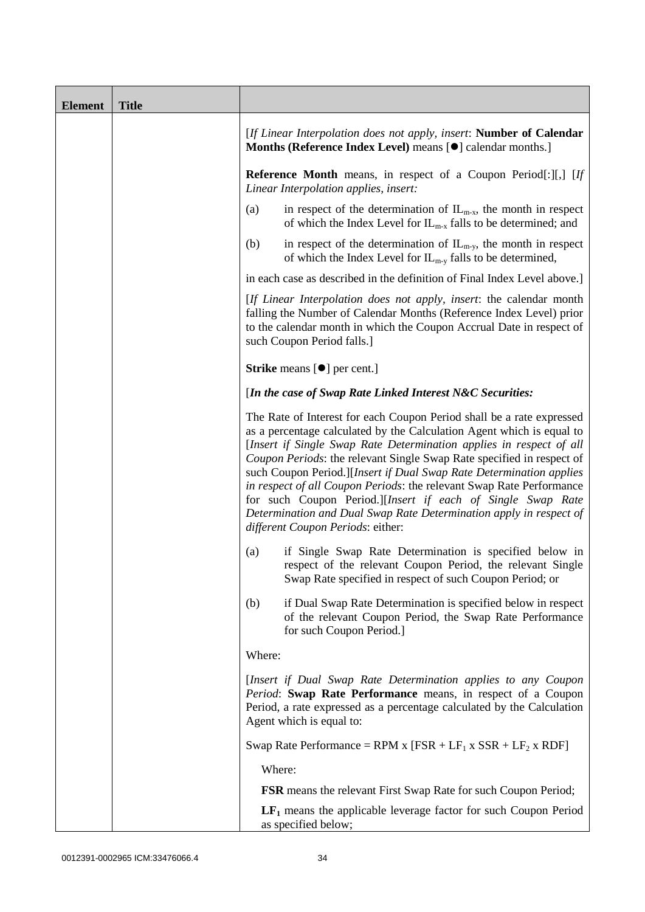| Element | Title | |
|---|---|---|
| | | [*If Linear Interpolation does not apply, insert*: **Number of Calendar Months (Reference Index Level)** means [●] calendar months.]<br><br>**Reference Month** means, in respect of a Coupon Period[:][,] [*If Linear Interpolation applies, insert:*<br><br>(a) in respect of the determination of $IL_{m-x}$, the month in respect of which the Index Level for $IL_{m-x}$ falls to be determined; and<br><br>(b) in respect of the determination of $IL_{m-y}$, the month in respect of which the Index Level for $IL_{m-y}$ falls to be determined,<br><br>in each case as described in the definition of Final Index Level above.]<br><br>[*If Linear Interpolation does not apply, insert*: the calendar month falling the Number of Calendar Months (Reference Index Level) prior to the calendar month in which the Coupon Accrual Date in respect of such Coupon Period falls.]<br><br>**Strike** means [●] per cent.]<br><br>[***In the case of Swap Rate Linked Interest N&C Securities:***<br><br>The Rate of Interest for each Coupon Period shall be a rate expressed as a percentage calculated by the Calculation Agent which is equal to [*Insert if Single Swap Rate Determination applies in respect of all Coupon Periods*: the relevant Single Swap Rate specified in respect of such Coupon Period.][*Insert if Dual Swap Rate Determination applies in respect of all Coupon Periods*: the relevant Swap Rate Performance for such Coupon Period.][*Insert if each of Single Swap Rate Determination and Dual Swap Rate Determination apply in respect of different Coupon Periods*: either:<br><br>(a) if Single Swap Rate Determination is specified below in respect of the relevant Coupon Period, the relevant Single Swap Rate specified in respect of such Coupon Period; or<br><br>(b) if Dual Swap Rate Determination is specified below in respect of the relevant Coupon Period, the Swap Rate Performance for such Coupon Period.]<br><br>Where:<br><br>[*Insert if Dual Swap Rate Determination applies to any Coupon Period*: **Swap Rate Performance** means, in respect of a Coupon Period, a rate expressed as a percentage calculated by the Calculation Agent which is equal to:<br><br>Swap Rate Performance = RPM x [FSR + $LF_1$ x SSR + $LF_2$ x RDF]<br><br>Where:<br><br>**FSR** means the relevant First Swap Rate for such Coupon Period;<br><br>**$LF_1$** means the applicable leverage factor for such Coupon Period as specified below; |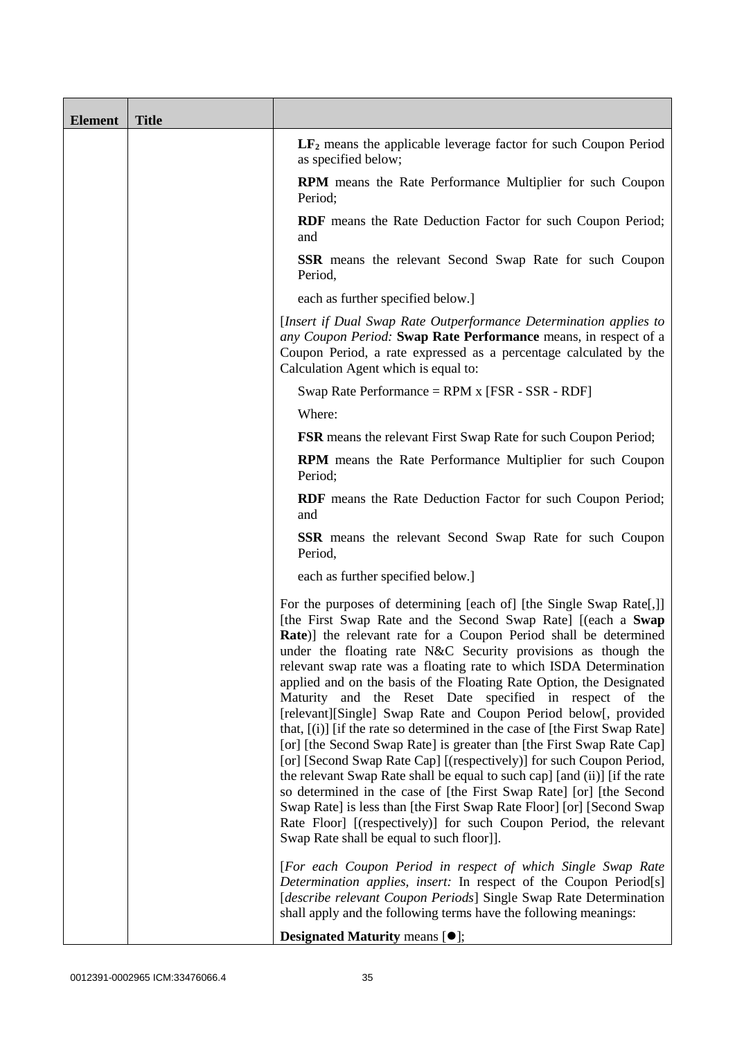| Element | Title | |
|---|---|---|
| | | $LF_2$ means the applicable leverage factor for such Coupon Period as specified below;<br><br>**RPM** means the Rate Performance Multiplier for such Coupon Period;<br><br>**RDF** means the Rate Deduction Factor for such Coupon Period; and<br><br>**SSR** means the relevant Second Swap Rate for such Coupon Period,<br><br>each as further specified below.]<br><br>[*Insert if Dual Swap Rate Outperformance Determination applies to any Coupon Period:* **Swap Rate Performance** means, in respect of a Coupon Period, a rate expressed as a percentage calculated by the Calculation Agent which is equal to:<br><br>Swap Rate Performance = RPM x [FSR - SSR - RDF]<br><br>Where:<br><br>**FSR** means the relevant First Swap Rate for such Coupon Period;<br><br>**RPM** means the Rate Performance Multiplier for such Coupon Period;<br><br>**RDF** means the Rate Deduction Factor for such Coupon Period; and<br><br>**SSR** means the relevant Second Swap Rate for such Coupon Period,<br><br>each as further specified below.]<br><br>For the purposes of determining [each of] [the Single Swap Rate[,]] [the First Swap Rate and the Second Swap Rate] [(each a **Swap Rate**)] the relevant rate for a Coupon Period shall be determined under the floating rate N&C Security provisions as though the relevant swap rate was a floating rate to which ISDA Determination applied and on the basis of the Floating Rate Option, the Designated Maturity and the Reset Date specified in respect of the [relevant][Single] Swap Rate and Coupon Period below[, provided that, [(i)] [if the rate so determined in the case of [the First Swap Rate] [or] [the Second Swap Rate] is greater than [the First Swap Rate Cap] [or] [Second Swap Rate Cap] [(respectively)] for such Coupon Period, the relevant Swap Rate shall be equal to such cap] [and (ii)] [if the rate so determined in the case of [the First Swap Rate] [or] [the Second Swap Rate] is less than [the First Swap Rate Floor] [or] [Second Swap Rate Floor] [(respectively)] for such Coupon Period, the relevant Swap Rate shall be equal to such floor]].<br><br>[*For each Coupon Period in respect of which Single Swap Rate Determination applies, insert:* In respect of the Coupon Period[s] [*describe relevant Coupon Periods*] Single Swap Rate Determination shall apply and the following terms have the following meanings:<br><br>**Designated Maturity** means [●]; |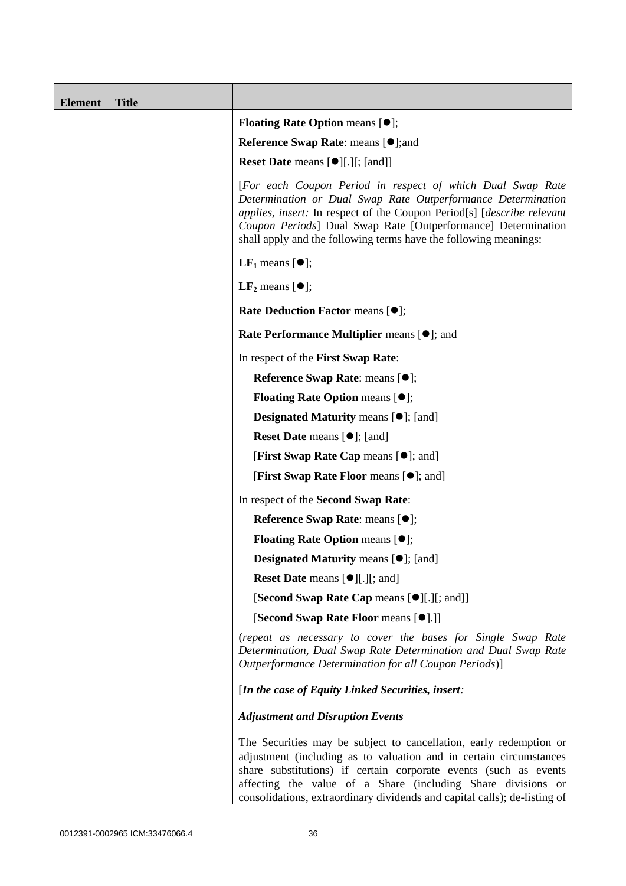| Element | Title | |
|---|---|---|
| | | **Floating Rate Option** means [●];<br><br>**Reference Swap Rate**: means [●];and<br><br>**Reset Date** means [●][.][; [and]]<br><br>[*For each Coupon Period in respect of which Dual Swap Rate Determination or Dual Swap Rate Outperformance Determination applies, insert:* In respect of the Coupon Period[s] [*describe relevant Coupon Periods*] Dual Swap Rate [Outperformance] Determination shall apply and the following terms have the following meanings:<br><br>**$LF_1$** means [●];<br><br>**$LF_2$** means [●];<br><br>**Rate Deduction Factor** means [●];<br><br>**Rate Performance Multiplier** means [●]; and<br><br>In respect of the **First Swap Rate**:<br><br>**Reference Swap Rate**: means [●];<br><br>**Floating Rate Option** means [●];<br><br>**Designated Maturity** means [●]; [and]<br><br>**Reset Date** means [●]; [and]<br><br>[**First Swap Rate Cap** means [●]; and]<br><br>[**First Swap Rate Floor** means [●]; and]<br><br>In respect of the **Second Swap Rate**:<br><br>**Reference Swap Rate**: means [●];<br><br>**Floating Rate Option** means [●];<br><br>**Designated Maturity** means [●]; [and]<br><br>**Reset Date** means [●][.][; and]<br><br>[**Second Swap Rate Cap** means [●][.][; and]]<br><br>[**Second Swap Rate Floor** means [●].]]<br><br>(*repeat as necessary to cover the bases for Single Swap Rate Determination, Dual Swap Rate Determination and Dual Swap Rate Outperformance Determination for all Coupon Periods*)]<br><br>[***In the case of Equity Linked Securities, insert:***<br><br>***Adjustment and Disruption Events***<br><br>The Securities may be subject to cancellation, early redemption or adjustment (including as to valuation and in certain circumstances share substitutions) if certain corporate events (such as events affecting the value of a Share (including Share divisions or consolidations, extraordinary dividends and capital calls); de-listing of |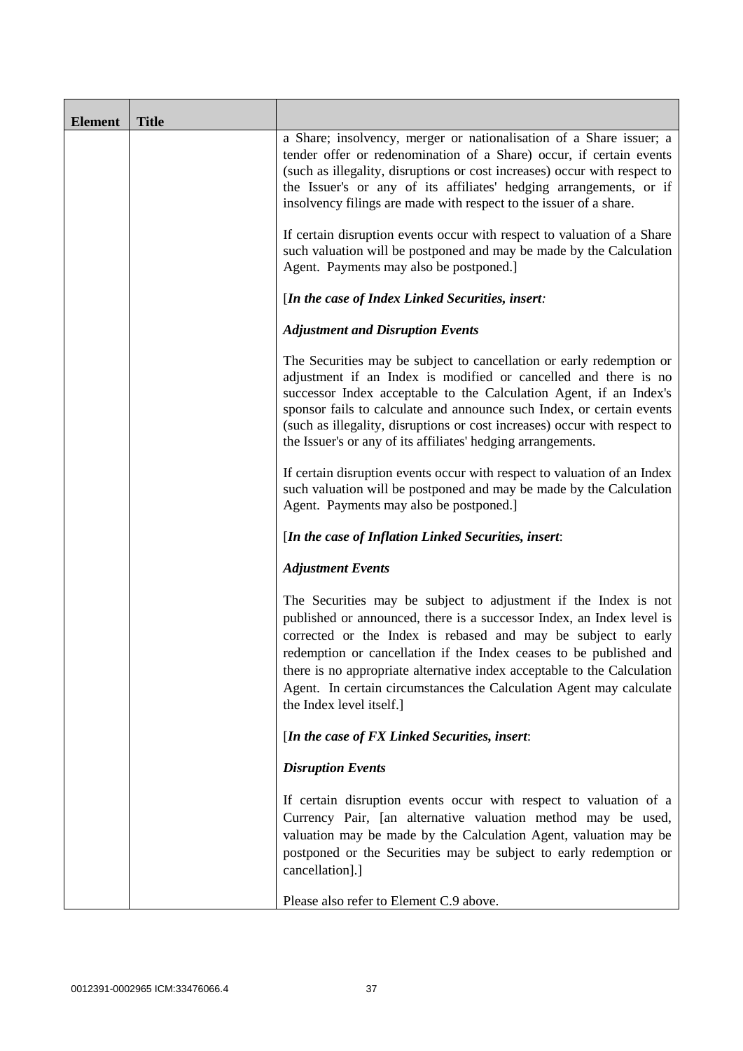| Element | Title | |
|---|---|---|
| | | a Share; insolvency, merger or nationalisation of a Share issuer; a tender offer or redenomination of a Share) occur, if certain events (such as illegality, disruptions or cost increases) occur with respect to the Issuer's or any of its affiliates' hedging arrangements, or if insolvency filings are made with respect to the issuer of a share.<br><br>If certain disruption events occur with respect to valuation of a Share such valuation will be postponed and may be made by the Calculation Agent. Payments may also be postponed.]<br><br>[***In the case of Index Linked Securities, insert:***<br><br>***Adjustment and Disruption Events***<br><br>The Securities may be subject to cancellation or early redemption or adjustment if an Index is modified or cancelled and there is no successor Index acceptable to the Calculation Agent, if an Index's sponsor fails to calculate and announce such Index, or certain events (such as illegality, disruptions or cost increases) occur with respect to the Issuer's or any of its affiliates' hedging arrangements.<br><br>If certain disruption events occur with respect to valuation of an Index such valuation will be postponed and may be made by the Calculation Agent. Payments may also be postponed.]<br><br>[***In the case of Inflation Linked Securities, insert:***<br><br>***Adjustment Events***<br><br>The Securities may be subject to adjustment if the Index is not published or announced, there is a successor Index, an Index level is corrected or the Index is rebased and may be subject to early redemption or cancellation if the Index ceases to be published and there is no appropriate alternative index acceptable to the Calculation Agent. In certain circumstances the Calculation Agent may calculate the Index level itself.]<br><br>[***In the case of FX Linked Securities, insert:***<br><br>***Disruption Events***<br><br>If certain disruption events occur with respect to valuation of a Currency Pair, [an alternative valuation method may be used, valuation may be made by the Calculation Agent, valuation may be postponed or the Securities may be subject to early redemption or cancellation].]<br><br>Please also refer to Element C.9 above. |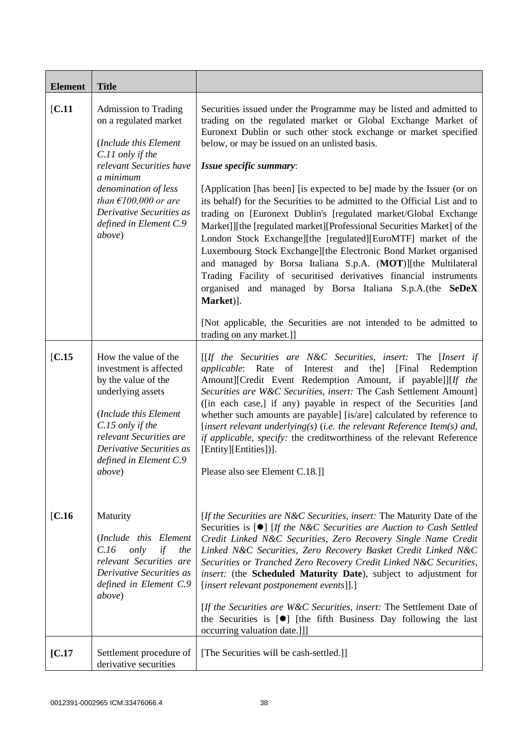| Element | Title | |
|---|---|---|
| [C.11 | Admission to Trading on a regulated market<br><br>(*Include this Element C.11 only if the relevant Securities have a minimum denomination of less than €100,000 or are Derivative Securities as defined in Element C.9 above*) | Securities issued under the Programme may be listed and admitted to trading on the regulated market or Global Exchange Market of Euronext Dublin or such other stock exchange or market specified below, or may be issued on an unlisted basis.<br><br>***Issue specific summary***:<br><br>[Application [has been] [is expected to be] made by the Issuer (or on its behalf) for the Securities to be admitted to the Official List and to trading on [Euronext Dublin's [regulated market/Global Exchange Market]][the [regulated market][Professional Securities Market] of the London Stock Exchange][the [regulated][EuroMTF] market of the Luxembourg Stock Exchange][the Electronic Bond Market organised and managed by Borsa Italiana S.p.A. (**MOT**)][the Multilateral Trading Facility of securitised derivatives financial instruments organised and managed by Borsa Italiana S.p.A.(the **SeDeX Market**)].<br><br>[Not applicable, the Securities are not intended to be admitted to trading on any market.]] |
| [C.15 | How the value of the investment is affected by the value of the underlying assets<br><br>(*Include this Element C.15 only if the relevant Securities are Derivative Securities as defined in Element C.9 above*) | [[*If the Securities are N&C Securities, insert:* The [*Insert if applicable*: Rate of Interest and the] [Final Redemption Amount][Credit Event Redemption Amount, if payable]][*If the Securities are W&C Securities, insert:* The Cash Settlement Amount] ([in each case,] if any) payable in respect of the Securities [and whether such amounts are payable] [is/are] calculated by reference to [*insert relevant underlying(s)* (*i.e. the relevant Reference Item(s) and, if applicable, specify:* the creditworthiness of the relevant Reference [Entity][Entities])].<br><br>Please also see Element C.18.]] |
| [C.16 | Maturity<br><br>(*Include this Element C.16 only if the relevant Securities are Derivative Securities as defined in Element C.9 above*) | [*If the Securities are N&C Securities, insert:* The Maturity Date of the Securities is [●] [*If the N&C Securities are Auction to Cash Settled Credit Linked N&C Securities, Zero Recovery Single Name Credit Linked N&C Securities, Zero Recovery Basket Credit Linked N&C Securities or Tranched Zero Recovery Credit Linked N&C Securities, insert:* (the **Scheduled Maturity Date**), subject to adjustment for [*insert relevant postponement events*]].]<br><br>[*If the Securities are W&C Securities, insert:* The Settlement Date of the Securities is [●] [the fifth Business Day following the last occurring valuation date.]]] |
| **[C.17** | Settlement procedure of derivative securities | [The Securities will be cash-settled.]] |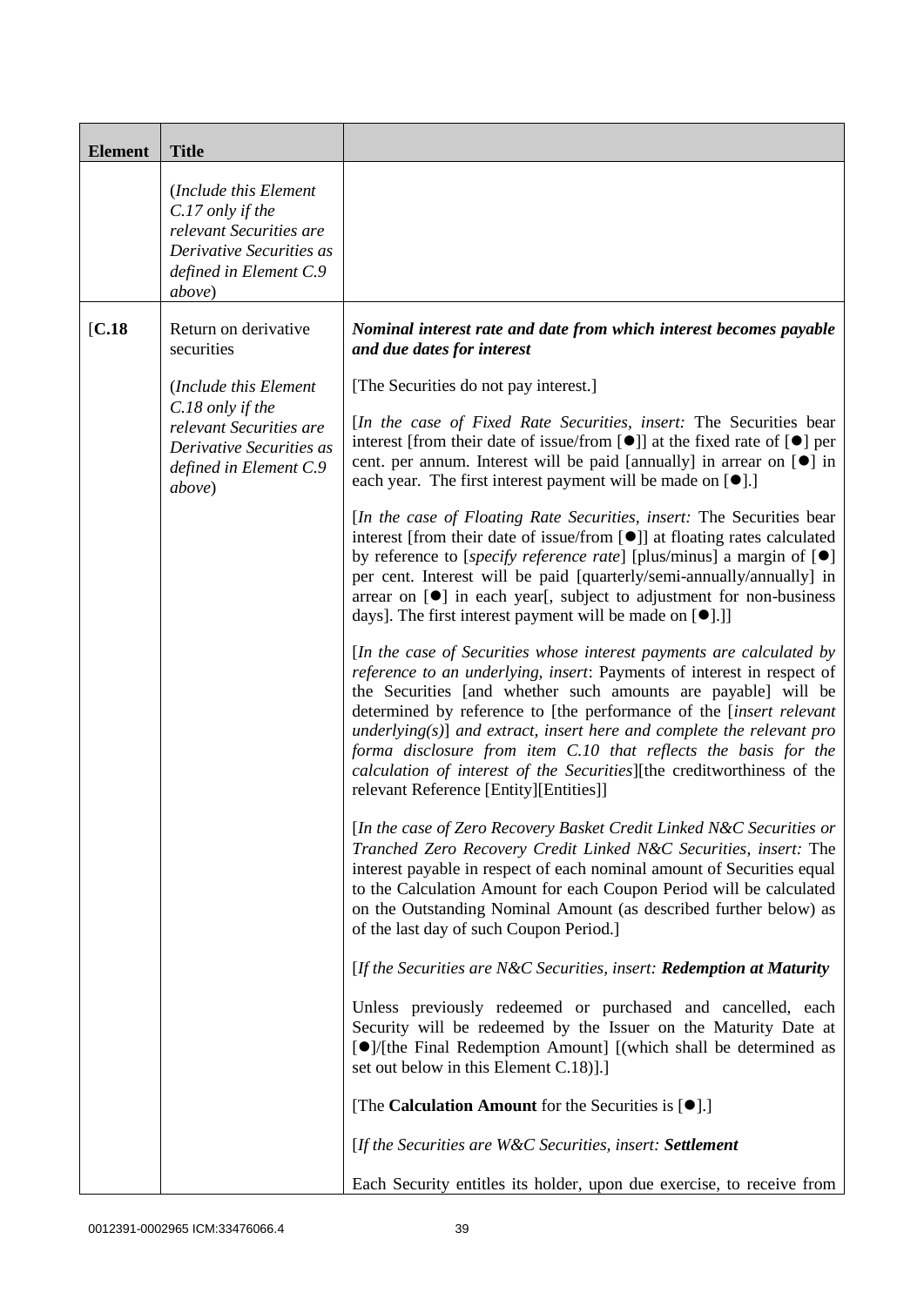| Element | Title | |
|---|---|---|
| | (*Include this Element C.17 only if the relevant Securities are Derivative Securities as defined in Element C.9 above*) | |
| [**C.18** | Return on derivative securities<br><br>(*Include this Element C.18 only if the relevant Securities are Derivative Securities as defined in Element C.9 above*) | ***Nominal interest rate and date from which interest becomes payable and due dates for interest***<br><br>[The Securities do not pay interest.]<br><br>[*In the case of Fixed Rate Securities, insert:* The Securities bear interest [from their date of issue/from [●]] at the fixed rate of [●] per cent. per annum. Interest will be paid [annually] in arrear on [●] in each year. The first interest payment will be made on [●].]<br><br>[*In the case of Floating Rate Securities, insert:* The Securities bear interest [from their date of issue/from [●]] at floating rates calculated by reference to [*specify reference rate*] [plus/minus] a margin of [●] per cent. Interest will be paid [quarterly/semi-annually/annually] in arrear on [●] in each year[, subject to adjustment for non-business days]. The first interest payment will be made on [●].]]<br><br>[*In the case of Securities whose interest payments are calculated by reference to an underlying, insert*: Payments of interest in respect of the Securities [and whether such amounts are payable] will be determined by reference to [the performance of the [*insert relevant underlying(s)*] *and extract, insert here and complete the relevant pro forma disclosure from item C.10 that reflects the basis for the calculation of interest of the Securities*][the creditworthiness of the relevant Reference [Entity][Entities]]<br><br>[*In the case of Zero Recovery Basket Credit Linked N&C Securities or Tranched Zero Recovery Credit Linked N&C Securities, insert:* The interest payable in respect of each nominal amount of Securities equal to the Calculation Amount for each Coupon Period will be calculated on the Outstanding Nominal Amount (as described further below) as of the last day of such Coupon Period.]<br><br>[*If the Securities are N&C Securities, insert:* ***Redemption at Maturity***<br><br>Unless previously redeemed or purchased and cancelled, each Security will be redeemed by the Issuer on the Maturity Date at [●]/[the Final Redemption Amount] [(which shall be determined as set out below in this Element C.18)].]<br><br>[The **Calculation Amount** for the Securities is [●].]<br><br>[*If the Securities are W&C Securities, insert:* ***Settlement***<br><br>Each Security entitles its holder, upon due exercise, to receive from |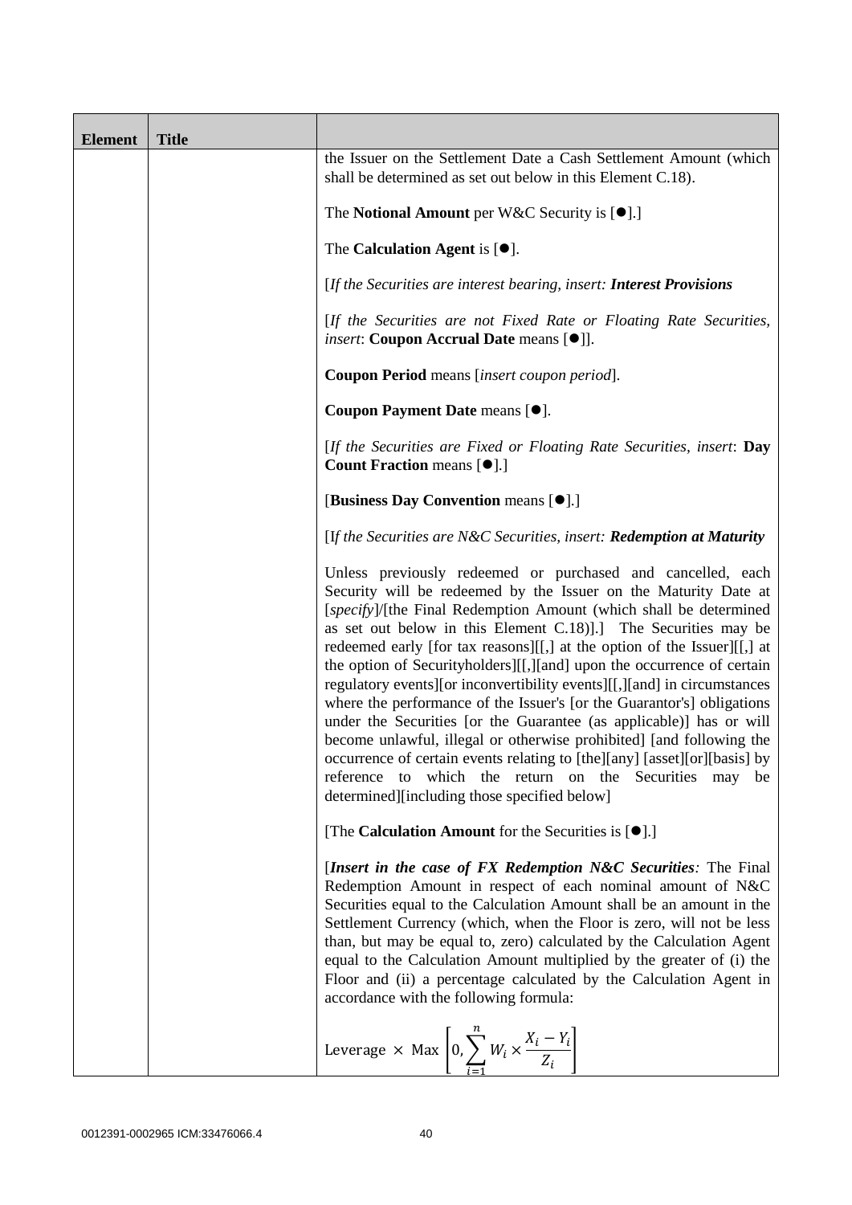| Element | Title | |
|---|---|---|
| | | the Issuer on the Settlement Date a Cash Settlement Amount (which shall be determined as set out below in this Element C.18).<br><br>The **Notional Amount** per W&C Security is [●].]<br><br>The **Calculation Agent** is [●].<br><br>[*If the Securities are interest bearing, insert:* ***Interest Provisions***<br><br>[*If the Securities are not Fixed Rate or Floating Rate Securities, insert*: **Coupon Accrual Date** means [●]].<br><br>**Coupon Period** means [*insert coupon period*].<br><br>**Coupon Payment Date** means [●].<br><br>[*If the Securities are Fixed or Floating Rate Securities, insert*: **Day Count Fraction** means [●].]<br><br>[**Business Day Convention** means [●].]<br><br>[I*f the Securities are N&C Securities, insert:* ***Redemption at Maturity***<br><br>Unless previously redeemed or purchased and cancelled, each Security will be redeemed by the Issuer on the Maturity Date at [*specify*]/[the Final Redemption Amount (which shall be determined as set out below in this Element C.18)].] The Securities may be redeemed early [for tax reasons][[,] at the option of the Issuer][[,] at the option of Securityholders][[,][and] upon the occurrence of certain regulatory events][or inconvertibility events][[,][and] in circumstances where the performance of the Issuer's [or the Guarantor's] obligations under the Securities [or the Guarantee (as applicable)] has or will become unlawful, illegal or otherwise prohibited] [and following the occurrence of certain events relating to [the][any] [asset][or][basis] by reference to which the return on the Securities may be determined][including those specified below]<br><br>[The **Calculation Amount** for the Securities is [●].]<br><br>[***Insert in the case of FX Redemption N&C Securities****:* The Final Redemption Amount in respect of each nominal amount of N&C Securities equal to the Calculation Amount shall be an amount in the Settlement Currency (which, when the Floor is zero, will not be less than, but may be equal to, zero) calculated by the Calculation Agent equal to the Calculation Amount multiplied by the greater of (i) the Floor and (ii) a percentage calculated by the Calculation Agent in accordance with the following formula:<br><br>$\text{Leverage} \times \text{Max}\left[0, \sum_{i=1}^{n} W_i \times \frac{X_i - Y_i}{Z_i}\right]$ |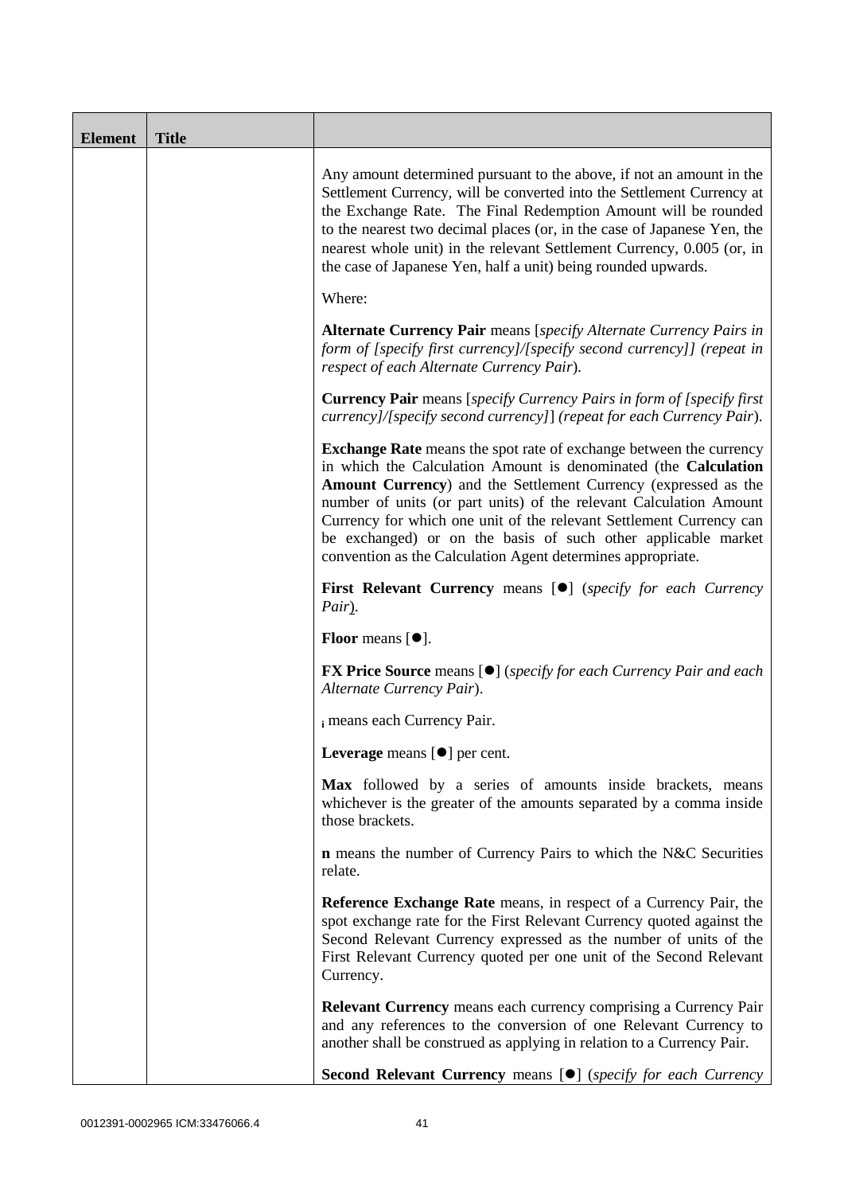| Element | Title | |
|---|---|---|
| | | Any amount determined pursuant to the above, if not an amount in the Settlement Currency, will be converted into the Settlement Currency at the Exchange Rate. The Final Redemption Amount will be rounded to the nearest two decimal places (or, in the case of Japanese Yen, the nearest whole unit) in the relevant Settlement Currency, 0.005 (or, in the case of Japanese Yen, half a unit) being rounded upwards.<br><br>Where:<br><br>**Alternate Currency Pair** means [*specify Alternate Currency Pairs in form of [specify first currency]/[specify second currency]] (repeat in respect of each Alternate Currency Pair*).<br><br>**Currency Pair** means [*specify Currency Pairs in form of [specify first currency]/[specify second currency]*] (*repeat for each Currency Pair*).<br><br>**Exchange Rate** means the spot rate of exchange between the currency in which the Calculation Amount is denominated (the **Calculation Amount Currency**) and the Settlement Currency (expressed as the number of units (or part units) of the relevant Calculation Amount Currency for which one unit of the relevant Settlement Currency can be exchanged) or on the basis of such other applicable market convention as the Calculation Agent determines appropriate.<br><br>**First Relevant Currency** means [●] (*specify for each Currency Pair*).<br><br>**Floor** means [●].<br><br>**FX Price Source** means [●] (*specify for each Currency Pair and each Alternate Currency Pair*).<br><br>$_i$ means each Currency Pair.<br><br>**Leverage** means [●] per cent.<br><br>**Max** followed by a series of amounts inside brackets, means whichever is the greater of the amounts separated by a comma inside those brackets.<br><br>**n** means the number of Currency Pairs to which the N&C Securities relate.<br><br>**Reference Exchange Rate** means, in respect of a Currency Pair, the spot exchange rate for the First Relevant Currency quoted against the Second Relevant Currency expressed as the number of units of the First Relevant Currency quoted per one unit of the Second Relevant Currency.<br><br>**Relevant Currency** means each currency comprising a Currency Pair and any references to the conversion of one Relevant Currency to another shall be construed as applying in relation to a Currency Pair.<br><br>**Second Relevant Currency** means [●] (*specify for each Currency* |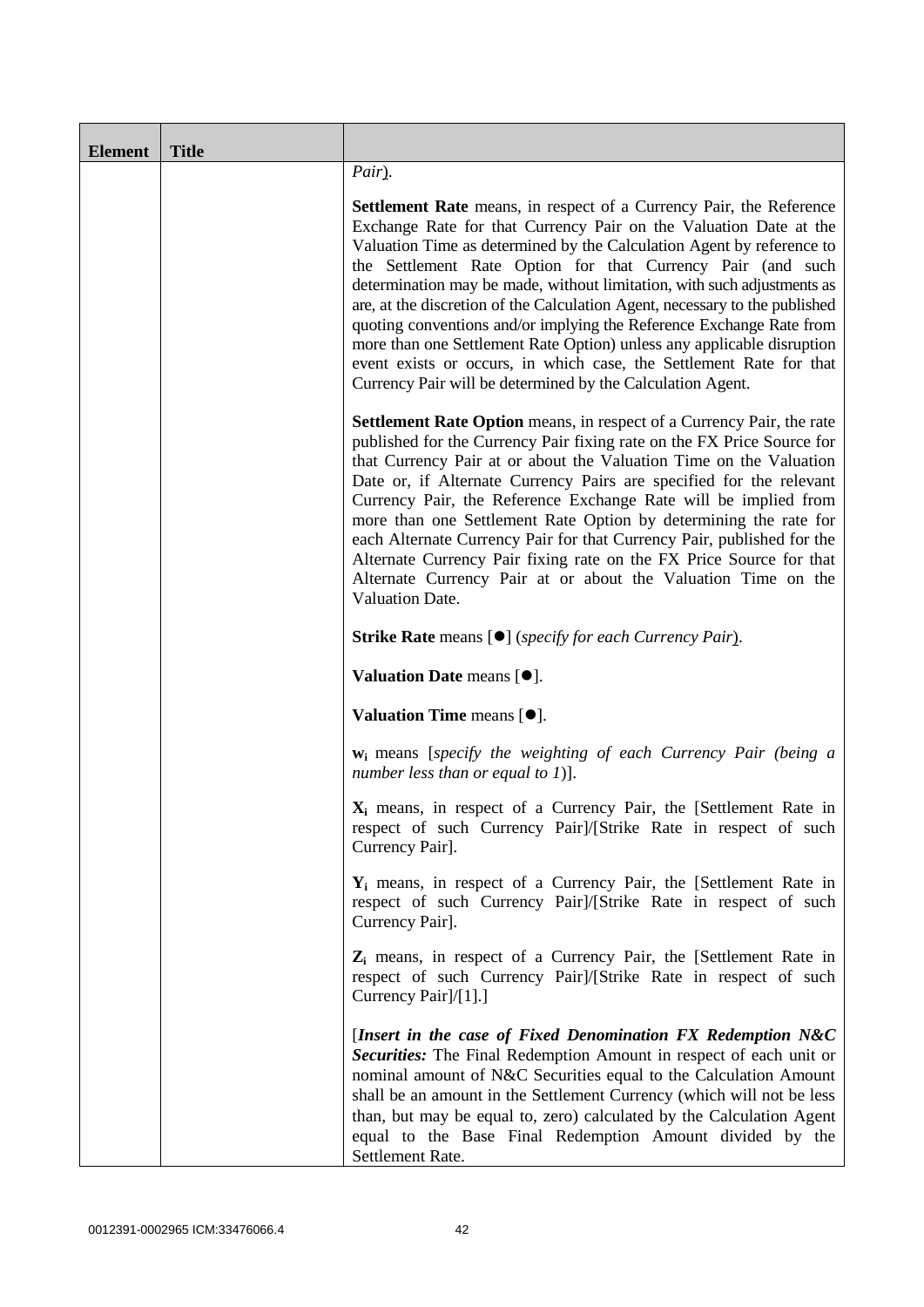| Element | Title | |
|---|---|---|
| | | *Pair*).<br><br>**Settlement Rate** means, in respect of a Currency Pair, the Reference Exchange Rate for that Currency Pair on the Valuation Date at the Valuation Time as determined by the Calculation Agent by reference to the Settlement Rate Option for that Currency Pair (and such determination may be made, without limitation, with such adjustments as are, at the discretion of the Calculation Agent, necessary to the published quoting conventions and/or implying the Reference Exchange Rate from more than one Settlement Rate Option) unless any applicable disruption event exists or occurs, in which case, the Settlement Rate for that Currency Pair will be determined by the Calculation Agent.<br><br>**Settlement Rate Option** means, in respect of a Currency Pair, the rate published for the Currency Pair fixing rate on the FX Price Source for that Currency Pair at or about the Valuation Time on the Valuation Date or, if Alternate Currency Pairs are specified for the relevant Currency Pair, the Reference Exchange Rate will be implied from more than one Settlement Rate Option by determining the rate for each Alternate Currency Pair for that Currency Pair, published for the Alternate Currency Pair fixing rate on the FX Price Source for that Alternate Currency Pair at or about the Valuation Time on the Valuation Date.<br><br>**Strike Rate** means [●] (*specify for each Currency Pair*).<br><br>**Valuation Date** means [●].<br><br>**Valuation Time** means [●].<br><br>$\mathbf{w_i}$ means [*specify the weighting of each Currency Pair (being a number less than or equal to 1)*].<br><br>$\mathbf{X_i}$ means, in respect of a Currency Pair, the [Settlement Rate in respect of such Currency Pair]/[Strike Rate in respect of such Currency Pair].<br><br>$\mathbf{Y_i}$ means, in respect of a Currency Pair, the [Settlement Rate in respect of such Currency Pair]/[Strike Rate in respect of such Currency Pair].<br><br>$\mathbf{Z_i}$ means, in respect of a Currency Pair, the [Settlement Rate in respect of such Currency Pair]/[Strike Rate in respect of such Currency Pair]/[1].]<br><br>[***Insert in the case of Fixed Denomination FX Redemption N&C Securities:*** The Final Redemption Amount in respect of each unit or nominal amount of N&C Securities equal to the Calculation Amount shall be an amount in the Settlement Currency (which will not be less than, but may be equal to, zero) calculated by the Calculation Agent equal to the Base Final Redemption Amount divided by the Settlement Rate. |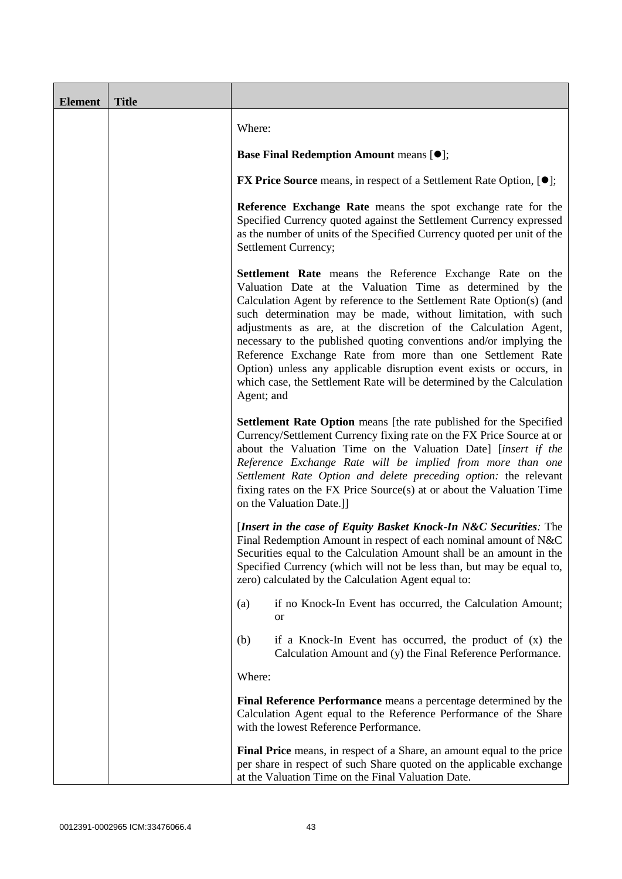| Element | Title | |
|---|---|---|
| | | Where:<br><br>**Base Final Redemption Amount** means [●];<br><br>**FX Price Source** means, in respect of a Settlement Rate Option, [●];<br><br>**Reference Exchange Rate** means the spot exchange rate for the Specified Currency quoted against the Settlement Currency expressed as the number of units of the Specified Currency quoted per unit of the Settlement Currency;<br><br>**Settlement Rate** means the Reference Exchange Rate on the Valuation Date at the Valuation Time as determined by the Calculation Agent by reference to the Settlement Rate Option(s) (and such determination may be made, without limitation, with such adjustments as are, at the discretion of the Calculation Agent, necessary to the published quoting conventions and/or implying the Reference Exchange Rate from more than one Settlement Rate Option) unless any applicable disruption event exists or occurs, in which case, the Settlement Rate will be determined by the Calculation Agent; and<br><br>**Settlement Rate Option** means [the rate published for the Specified Currency/Settlement Currency fixing rate on the FX Price Source at or about the Valuation Time on the Valuation Date] [*insert if the Reference Exchange Rate will be implied from more than one Settlement Rate Option and delete preceding option:* the relevant fixing rates on the FX Price Source(s) at or about the Valuation Time on the Valuation Date.]]<br><br>[***Insert in the case of Equity Basket Knock-In N&C Securities****:* The Final Redemption Amount in respect of each nominal amount of N&C Securities equal to the Calculation Amount shall be an amount in the Specified Currency (which will not be less than, but may be equal to, zero) calculated by the Calculation Agent equal to:<br><br>(a) if no Knock-In Event has occurred, the Calculation Amount; or<br><br>(b) if a Knock-In Event has occurred, the product of (x) the Calculation Amount and (y) the Final Reference Performance.<br><br>Where:<br><br>**Final Reference Performance** means a percentage determined by the Calculation Agent equal to the Reference Performance of the Share with the lowest Reference Performance.<br><br>**Final Price** means, in respect of a Share, an amount equal to the price per share in respect of such Share quoted on the applicable exchange at the Valuation Time on the Final Valuation Date. |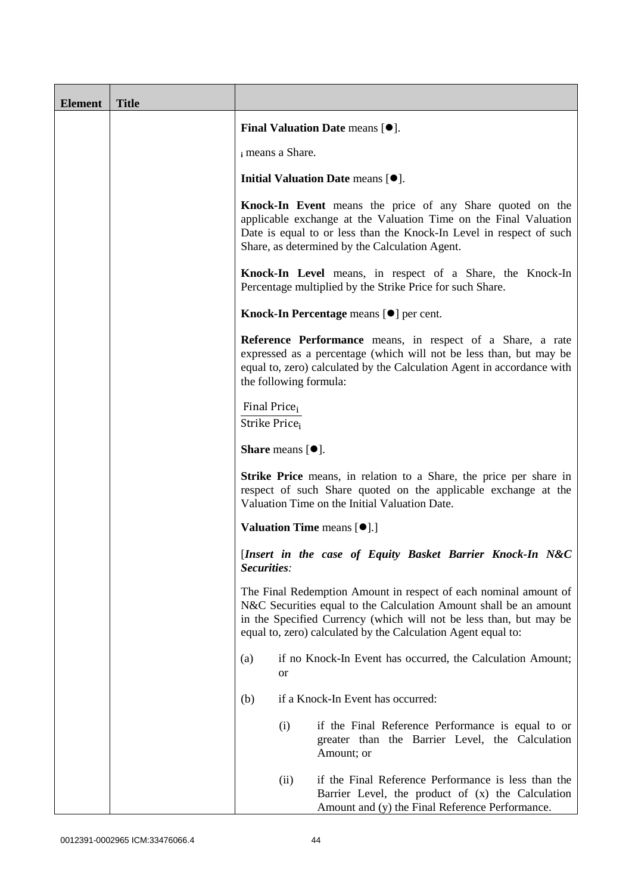| Element | Title | |
|---|---|---|
| | | **Final Valuation Date** means [●].<br><br>$_i$ means a Share.<br><br>**Initial Valuation Date** means [●].<br><br>**Knock-In Event** means the price of any Share quoted on the applicable exchange at the Valuation Time on the Final Valuation Date is equal to or less than the Knock-In Level in respect of such Share, as determined by the Calculation Agent.<br><br>**Knock-In Level** means, in respect of a Share, the Knock-In Percentage multiplied by the Strike Price for such Share.<br><br>**Knock-In Percentage** means [●] per cent.<br><br>**Reference Performance** means, in respect of a Share, a rate expressed as a percentage (which will not be less than, but may be equal to, zero) calculated by the Calculation Agent in accordance with the following formula:<br><br>$\frac{\text{Final Price}_i}{\text{Strike Price}_i}$<br><br>**Share** means [●].<br><br>**Strike Price** means, in relation to a Share, the price per share in respect of such Share quoted on the applicable exchange at the Valuation Time on the Initial Valuation Date.<br><br>**Valuation Time** means [●].]<br><br>[***Insert in the case of Equity Basket Barrier Knock-In N&C Securities****:*<br><br>The Final Redemption Amount in respect of each nominal amount of N&C Securities equal to the Calculation Amount shall be an amount in the Specified Currency (which will not be less than, but may be equal to, zero) calculated by the Calculation Agent equal to:<br><br>(a) if no Knock-In Event has occurred, the Calculation Amount; or<br><br>(b) if a Knock-In Event has occurred:<br><br>(i) if the Final Reference Performance is equal to or greater than the Barrier Level, the Calculation Amount; or<br><br>(ii) if the Final Reference Performance is less than the Barrier Level, the product of (x) the Calculation Amount and (y) the Final Reference Performance. |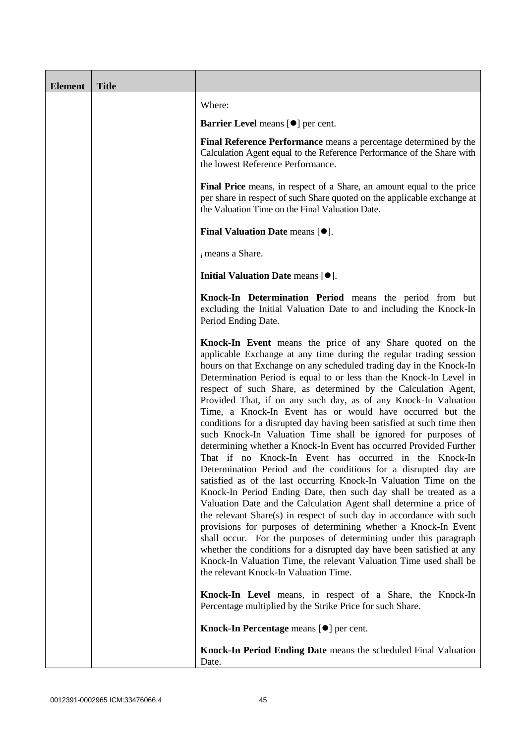| Element | Title | |
|---|---|---|
| | | Where:<br><br>**Barrier Level** means [●] per cent.<br><br>**Final Reference Performance** means a percentage determined by the Calculation Agent equal to the Reference Performance of the Share with the lowest Reference Performance.<br><br>**Final Price** means, in respect of a Share, an amount equal to the price per share in respect of such Share quoted on the applicable exchange at the Valuation Time on the Final Valuation Date.<br><br>**Final Valuation Date** means [●].<br><br>$_i$ means a Share.<br><br>**Initial Valuation Date** means [●].<br><br>**Knock-In Determination Period** means the period from but excluding the Initial Valuation Date to and including the Knock-In Period Ending Date.<br><br>**Knock-In Event** means the price of any Share quoted on the applicable Exchange at any time during the regular trading session hours on that Exchange on any scheduled trading day in the Knock-In Determination Period is equal to or less than the Knock-In Level in respect of such Share, as determined by the Calculation Agent, Provided That, if on any such day, as of any Knock-In Valuation Time, a Knock-In Event has or would have occurred but the conditions for a disrupted day having been satisfied at such time then such Knock-In Valuation Time shall be ignored for purposes of determining whether a Knock-In Event has occurred Provided Further That if no Knock-In Event has occurred in the Knock-In Determination Period and the conditions for a disrupted day are satisfied as of the last occurring Knock-In Valuation Time on the Knock-In Period Ending Date, then such day shall be treated as a Valuation Date and the Calculation Agent shall determine a price of the relevant Share(s) in respect of such day in accordance with such provisions for purposes of determining whether a Knock-In Event shall occur. For the purposes of determining under this paragraph whether the conditions for a disrupted day have been satisfied at any Knock-In Valuation Time, the relevant Valuation Time used shall be the relevant Knock-In Valuation Time.<br><br>**Knock-In Level** means, in respect of a Share, the Knock-In Percentage multiplied by the Strike Price for such Share.<br><br>**Knock-In Percentage** means [●] per cent.<br><br>**Knock-In Period Ending Date** means the scheduled Final Valuation Date. |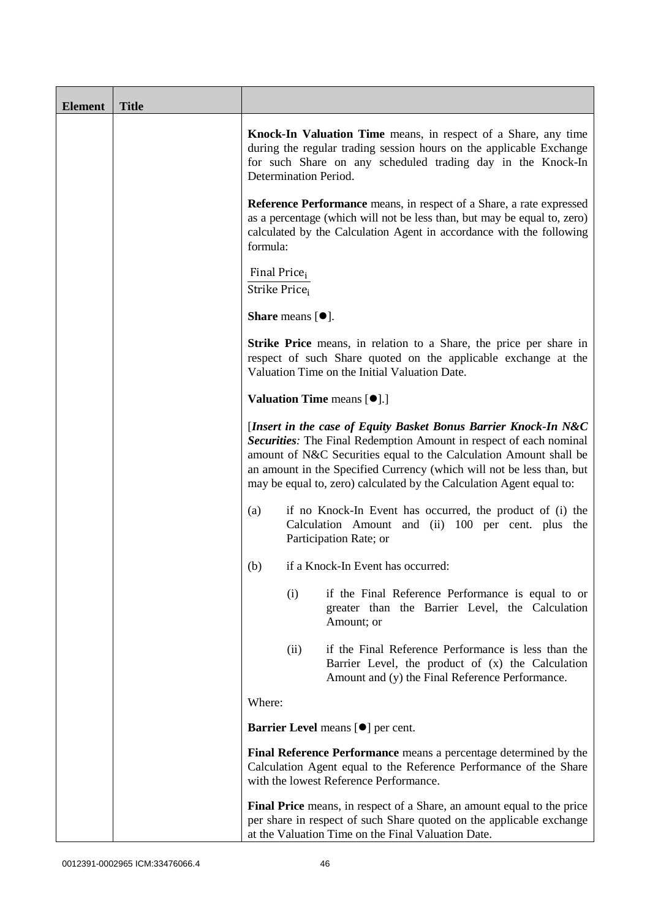| Element | Title | |
|---|---|---|
| | | **Knock-In Valuation Time** means, in respect of a Share, any time during the regular trading session hours on the applicable Exchange for such Share on any scheduled trading day in the Knock-In Determination Period.<br><br>**Reference Performance** means, in respect of a Share, a rate expressed as a percentage (which will not be less than, but may be equal to, zero) calculated by the Calculation Agent in accordance with the following formula:<br><br>$$\frac{\text{Final Price}_i}{\text{Strike Price}_i}$$<br><br>**Share** means [●].<br><br>**Strike Price** means, in relation to a Share, the price per share in respect of such Share quoted on the applicable exchange at the Valuation Time on the Initial Valuation Date.<br><br>**Valuation Time** means [●].]<br><br>[*Insert in the case of Equity Basket Bonus Barrier Knock-In N&C Securities:* The Final Redemption Amount in respect of each nominal amount of N&C Securities equal to the Calculation Amount shall be an amount in the Specified Currency (which will not be less than, but may be equal to, zero) calculated by the Calculation Agent equal to:<br><br>(a) if no Knock-In Event has occurred, the product of (i) the Calculation Amount and (ii) 100 per cent. plus the Participation Rate; or<br><br>(b) if a Knock-In Event has occurred:<br><br>(i) if the Final Reference Performance is equal to or greater than the Barrier Level, the Calculation Amount; or<br><br>(ii) if the Final Reference Performance is less than the Barrier Level, the product of (x) the Calculation Amount and (y) the Final Reference Performance.<br><br>Where:<br><br>**Barrier Level** means [●] per cent.<br><br>**Final Reference Performance** means a percentage determined by the Calculation Agent equal to the Reference Performance of the Share with the lowest Reference Performance.<br><br>**Final Price** means, in respect of a Share, an amount equal to the price per share in respect of such Share quoted on the applicable exchange at the Valuation Time on the Final Valuation Date. |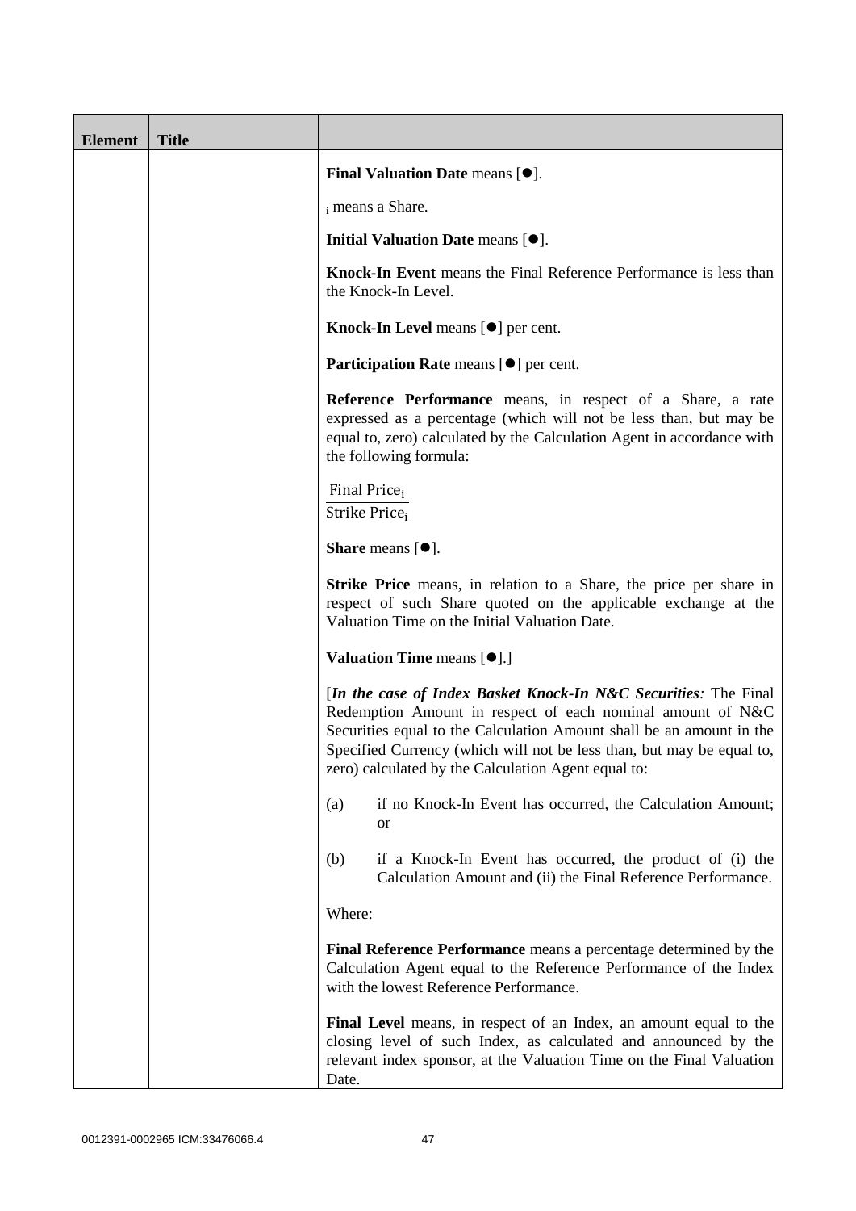| Element | Title | |
|---|---|---|
| | | **Final Valuation Date** means [●].<br><br>$_i$ means a Share.<br><br>**Initial Valuation Date** means [●].<br><br>**Knock-In Event** means the Final Reference Performance is less than the Knock-In Level.<br><br>**Knock-In Level** means [●] per cent.<br><br>**Participation Rate** means [●] per cent.<br><br>**Reference Performance** means, in respect of a Share, a rate expressed as a percentage (which will not be less than, but may be equal to, zero) calculated by the Calculation Agent in accordance with the following formula:<br><br>$\frac{\text{Final Price}_i}{\text{Strike Price}_i}$<br><br>**Share** means [●].<br><br>**Strike Price** means, in relation to a Share, the price per share in respect of such Share quoted on the applicable exchange at the Valuation Time on the Initial Valuation Date.<br><br>**Valuation Time** means [●].]<br><br>[***In the case of Index Basket Knock-In N&C Securities****:* The Final Redemption Amount in respect of each nominal amount of N&C Securities equal to the Calculation Amount shall be an amount in the Specified Currency (which will not be less than, but may be equal to, zero) calculated by the Calculation Agent equal to:<br><br>(a) if no Knock-In Event has occurred, the Calculation Amount; or<br><br>(b) if a Knock-In Event has occurred, the product of (i) the Calculation Amount and (ii) the Final Reference Performance.<br><br>Where:<br><br>**Final Reference Performance** means a percentage determined by the Calculation Agent equal to the Reference Performance of the Index with the lowest Reference Performance.<br><br>**Final Level** means, in respect of an Index, an amount equal to the closing level of such Index, as calculated and announced by the relevant index sponsor, at the Valuation Time on the Final Valuation Date. |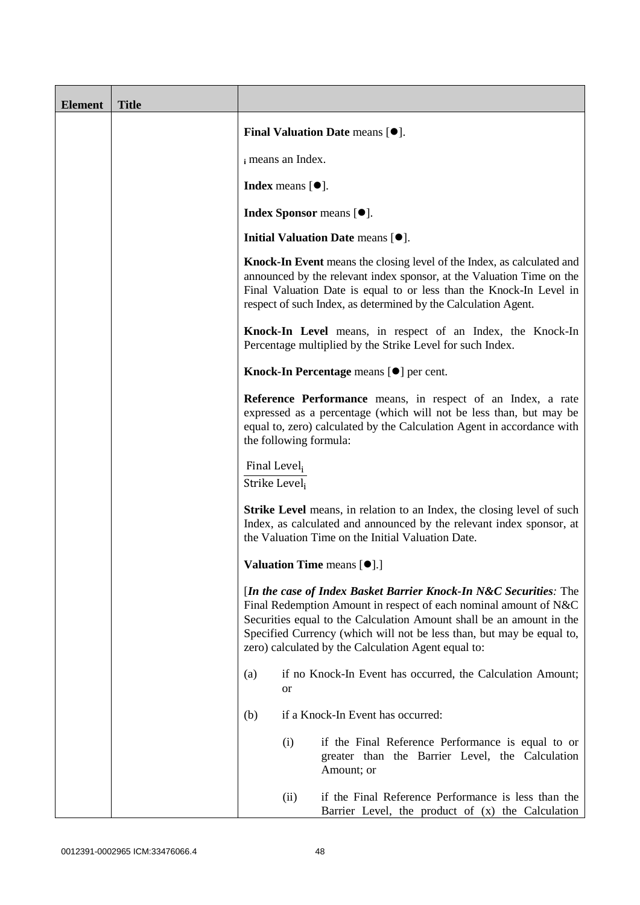| Element | Title | |
|---|---|---|
| | | **Final Valuation Date** means [●].<br><br>$_i$ means an Index.<br><br>**Index** means [●].<br><br>**Index Sponsor** means [●].<br><br>**Initial Valuation Date** means [●].<br><br>**Knock-In Event** means the closing level of the Index, as calculated and announced by the relevant index sponsor, at the Valuation Time on the Final Valuation Date is equal to or less than the Knock-In Level in respect of such Index, as determined by the Calculation Agent.<br><br>**Knock-In Level** means, in respect of an Index, the Knock-In Percentage multiplied by the Strike Level for such Index.<br><br>**Knock-In Percentage** means [●] per cent.<br><br>**Reference Performance** means, in respect of an Index, a rate expressed as a percentage (which will not be less than, but may be equal to, zero) calculated by the Calculation Agent in accordance with the following formula:<br><br>$\frac{\text{Final Level}_i}{\text{Strike Level}_i}$<br><br>**Strike Level** means, in relation to an Index, the closing level of such Index, as calculated and announced by the relevant index sponsor, at the Valuation Time on the Initial Valuation Date.<br><br>**Valuation Time** means [●].]<br><br>[***In the case of Index Basket Barrier Knock-In N&C Securities****:* The Final Redemption Amount in respect of each nominal amount of N&C Securities equal to the Calculation Amount shall be an amount in the Specified Currency (which will not be less than, but may be equal to, zero) calculated by the Calculation Agent equal to:<br><br>(a) if no Knock-In Event has occurred, the Calculation Amount; or<br><br>(b) if a Knock-In Event has occurred:<br><br>(i) if the Final Reference Performance is equal to or greater than the Barrier Level, the Calculation Amount; or<br><br>(ii) if the Final Reference Performance is less than the Barrier Level, the product of (x) the Calculation |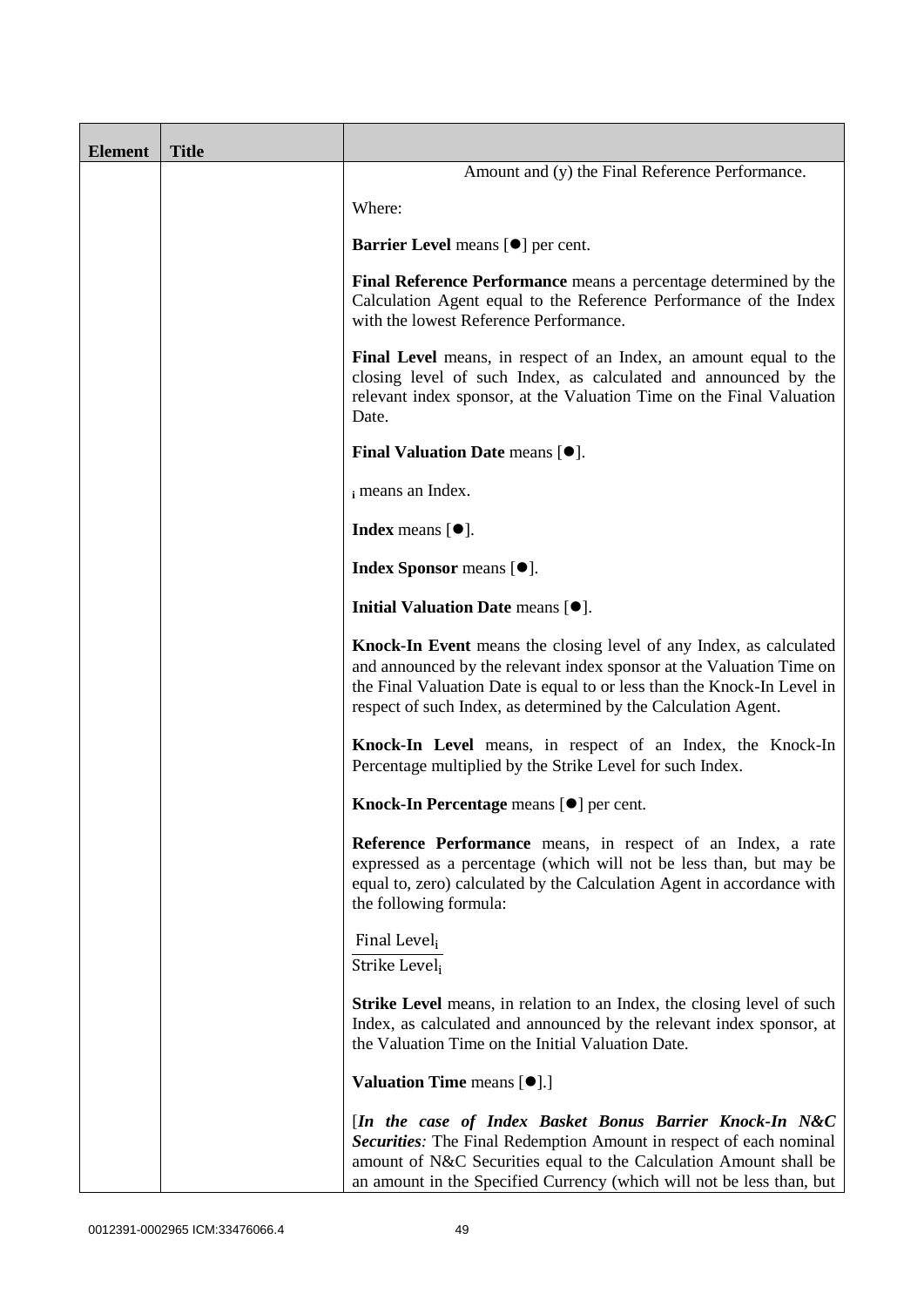| Element | Title | |
|---|---|---|
| | | Amount and (y) the Final Reference Performance.<br><br>Where:<br><br>**Barrier Level** means [●] per cent.<br><br>**Final Reference Performance** means a percentage determined by the Calculation Agent equal to the Reference Performance of the Index with the lowest Reference Performance.<br><br>**Final Level** means, in respect of an Index, an amount equal to the closing level of such Index, as calculated and announced by the relevant index sponsor, at the Valuation Time on the Final Valuation Date.<br><br>**Final Valuation Date** means [●].<br><br>$_i$ means an Index.<br><br>**Index** means [●].<br><br>**Index Sponsor** means [●].<br><br>**Initial Valuation Date** means [●].<br><br>**Knock-In Event** means the closing level of any Index, as calculated and announced by the relevant index sponsor at the Valuation Time on the Final Valuation Date is equal to or less than the Knock-In Level in respect of such Index, as determined by the Calculation Agent.<br><br>**Knock-In Level** means, in respect of an Index, the Knock-In Percentage multiplied by the Strike Level for such Index.<br><br>**Knock-In Percentage** means [●] per cent.<br><br>**Reference Performance** means, in respect of an Index, a rate expressed as a percentage (which will not be less than, but may be equal to, zero) calculated by the Calculation Agent in accordance with the following formula:<br><br>$\frac{\text{Final Level}_i}{\text{Strike Level}_i}$<br><br>**Strike Level** means, in relation to an Index, the closing level of such Index, as calculated and announced by the relevant index sponsor, at the Valuation Time on the Initial Valuation Date.<br><br>**Valuation Time** means [●].]<br><br>[*In the case of Index Basket Bonus Barrier Knock-In N&C Securities:* The Final Redemption Amount in respect of each nominal amount of N&C Securities equal to the Calculation Amount shall be an amount in the Specified Currency (which will not be less than, but |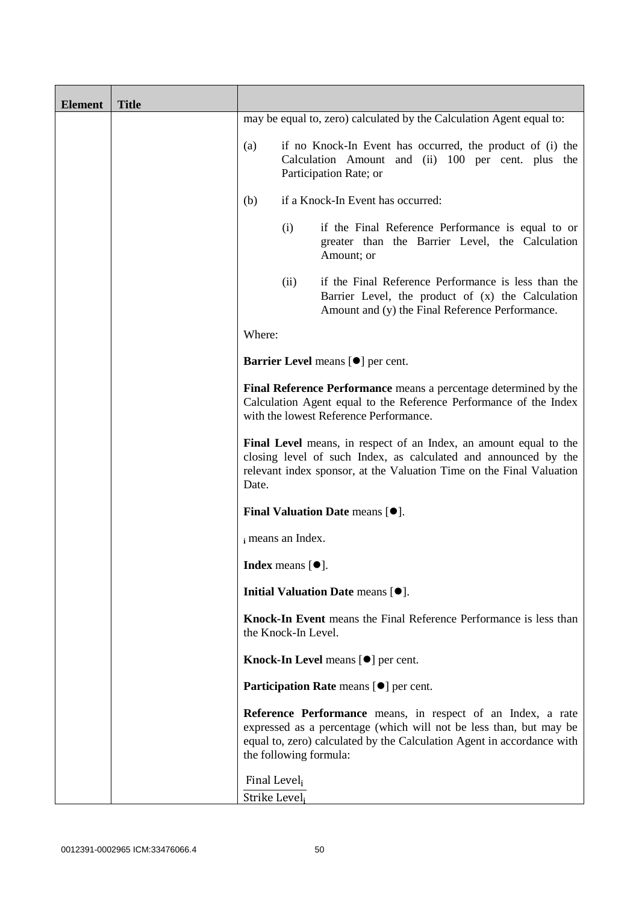| Element | Title | |
|---|---|---|
| | | may be equal to, zero) calculated by the Calculation Agent equal to:<br><br>(a) if no Knock-In Event has occurred, the product of (i) the Calculation Amount and (ii) 100 per cent. plus the Participation Rate; or<br><br>(b) if a Knock-In Event has occurred:<br><br>(i) if the Final Reference Performance is equal to or greater than the Barrier Level, the Calculation Amount; or<br><br>(ii) if the Final Reference Performance is less than the Barrier Level, the product of (x) the Calculation Amount and (y) the Final Reference Performance.<br><br>Where:<br><br>**Barrier Level** means [●] per cent.<br><br>**Final Reference Performance** means a percentage determined by the Calculation Agent equal to the Reference Performance of the Index with the lowest Reference Performance.<br><br>**Final Level** means, in respect of an Index, an amount equal to the closing level of such Index, as calculated and announced by the relevant index sponsor, at the Valuation Time on the Final Valuation Date.<br><br>**Final Valuation Date** means [●].<br><br>$_i$ means an Index.<br><br>**Index** means [●].<br><br>**Initial Valuation Date** means [●].<br><br>**Knock-In Event** means the Final Reference Performance is less than the Knock-In Level.<br><br>**Knock-In Level** means [●] per cent.<br><br>**Participation Rate** means [●] per cent.<br><br>**Reference Performance** means, in respect of an Index, a rate expressed as a percentage (which will not be less than, but may be equal to, zero) calculated by the Calculation Agent in accordance with the following formula:<br><br>$\frac{\text{Final Level}_i}{\text{Strike Level}_i}$ |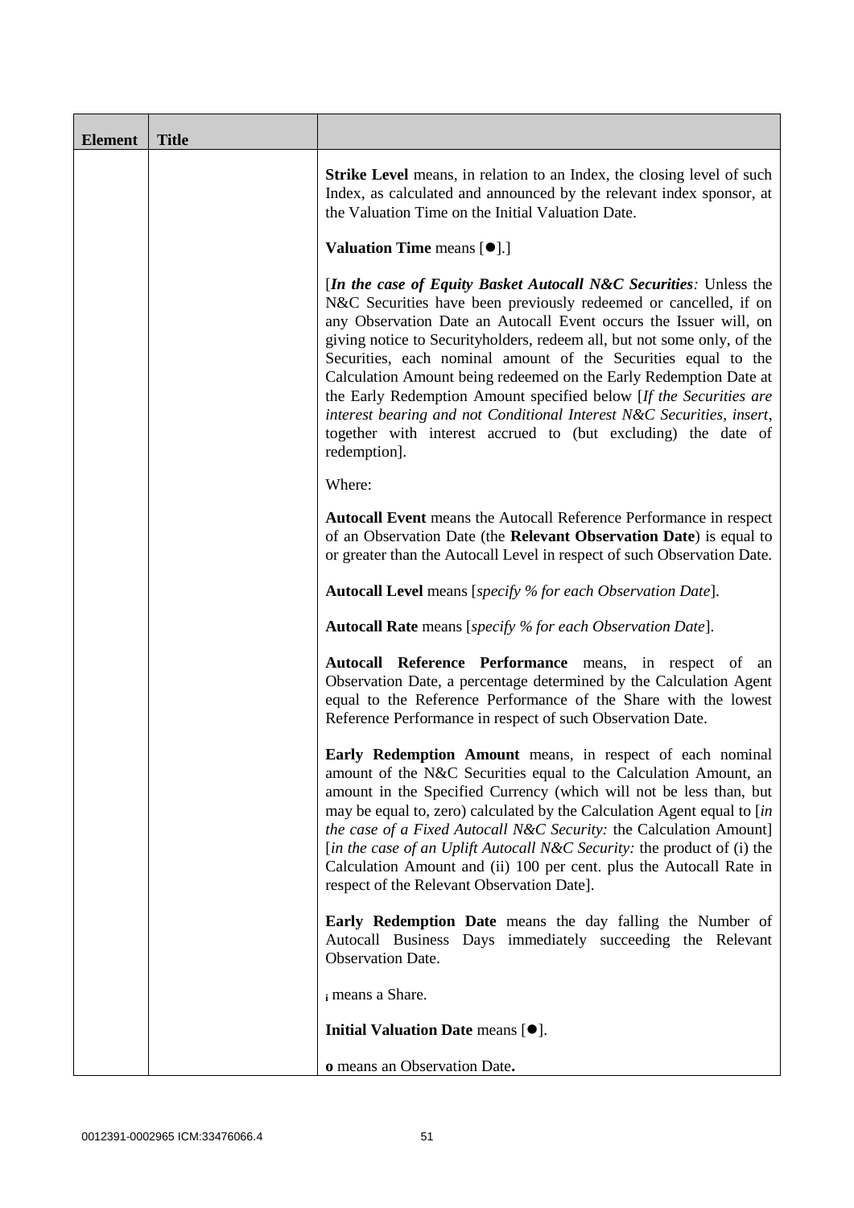| Element | Title | |
|---|---|---|
| | | **Strike Level** means, in relation to an Index, the closing level of such Index, as calculated and announced by the relevant index sponsor, at the Valuation Time on the Initial Valuation Date.<br><br>**Valuation Time** means [●].]<br><br>[***In the case of Equity Basket Autocall N&C Securities****:* Unless the N&C Securities have been previously redeemed or cancelled, if on any Observation Date an Autocall Event occurs the Issuer will, on giving notice to Securityholders, redeem all, but not some only, of the Securities, each nominal amount of the Securities equal to the Calculation Amount being redeemed on the Early Redemption Date at the Early Redemption Amount specified below [*If the Securities are interest bearing and not Conditional Interest N&C Securities, insert*, together with interest accrued to (but excluding) the date of redemption].<br><br>Where:<br><br>**Autocall Event** means the Autocall Reference Performance in respect of an Observation Date (the **Relevant Observation Date**) is equal to or greater than the Autocall Level in respect of such Observation Date.<br><br>**Autocall Level** means [*specify % for each Observation Date*].<br><br>**Autocall Rate** means [*specify % for each Observation Date*].<br><br>**Autocall Reference Performance** means, in respect of an Observation Date, a percentage determined by the Calculation Agent equal to the Reference Performance of the Share with the lowest Reference Performance in respect of such Observation Date.<br><br>**Early Redemption Amount** means, in respect of each nominal amount of the N&C Securities equal to the Calculation Amount, an amount in the Specified Currency (which will not be less than, but may be equal to, zero) calculated by the Calculation Agent equal to [*in the case of a Fixed Autocall N&C Security:* the Calculation Amount] [*in the case of an Uplift Autocall N&C Security:* the product of (i) the Calculation Amount and (ii) 100 per cent. plus the Autocall Rate in respect of the Relevant Observation Date].<br><br>**Early Redemption Date** means the day falling the Number of Autocall Business Days immediately succeeding the Relevant Observation Date.<br><br>$_i$ means a Share.<br><br>**Initial Valuation Date** means [●].<br><br>**o** means an Observation Date**.** |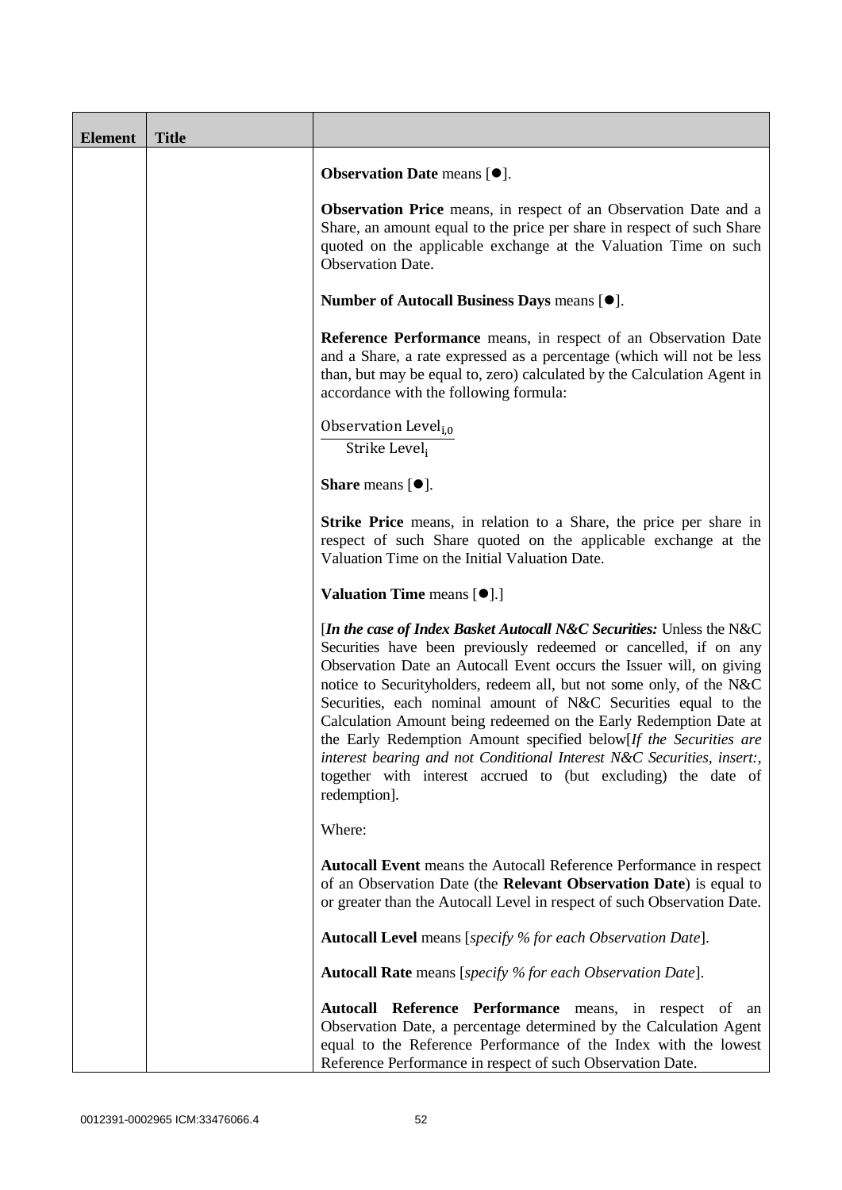| Element | Title | |
|---|---|---|
| | | **Observation Date** means [●].<br><br>**Observation Price** means, in respect of an Observation Date and a Share, an amount equal to the price per share in respect of such Share quoted on the applicable exchange at the Valuation Time on such Observation Date.<br><br>**Number of Autocall Business Days** means [●].<br><br>**Reference Performance** means, in respect of an Observation Date and a Share, a rate expressed as a percentage (which will not be less than, but may be equal to, zero) calculated by the Calculation Agent in accordance with the following formula:<br><br>$\frac{\text{Observation Level}_{i,0}}{\text{Strike Level}_{i}}$<br><br>**Share** means [●].<br><br>**Strike Price** means, in relation to a Share, the price per share in respect of such Share quoted on the applicable exchange at the Valuation Time on the Initial Valuation Date.<br><br>**Valuation Time** means [●].]<br><br>[***In the case of Index Basket Autocall N&C Securities:*** Unless the N&C Securities have been previously redeemed or cancelled, if on any Observation Date an Autocall Event occurs the Issuer will, on giving notice to Securityholders, redeem all, but not some only, of the N&C Securities, each nominal amount of N&C Securities equal to the Calculation Amount being redeemed on the Early Redemption Date at the Early Redemption Amount specified below[*If the Securities are interest bearing and not Conditional Interest N&C Securities, insert:*, together with interest accrued to (but excluding) the date of redemption].<br><br>Where:<br><br>**Autocall Event** means the Autocall Reference Performance in respect of an Observation Date (the **Relevant Observation Date**) is equal to or greater than the Autocall Level in respect of such Observation Date.<br><br>**Autocall Level** means [*specify % for each Observation Date*].<br><br>**Autocall Rate** means [*specify % for each Observation Date*].<br><br>**Autocall Reference Performance** means, in respect of an Observation Date, a percentage determined by the Calculation Agent equal to the Reference Performance of the Index with the lowest Reference Performance in respect of such Observation Date. |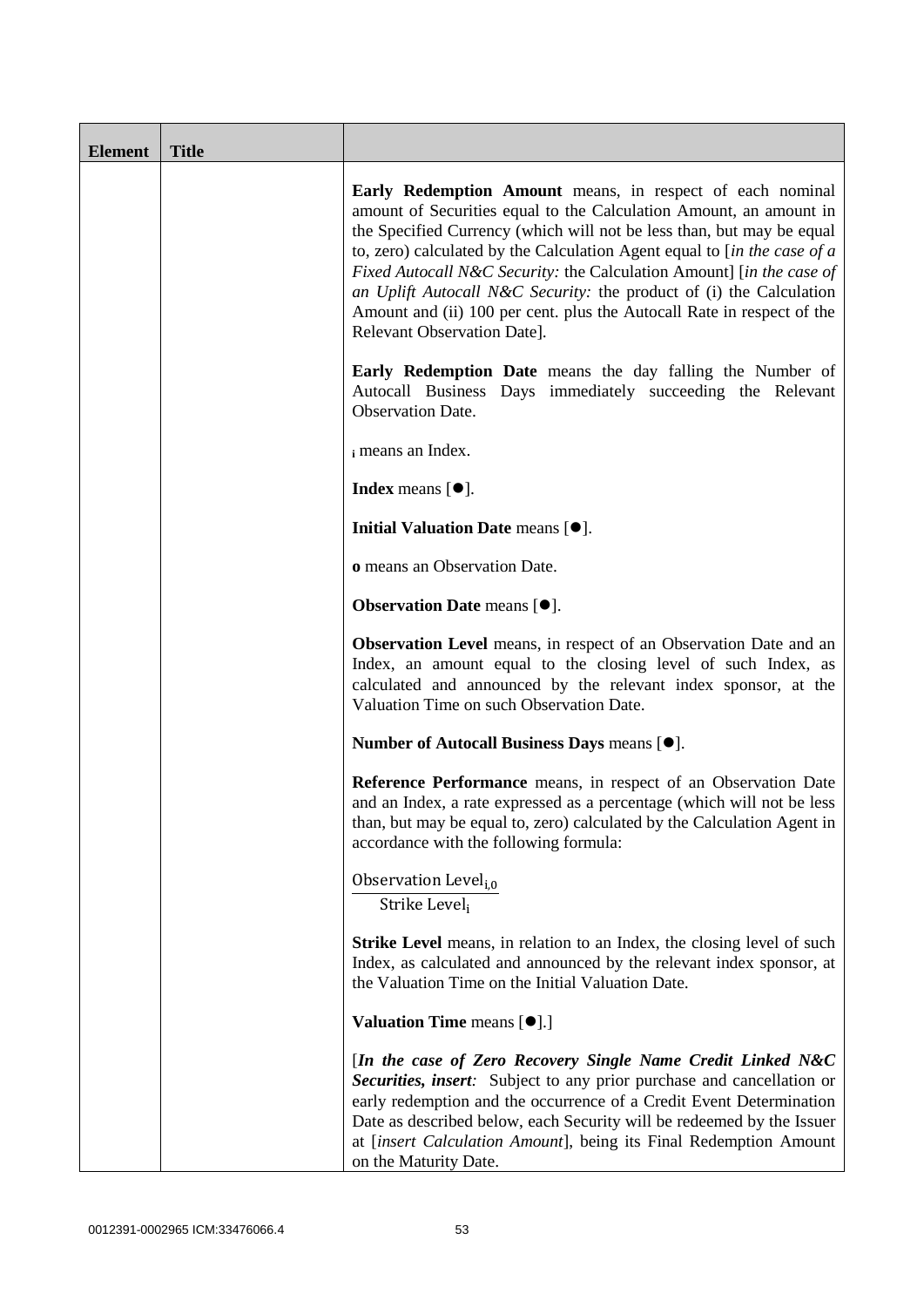| Element | Title | |
|---|---|---|
| | | **Early Redemption Amount** means, in respect of each nominal amount of Securities equal to the Calculation Amount, an amount in the Specified Currency (which will not be less than, but may be equal to, zero) calculated by the Calculation Agent equal to [*in the case of a Fixed Autocall N&C Security:* the Calculation Amount] [*in the case of an Uplift Autocall N&C Security:* the product of (i) the Calculation Amount and (ii) 100 per cent. plus the Autocall Rate in respect of the Relevant Observation Date].<br><br>**Early Redemption Date** means the day falling the Number of Autocall Business Days immediately succeeding the Relevant Observation Date.<br><br>$_{i}$ means an Index.<br><br>**Index** means [●].<br><br>**Initial Valuation Date** means [●].<br><br>**o** means an Observation Date.<br><br>**Observation Date** means [●].<br><br>**Observation Level** means, in respect of an Observation Date and an Index, an amount equal to the closing level of such Index, as calculated and announced by the relevant index sponsor, at the Valuation Time on such Observation Date.<br><br>**Number of Autocall Business Days** means [●].<br><br>**Reference Performance** means, in respect of an Observation Date and an Index, a rate expressed as a percentage (which will not be less than, but may be equal to, zero) calculated by the Calculation Agent in accordance with the following formula:<br><br>$\frac{\text{Observation Level}_{i,o}}{\text{Strike Level}_{i}}$<br><br>**Strike Level** means, in relation to an Index, the closing level of such Index, as calculated and announced by the relevant index sponsor, at the Valuation Time on the Initial Valuation Date.<br><br>**Valuation Time** means [●].]<br><br>[***In the case of Zero Recovery Single Name Credit Linked N&C Securities, insert:*** Subject to any prior purchase and cancellation or early redemption and the occurrence of a Credit Event Determination Date as described below, each Security will be redeemed by the Issuer at [*insert Calculation Amount*], being its Final Redemption Amount on the Maturity Date. |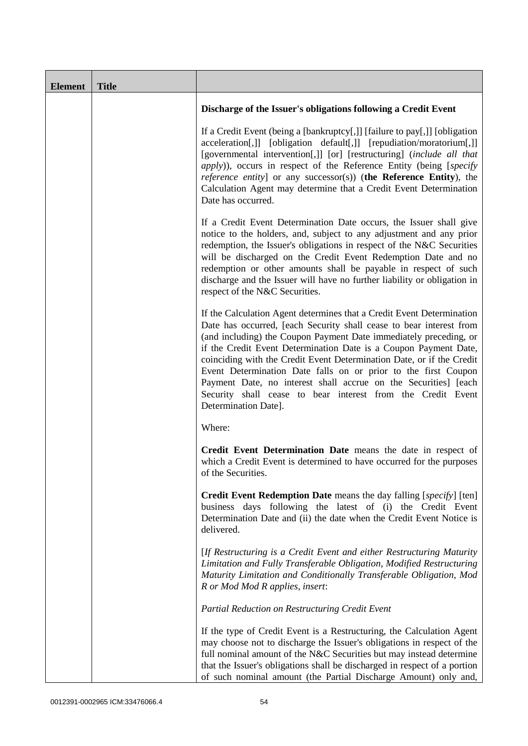| Element | Title | |
|---|---|---|
| | | **Discharge of the Issuer's obligations following a Credit Event**<br><br>If a Credit Event (being a [bankruptcy[,]] [failure to pay[,]] [obligation acceleration[,]] [obligation default[,]] [repudiation/moratorium[,]] [governmental intervention[,]] [or] [restructuring] (*include all that apply*)), occurs in respect of the Reference Entity (being [*specify reference entity*] or any successor(s)) (**the Reference Entity**), the Calculation Agent may determine that a Credit Event Determination Date has occurred.<br><br>If a Credit Event Determination Date occurs, the Issuer shall give notice to the holders, and, subject to any adjustment and any prior redemption, the Issuer's obligations in respect of the N&C Securities will be discharged on the Credit Event Redemption Date and no redemption or other amounts shall be payable in respect of such discharge and the Issuer will have no further liability or obligation in respect of the N&C Securities.<br><br>If the Calculation Agent determines that a Credit Event Determination Date has occurred, [each Security shall cease to bear interest from (and including) the Coupon Payment Date immediately preceding, or if the Credit Event Determination Date is a Coupon Payment Date, coinciding with the Credit Event Determination Date, or if the Credit Event Determination Date falls on or prior to the first Coupon Payment Date, no interest shall accrue on the Securities] [each Security shall cease to bear interest from the Credit Event Determination Date].<br><br>Where:<br><br>**Credit Event Determination Date** means the date in respect of which a Credit Event is determined to have occurred for the purposes of the Securities.<br><br>**Credit Event Redemption Date** means the day falling [*specify*] [ten] business days following the latest of (i) the Credit Event Determination Date and (ii) the date when the Credit Event Notice is delivered.<br><br>[*If Restructuring is a Credit Event and either Restructuring Maturity Limitation and Fully Transferable Obligation, Modified Restructuring Maturity Limitation and Conditionally Transferable Obligation, Mod R or Mod Mod R applies, insert*:<br><br>*Partial Reduction on Restructuring Credit Event*<br><br>If the type of Credit Event is a Restructuring, the Calculation Agent may choose not to discharge the Issuer's obligations in respect of the full nominal amount of the N&C Securities but may instead determine that the Issuer's obligations shall be discharged in respect of a portion of such nominal amount (the Partial Discharge Amount) only and, |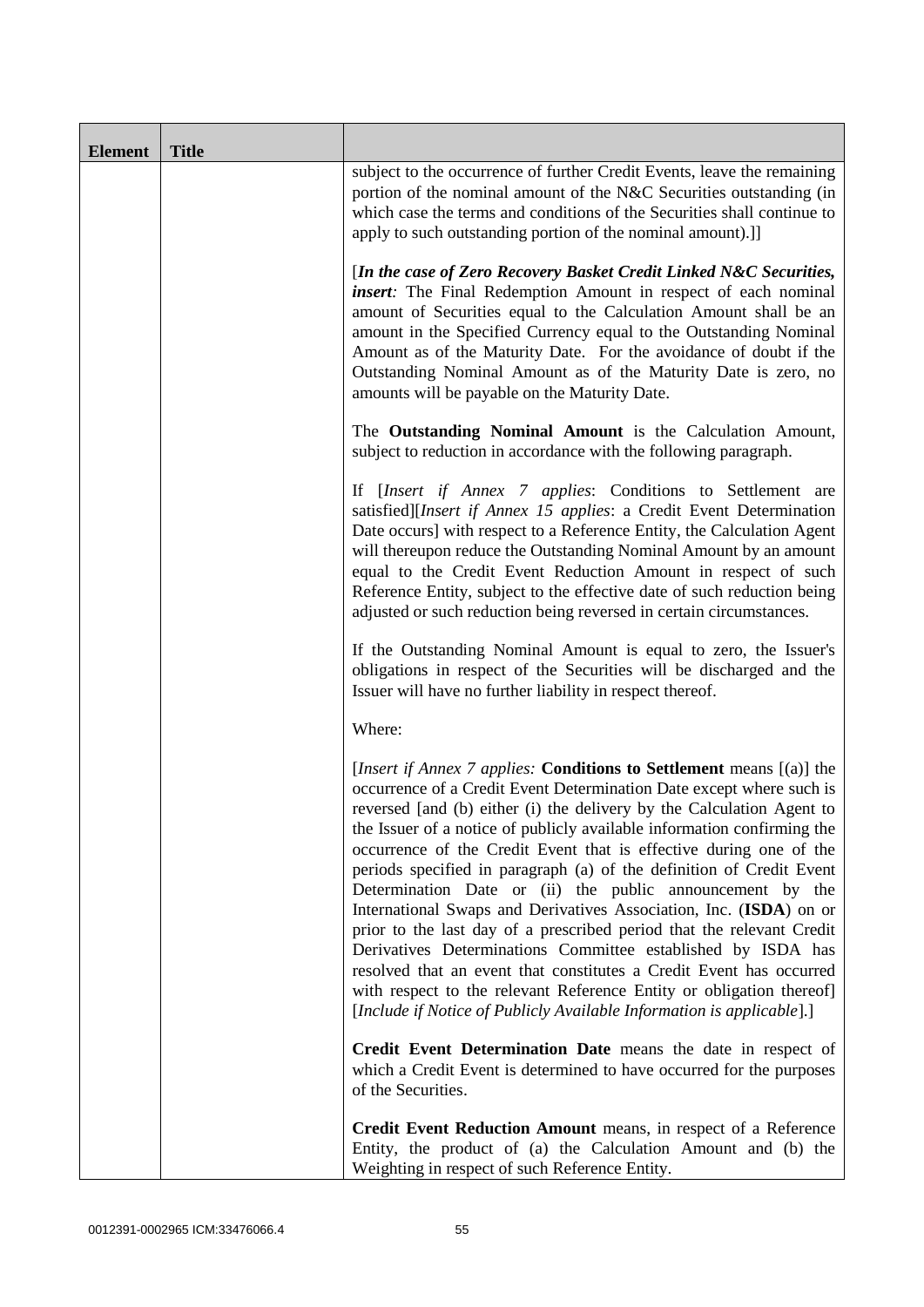| Element | Title | |
|---|---|---|
| | | subject to the occurrence of further Credit Events, leave the remaining portion of the nominal amount of the N&C Securities outstanding (in which case the terms and conditions of the Securities shall continue to apply to such outstanding portion of the nominal amount).]]<br><br>[***In the case of Zero Recovery Basket Credit Linked N&C Securities, insert****:* The Final Redemption Amount in respect of each nominal amount of Securities equal to the Calculation Amount shall be an amount in the Specified Currency equal to the Outstanding Nominal Amount as of the Maturity Date. For the avoidance of doubt if the Outstanding Nominal Amount as of the Maturity Date is zero, no amounts will be payable on the Maturity Date.<br><br>The **Outstanding Nominal Amount** is the Calculation Amount, subject to reduction in accordance with the following paragraph.<br><br>If [*Insert if Annex 7 applies*: Conditions to Settlement are satisfied][*Insert if Annex 15 applies*: a Credit Event Determination Date occurs] with respect to a Reference Entity, the Calculation Agent will thereupon reduce the Outstanding Nominal Amount by an amount equal to the Credit Event Reduction Amount in respect of such Reference Entity, subject to the effective date of such reduction being adjusted or such reduction being reversed in certain circumstances.<br><br>If the Outstanding Nominal Amount is equal to zero, the Issuer's obligations in respect of the Securities will be discharged and the Issuer will have no further liability in respect thereof.<br><br>Where:<br><br>[*Insert if Annex 7 applies:* **Conditions to Settlement** means [(a)] the occurrence of a Credit Event Determination Date except where such is reversed [and (b) either (i) the delivery by the Calculation Agent to the Issuer of a notice of publicly available information confirming the occurrence of the Credit Event that is effective during one of the periods specified in paragraph (a) of the definition of Credit Event Determination Date or (ii) the public announcement by the International Swaps and Derivatives Association, Inc. (**ISDA**) on or prior to the last day of a prescribed period that the relevant Credit Derivatives Determinations Committee established by ISDA has resolved that an event that constitutes a Credit Event has occurred with respect to the relevant Reference Entity or obligation thereof] [*Include if Notice of Publicly Available Information is applicable*].]<br><br>**Credit Event Determination Date** means the date in respect of which a Credit Event is determined to have occurred for the purposes of the Securities.<br><br>**Credit Event Reduction Amount** means, in respect of a Reference Entity, the product of (a) the Calculation Amount and (b) the Weighting in respect of such Reference Entity. |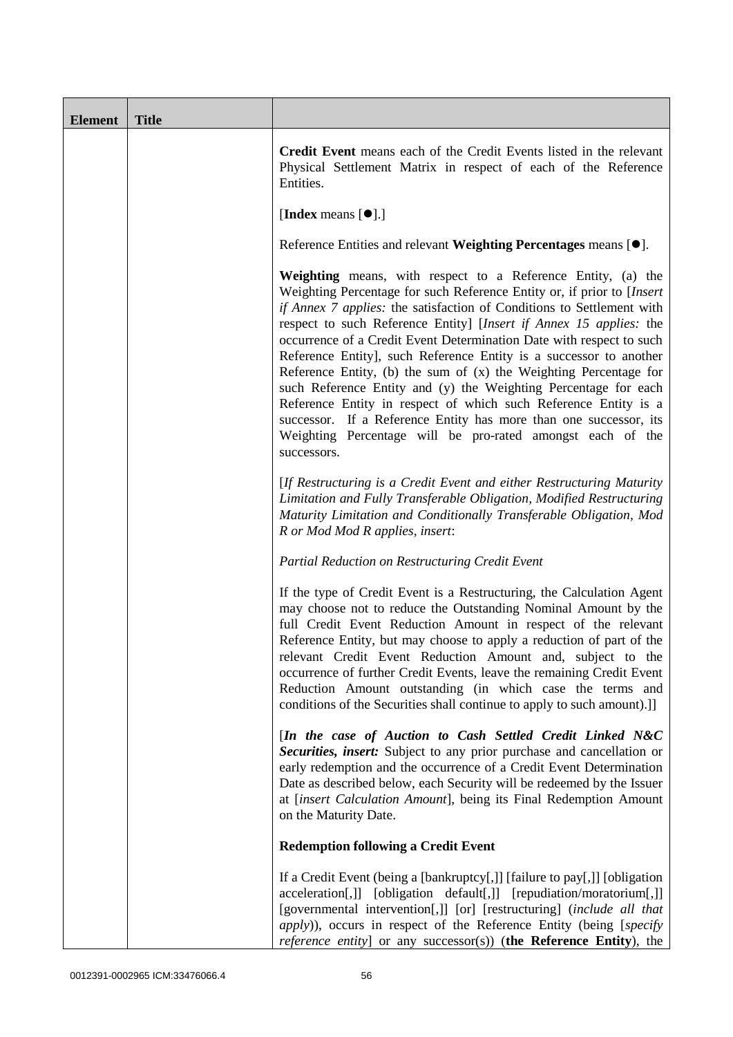| Element | Title | |
|---|---|---|
| | | **Credit Event** means each of the Credit Events listed in the relevant Physical Settlement Matrix in respect of each of the Reference Entities.<br><br>[**Index** means [●].]<br><br>Reference Entities and relevant **Weighting Percentages** means [●].<br><br>**Weighting** means, with respect to a Reference Entity, (a) the Weighting Percentage for such Reference Entity or, if prior to [*Insert if Annex 7 applies:* the satisfaction of Conditions to Settlement with respect to such Reference Entity] [*Insert if Annex 15 applies:* the occurrence of a Credit Event Determination Date with respect to such Reference Entity], such Reference Entity is a successor to another Reference Entity, (b) the sum of (x) the Weighting Percentage for such Reference Entity and (y) the Weighting Percentage for each Reference Entity in respect of which such Reference Entity is a successor. If a Reference Entity has more than one successor, its Weighting Percentage will be pro-rated amongst each of the successors.<br><br>[*If Restructuring is a Credit Event and either Restructuring Maturity Limitation and Fully Transferable Obligation, Modified Restructuring Maturity Limitation and Conditionally Transferable Obligation, Mod R or Mod Mod R applies, insert*:<br><br>*Partial Reduction on Restructuring Credit Event*<br><br>If the type of Credit Event is a Restructuring, the Calculation Agent may choose not to reduce the Outstanding Nominal Amount by the full Credit Event Reduction Amount in respect of the relevant Reference Entity, but may choose to apply a reduction of part of the relevant Credit Event Reduction Amount and, subject to the occurrence of further Credit Events, leave the remaining Credit Event Reduction Amount outstanding (in which case the terms and conditions of the Securities shall continue to apply to such amount).]]<br><br>[***In the case of Auction to Cash Settled Credit Linked N&C Securities, insert:*** Subject to any prior purchase and cancellation or early redemption and the occurrence of a Credit Event Determination Date as described below, each Security will be redeemed by the Issuer at [*insert Calculation Amount*], being its Final Redemption Amount on the Maturity Date.<br><br>**Redemption following a Credit Event**<br><br>If a Credit Event (being a [bankruptcy[,]] [failure to pay[,]] [obligation acceleration[,]] [obligation default[,]] [repudiation/moratorium[,]] [governmental intervention[,]] [or] [restructuring] (*include all that apply*)), occurs in respect of the Reference Entity (being [*specify reference entity*] or any successor(s)) (**the Reference Entity**), the |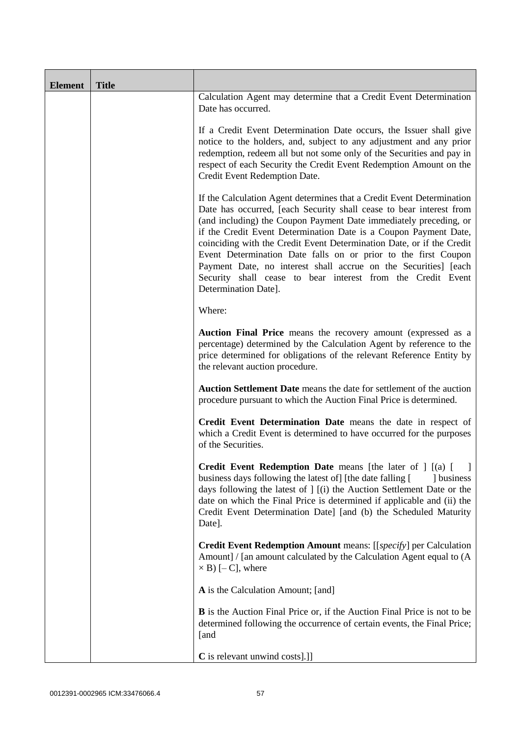| Element | Title | |
|---|---|---|
| | | Calculation Agent may determine that a Credit Event Determination Date has occurred.<br><br>If a Credit Event Determination Date occurs, the Issuer shall give notice to the holders, and, subject to any adjustment and any prior redemption, redeem all but not some only of the Securities and pay in respect of each Security the Credit Event Redemption Amount on the Credit Event Redemption Date.<br><br>If the Calculation Agent determines that a Credit Event Determination Date has occurred, [each Security shall cease to bear interest from (and including) the Coupon Payment Date immediately preceding, or if the Credit Event Determination Date is a Coupon Payment Date, coinciding with the Credit Event Determination Date, or if the Credit Event Determination Date falls on or prior to the first Coupon Payment Date, no interest shall accrue on the Securities] [each Security shall cease to bear interest from the Credit Event Determination Date].<br><br>Where:<br><br>**Auction Final Price** means the recovery amount (expressed as a percentage) determined by the Calculation Agent by reference to the price determined for obligations of the relevant Reference Entity by the relevant auction procedure.<br><br>**Auction Settlement Date** means the date for settlement of the auction procedure pursuant to which the Auction Final Price is determined.<br><br>**Credit Event Determination Date** means the date in respect of which a Credit Event is determined to have occurred for the purposes of the Securities.<br><br>**Credit Event Redemption Date** means [the later of ] [(a) [ ] business days following the latest of] [the date falling [ ] business days following the latest of ] [(i) the Auction Settlement Date or the date on which the Final Price is determined if applicable and (ii) the Credit Event Determination Date] [and (b) the Scheduled Maturity Date].<br><br>**Credit Event Redemption Amount** means: [[*specify*] per Calculation Amount] / [an amount calculated by the Calculation Agent equal to (A × B) [– C], where<br><br>**A** is the Calculation Amount; [and]<br><br>**B** is the Auction Final Price or, if the Auction Final Price is not to be determined following the occurrence of certain events, the Final Price; [and<br><br>**C** is relevant unwind costs].]] |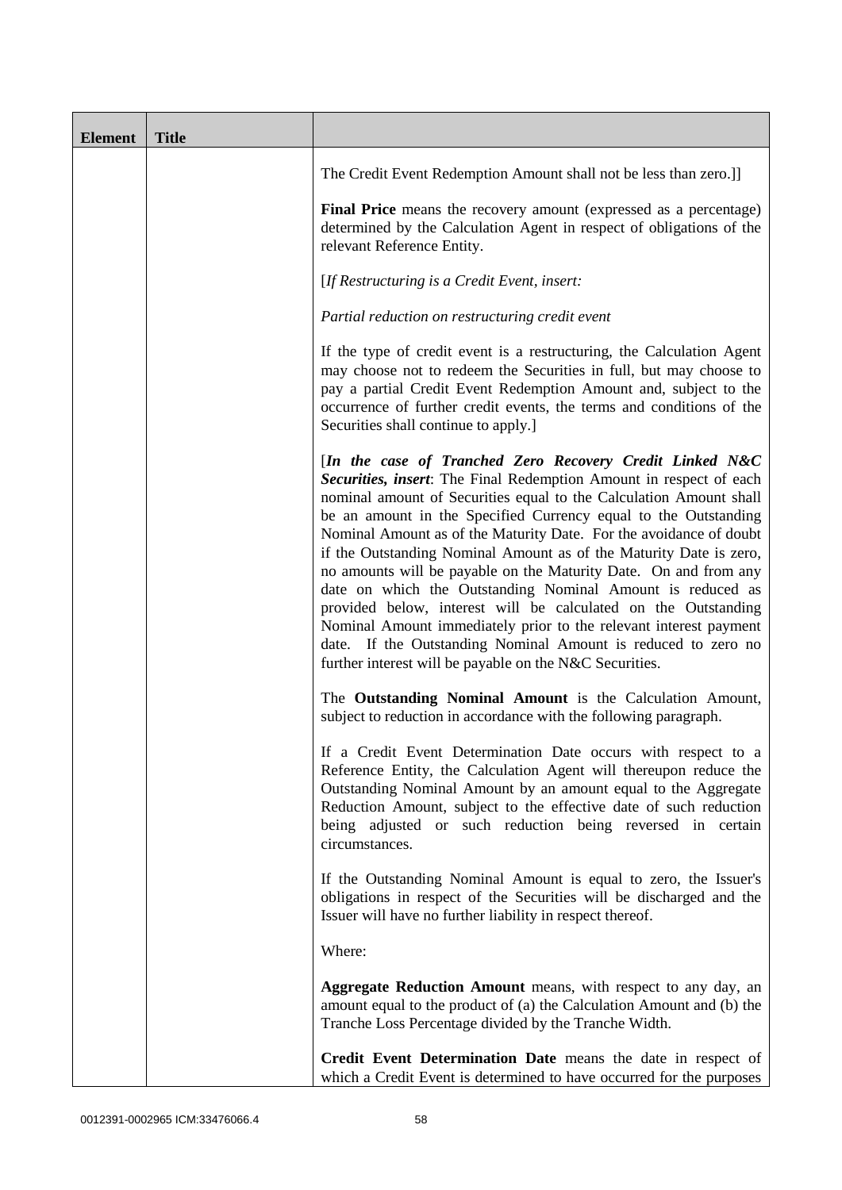| Element | Title | |
|---|---|---|
| | | The Credit Event Redemption Amount shall not be less than zero.]]<br><br>**Final Price** means the recovery amount (expressed as a percentage) determined by the Calculation Agent in respect of obligations of the relevant Reference Entity.<br><br>[*If Restructuring is a Credit Event, insert:*<br><br>*Partial reduction on restructuring credit event*<br><br>If the type of credit event is a restructuring, the Calculation Agent may choose not to redeem the Securities in full, but may choose to pay a partial Credit Event Redemption Amount and, subject to the occurrence of further credit events, the terms and conditions of the Securities shall continue to apply.]<br><br>[***In the case of Tranched Zero Recovery Credit Linked N&C Securities, insert***: The Final Redemption Amount in respect of each nominal amount of Securities equal to the Calculation Amount shall be an amount in the Specified Currency equal to the Outstanding Nominal Amount as of the Maturity Date. For the avoidance of doubt if the Outstanding Nominal Amount as of the Maturity Date is zero, no amounts will be payable on the Maturity Date. On and from any date on which the Outstanding Nominal Amount is reduced as provided below, interest will be calculated on the Outstanding Nominal Amount immediately prior to the relevant interest payment date. If the Outstanding Nominal Amount is reduced to zero no further interest will be payable on the N&C Securities.<br><br>The **Outstanding Nominal Amount** is the Calculation Amount, subject to reduction in accordance with the following paragraph.<br><br>If a Credit Event Determination Date occurs with respect to a Reference Entity, the Calculation Agent will thereupon reduce the Outstanding Nominal Amount by an amount equal to the Aggregate Reduction Amount, subject to the effective date of such reduction being adjusted or such reduction being reversed in certain circumstances.<br><br>If the Outstanding Nominal Amount is equal to zero, the Issuer's obligations in respect of the Securities will be discharged and the Issuer will have no further liability in respect thereof.<br><br>Where:<br><br>**Aggregate Reduction Amount** means, with respect to any day, an amount equal to the product of (a) the Calculation Amount and (b) the Tranche Loss Percentage divided by the Tranche Width.<br><br>**Credit Event Determination Date** means the date in respect of which a Credit Event is determined to have occurred for the purposes |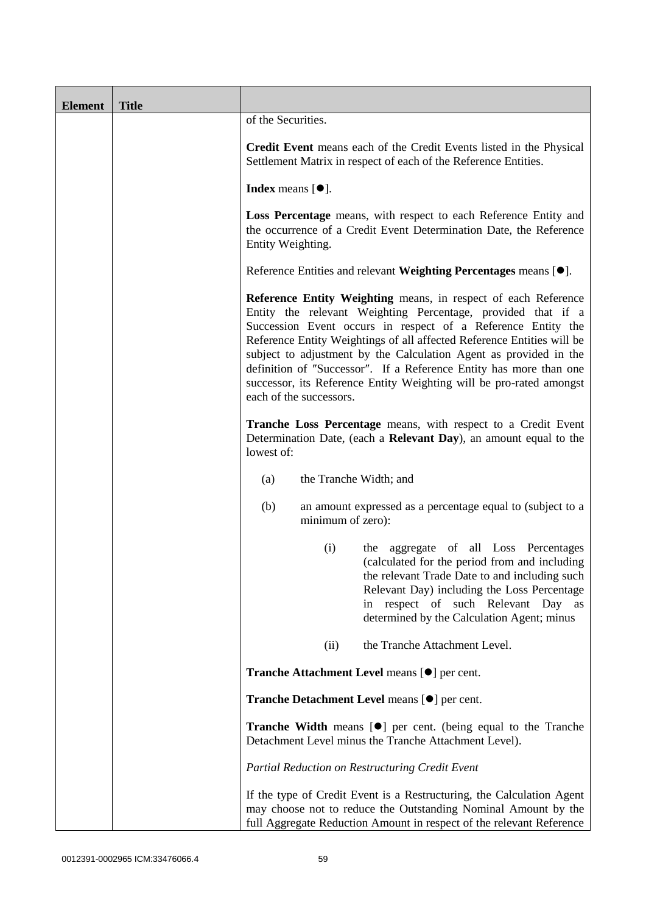| Element | Title | |
|---|---|---|
| | | of the Securities.<br><br>**Credit Event** means each of the Credit Events listed in the Physical Settlement Matrix in respect of each of the Reference Entities.<br><br>**Index** means [●].<br><br>**Loss Percentage** means, with respect to each Reference Entity and the occurrence of a Credit Event Determination Date, the Reference Entity Weighting.<br><br>Reference Entities and relevant **Weighting Percentages** means [●].<br><br>**Reference Entity Weighting** means, in respect of each Reference Entity the relevant Weighting Percentage, provided that if a Succession Event occurs in respect of a Reference Entity the Reference Entity Weightings of all affected Reference Entities will be subject to adjustment by the Calculation Agent as provided in the definition of "Successor". If a Reference Entity has more than one successor, its Reference Entity Weighting will be pro-rated amongst each of the successors.<br><br>**Tranche Loss Percentage** means, with respect to a Credit Event Determination Date, (each a **Relevant Day**), an amount equal to the lowest of:<br><br>(a) the Tranche Width; and<br><br>(b) an amount expressed as a percentage equal to (subject to a minimum of zero):<br><br>(i) the aggregate of all Loss Percentages (calculated for the period from and including the relevant Trade Date to and including such Relevant Day) including the Loss Percentage in respect of such Relevant Day as determined by the Calculation Agent; minus<br><br>(ii) the Tranche Attachment Level.<br><br>**Tranche Attachment Level** means [●] per cent.<br><br>**Tranche Detachment Level** means [●] per cent.<br><br>**Tranche Width** means [●] per cent. (being equal to the Tranche Detachment Level minus the Tranche Attachment Level).<br><br>*Partial Reduction on Restructuring Credit Event*<br><br>If the type of Credit Event is a Restructuring, the Calculation Agent may choose not to reduce the Outstanding Nominal Amount by the full Aggregate Reduction Amount in respect of the relevant Reference |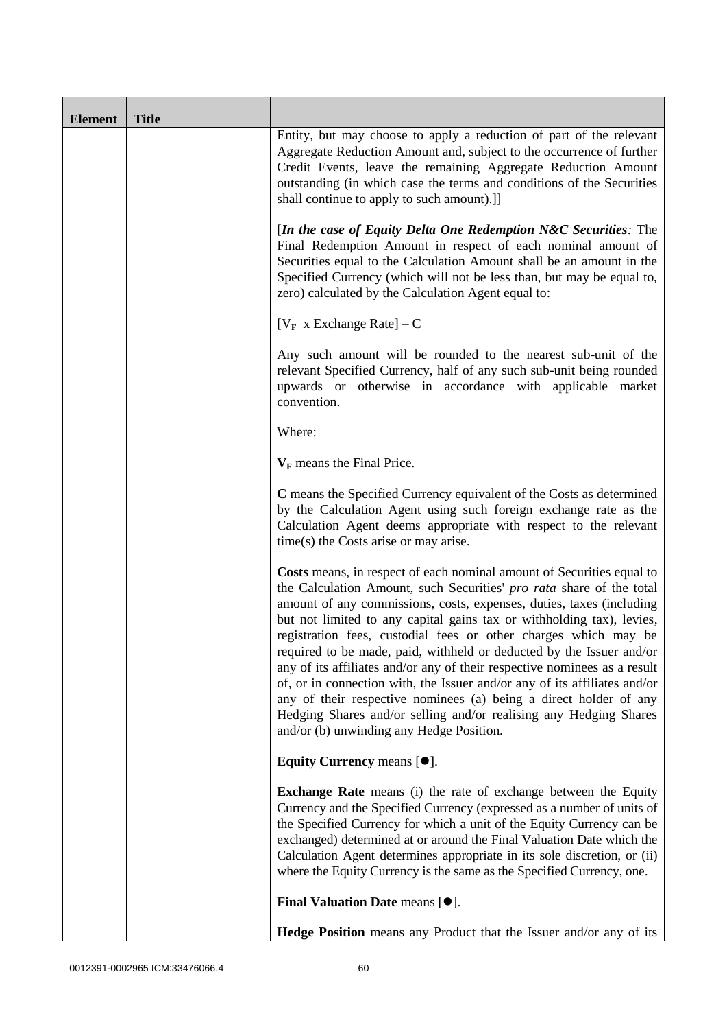| Element | Title | |
|---|---|---|
| | | Entity, but may choose to apply a reduction of part of the relevant Aggregate Reduction Amount and, subject to the occurrence of further Credit Events, leave the remaining Aggregate Reduction Amount outstanding (in which case the terms and conditions of the Securities shall continue to apply to such amount).]]<br><br>[***In the case of Equity Delta One Redemption N&C Securities:*** The Final Redemption Amount in respect of each nominal amount of Securities equal to the Calculation Amount shall be an amount in the Specified Currency (which will not be less than, but may be equal to, zero) calculated by the Calculation Agent equal to:<br><br>$[V_F \text{ x Exchange Rate}] - C$<br><br>Any such amount will be rounded to the nearest sub-unit of the relevant Specified Currency, half of any such sub-unit being rounded upwards or otherwise in accordance with applicable market convention.<br><br>Where:<br><br>$V_F$ means the Final Price.<br><br>**C** means the Specified Currency equivalent of the Costs as determined by the Calculation Agent using such foreign exchange rate as the Calculation Agent deems appropriate with respect to the relevant time(s) the Costs arise or may arise.<br><br>**Costs** means, in respect of each nominal amount of Securities equal to the Calculation Amount, such Securities' *pro rata* share of the total amount of any commissions, costs, expenses, duties, taxes (including but not limited to any capital gains tax or withholding tax), levies, registration fees, custodial fees or other charges which may be required to be made, paid, withheld or deducted by the Issuer and/or any of its affiliates and/or any of their respective nominees as a result of, or in connection with, the Issuer and/or any of its affiliates and/or any of their respective nominees (a) being a direct holder of any Hedging Shares and/or selling and/or realising any Hedging Shares and/or (b) unwinding any Hedge Position.<br><br>**Equity Currency** means [●].<br><br>**Exchange Rate** means (i) the rate of exchange between the Equity Currency and the Specified Currency (expressed as a number of units of the Specified Currency for which a unit of the Equity Currency can be exchanged) determined at or around the Final Valuation Date which the Calculation Agent determines appropriate in its sole discretion, or (ii) where the Equity Currency is the same as the Specified Currency, one.<br><br>**Final Valuation Date** means [●].<br><br>**Hedge Position** means any Product that the Issuer and/or any of its |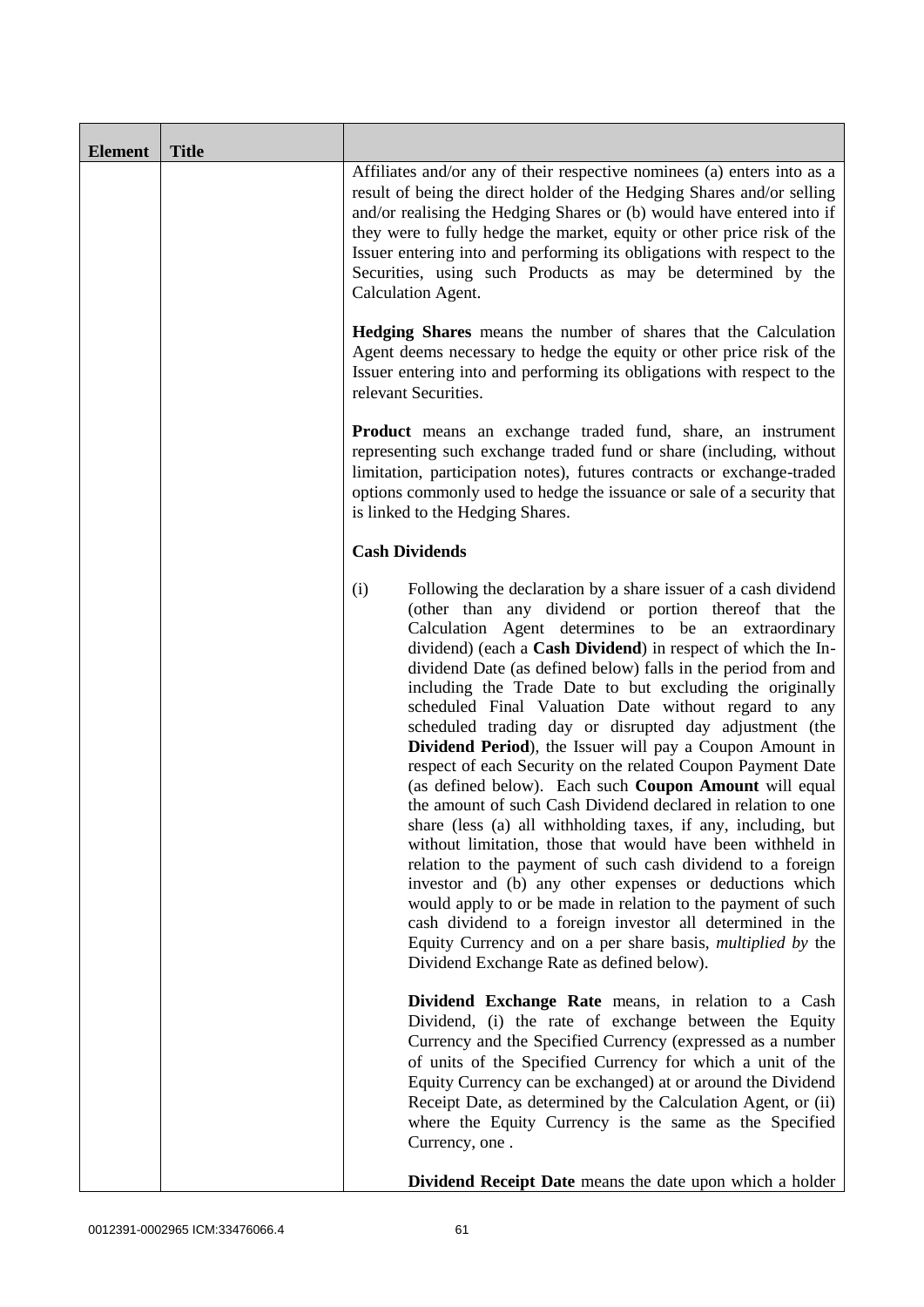| Element | Title | |
|---|---|---|
| | | Affiliates and/or any of their respective nominees (a) enters into as a result of being the direct holder of the Hedging Shares and/or selling and/or realising the Hedging Shares or (b) would have entered into if they were to fully hedge the market, equity or other price risk of the Issuer entering into and performing its obligations with respect to the Securities, using such Products as may be determined by the Calculation Agent.<br><br>**Hedging Shares** means the number of shares that the Calculation Agent deems necessary to hedge the equity or other price risk of the Issuer entering into and performing its obligations with respect to the relevant Securities.<br><br>**Product** means an exchange traded fund, share, an instrument representing such exchange traded fund or share (including, without limitation, participation notes), futures contracts or exchange-traded options commonly used to hedge the issuance or sale of a security that is linked to the Hedging Shares.<br><br>**Cash Dividends**<br><br>(i) Following the declaration by a share issuer of a cash dividend (other than any dividend or portion thereof that the Calculation Agent determines to be an extraordinary dividend) (each a **Cash Dividend**) in respect of which the In-dividend Date (as defined below) falls in the period from and including the Trade Date to but excluding the originally scheduled Final Valuation Date without regard to any scheduled trading day or disrupted day adjustment (the **Dividend Period**), the Issuer will pay a Coupon Amount in respect of each Security on the related Coupon Payment Date (as defined below). Each such **Coupon Amount** will equal the amount of such Cash Dividend declared in relation to one share (less (a) all withholding taxes, if any, including, but without limitation, those that would have been withheld in relation to the payment of such cash dividend to a foreign investor and (b) any other expenses or deductions which would apply to or be made in relation to the payment of such cash dividend to a foreign investor all determined in the Equity Currency and on a per share basis, *multiplied by* the Dividend Exchange Rate as defined below).<br><br>**Dividend Exchange Rate** means, in relation to a Cash Dividend, (i) the rate of exchange between the Equity Currency and the Specified Currency (expressed as a number of units of the Specified Currency for which a unit of the Equity Currency can be exchanged) at or around the Dividend Receipt Date, as determined by the Calculation Agent, or (ii) where the Equity Currency is the same as the Specified Currency, one .<br><br>**Dividend Receipt Date** means the date upon which a holder |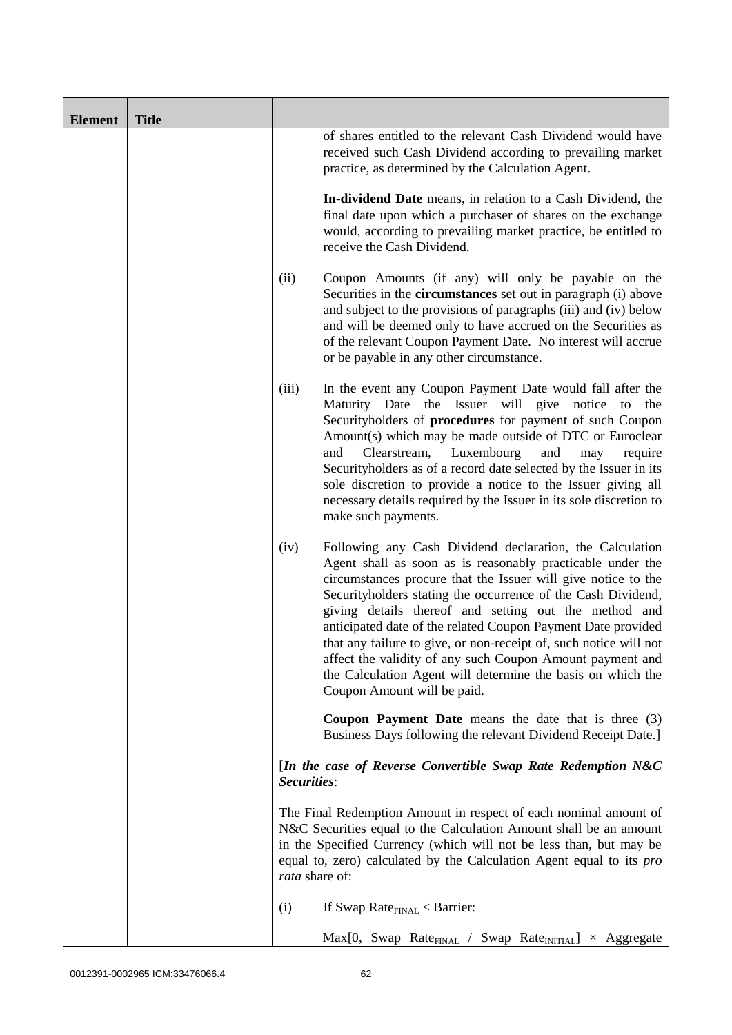| Element | Title | |
|---|---|---|
| | | of shares entitled to the relevant Cash Dividend would have received such Cash Dividend according to prevailing market practice, as determined by the Calculation Agent.<br><br>**In-dividend Date** means, in relation to a Cash Dividend, the final date upon which a purchaser of shares on the exchange would, according to prevailing market practice, be entitled to receive the Cash Dividend.<br><br>(ii) Coupon Amounts (if any) will only be payable on the Securities in the **circumstances** set out in paragraph (i) above and subject to the provisions of paragraphs (iii) and (iv) below and will be deemed only to have accrued on the Securities as of the relevant Coupon Payment Date. No interest will accrue or be payable in any other circumstance.<br><br>(iii) In the event any Coupon Payment Date would fall after the Maturity Date the Issuer will give notice to the Securityholders of **procedures** for payment of such Coupon Amount(s) which may be made outside of DTC or Euroclear and Clearstream, Luxembourg and may require Securityholders as of a record date selected by the Issuer in its sole discretion to provide a notice to the Issuer giving all necessary details required by the Issuer in its sole discretion to make such payments.<br><br>(iv) Following any Cash Dividend declaration, the Calculation Agent shall as soon as is reasonably practicable under the circumstances procure that the Issuer will give notice to the Securityholders stating the occurrence of the Cash Dividend, giving details thereof and setting out the method and anticipated date of the related Coupon Payment Date provided that any failure to give, or non-receipt of, such notice will not affect the validity of any such Coupon Amount payment and the Calculation Agent will determine the basis on which the Coupon Amount will be paid.<br><br>**Coupon Payment Date** means the date that is three (3) Business Days following the relevant Dividend Receipt Date.]<br><br>[***In the case of Reverse Convertible Swap Rate Redemption N&C Securities***:<br><br>The Final Redemption Amount in respect of each nominal amount of N&C Securities equal to the Calculation Amount shall be an amount in the Specified Currency (which will not be less than, but may be equal to, zero) calculated by the Calculation Agent equal to its *pro rata* share of:<br><br>(i) If $\text{Swap Rate}_{\text{FINAL}} < \text{Barrier}$:<br><br>$\text{Max}[0, \text{Swap Rate}_{\text{FINAL}} / \text{Swap Rate}_{\text{INITIAL}}] \times$ Aggregate |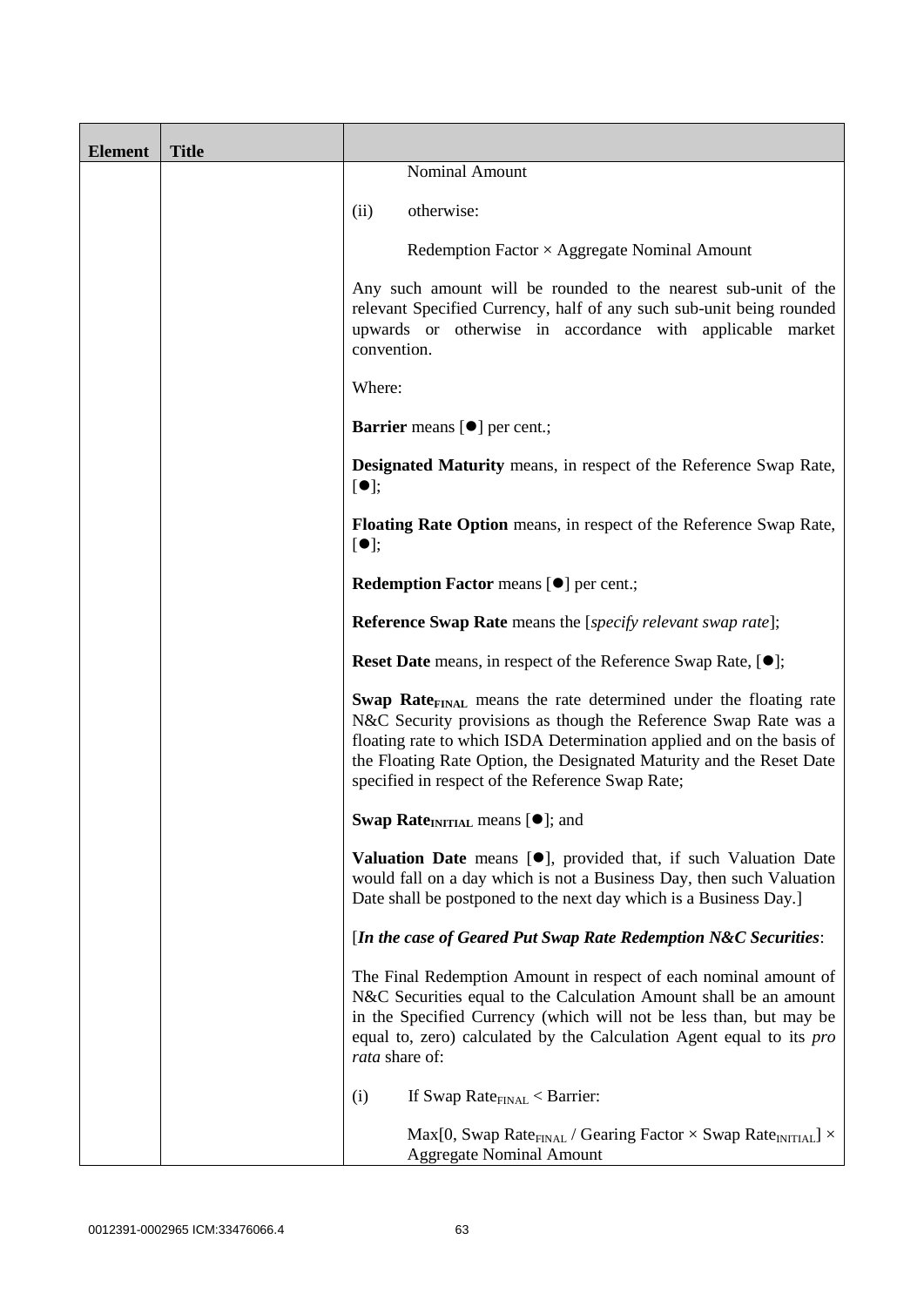| Element | Title | |
|---|---|---|
| | | Nominal Amount<br><br>(ii) otherwise:<br><br>Redemption Factor × Aggregate Nominal Amount<br><br>Any such amount will be rounded to the nearest sub-unit of the relevant Specified Currency, half of any such sub-unit being rounded upwards or otherwise in accordance with applicable market convention.<br><br>Where:<br><br>**Barrier** means [●] per cent.;<br><br>**Designated Maturity** means, in respect of the Reference Swap Rate, [●];<br><br>**Floating Rate Option** means, in respect of the Reference Swap Rate, [●];<br><br>**Redemption Factor** means [●] per cent.;<br><br>**Reference Swap Rate** means the [*specify relevant swap rate*];<br><br>**Reset Date** means, in respect of the Reference Swap Rate, [●];<br><br>**Swap Rate$_{FINAL}$** means the rate determined under the floating rate N&C Security provisions as though the Reference Swap Rate was a floating rate to which ISDA Determination applied and on the basis of the Floating Rate Option, the Designated Maturity and the Reset Date specified in respect of the Reference Swap Rate;<br><br>**Swap Rate$_{INITIAL}$** means [●]; and<br><br>**Valuation Date** means [●], provided that, if such Valuation Date would fall on a day which is not a Business Day, then such Valuation Date shall be postponed to the next day which is a Business Day.]<br><br>[***In the case of Geared Put Swap Rate Redemption N&C Securities***:<br><br>The Final Redemption Amount in respect of each nominal amount of N&C Securities equal to the Calculation Amount shall be an amount in the Specified Currency (which will not be less than, but may be equal to, zero) calculated by the Calculation Agent equal to its *pro rata* share of:<br><br>(i) If Swap Rate$_{FINAL}$ < Barrier:<br><br>Max[0, Swap Rate$_{FINAL}$ / Gearing Factor × Swap Rate$_{INITIAL}$] × Aggregate Nominal Amount |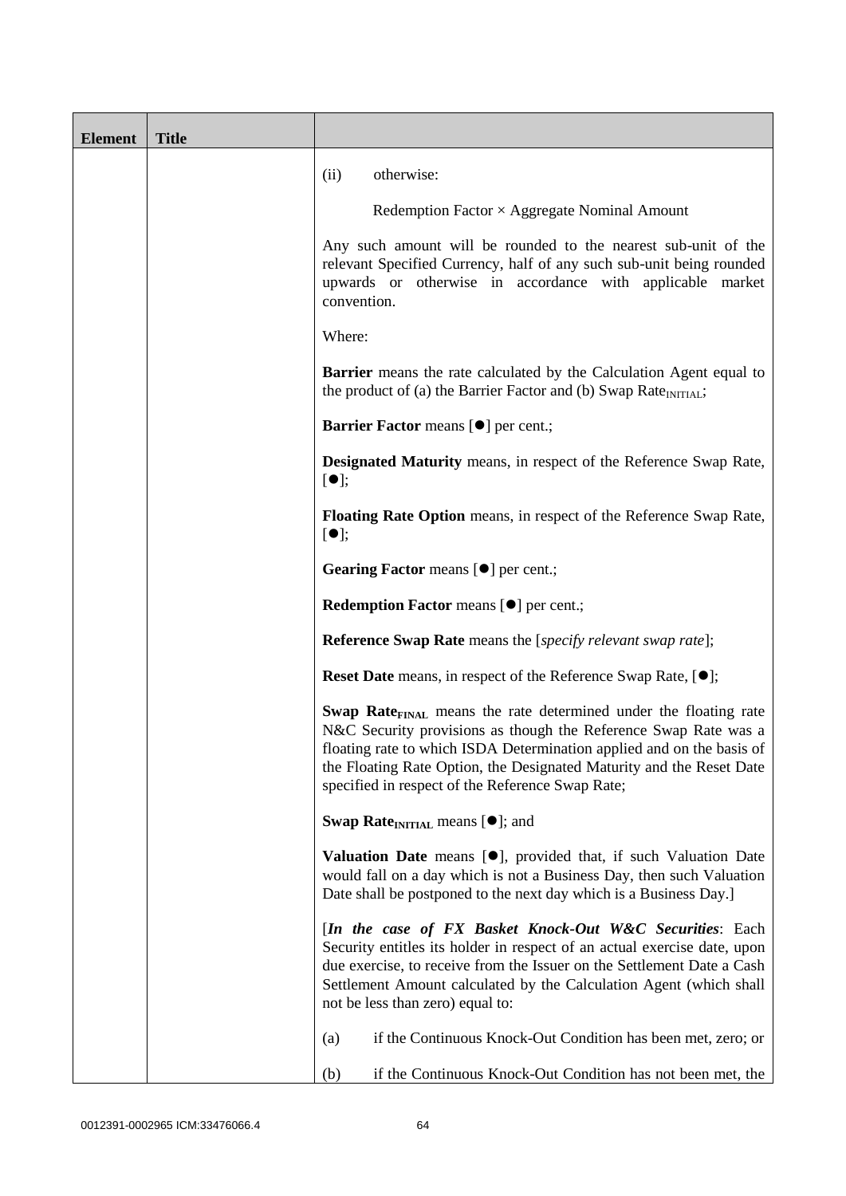| Element | Title | |
|---|---|---|
| | | (ii) otherwise:<br><br>Redemption Factor × Aggregate Nominal Amount<br><br>Any such amount will be rounded to the nearest sub-unit of the relevant Specified Currency, half of any such sub-unit being rounded upwards or otherwise in accordance with applicable market convention.<br><br>Where:<br><br>**Barrier** means the rate calculated by the Calculation Agent equal to the product of (a) the Barrier Factor and (b) Swap $\text{Rate}_{\text{INITIAL}}$;<br><br>**Barrier Factor** means [●] per cent.;<br><br>**Designated Maturity** means, in respect of the Reference Swap Rate, [●];<br><br>**Floating Rate Option** means, in respect of the Reference Swap Rate, [●];<br><br>**Gearing Factor** means [●] per cent.;<br><br>**Redemption Factor** means [●] per cent.;<br><br>**Reference Swap Rate** means the [*specify relevant swap rate*];<br><br>**Reset Date** means, in respect of the Reference Swap Rate, [●];<br><br>**Swap $\text{Rate}_{\text{FINAL}}$** means the rate determined under the floating rate N&C Security provisions as though the Reference Swap Rate was a floating rate to which ISDA Determination applied and on the basis of the Floating Rate Option, the Designated Maturity and the Reset Date specified in respect of the Reference Swap Rate;<br><br>**Swap $\text{Rate}_{\text{INITIAL}}$** means [●]; and<br><br>**Valuation Date** means [●], provided that, if such Valuation Date would fall on a day which is not a Business Day, then such Valuation Date shall be postponed to the next day which is a Business Day.]<br><br>[***In the case of FX Basket Knock-Out W&C Securities***: Each Security entitles its holder in respect of an actual exercise date, upon due exercise, to receive from the Issuer on the Settlement Date a Cash Settlement Amount calculated by the Calculation Agent (which shall not be less than zero) equal to:<br><br>(a) if the Continuous Knock-Out Condition has been met, zero; or<br><br>(b) if the Continuous Knock-Out Condition has not been met, the |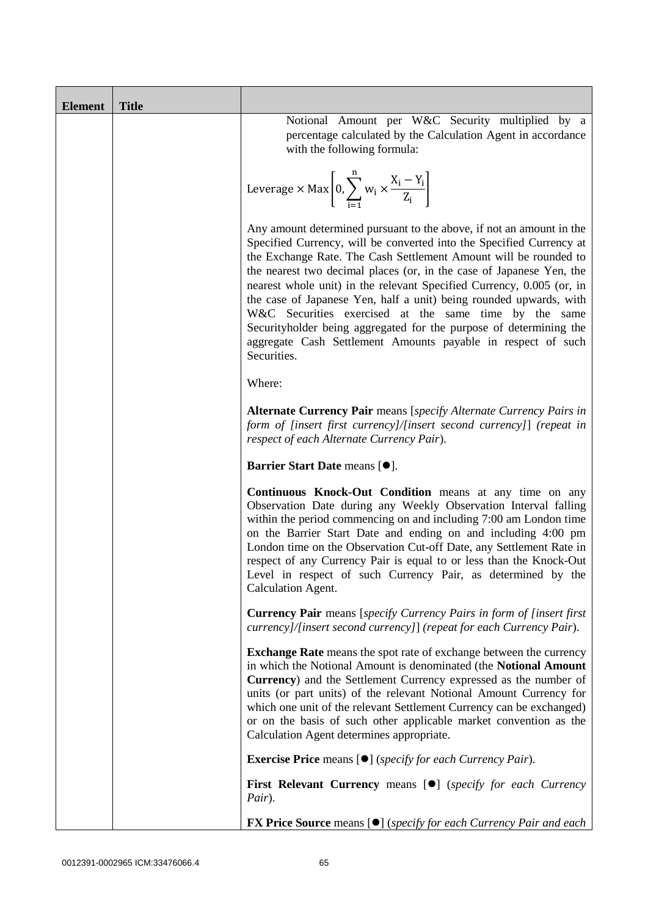| Element | Title | |
|---|---|---|
| | | Notional Amount per W&C Security multiplied by a percentage calculated by the Calculation Agent in accordance with the following formula:<br><br>$$\text{Leverage} \times \text{Max}\left[0, \sum_{i=1}^{n} w_i \times \frac{X_i - Y_i}{Z_i}\right]$$<br><br>Any amount determined pursuant to the above, if not an amount in the Specified Currency, will be converted into the Specified Currency at the Exchange Rate. The Cash Settlement Amount will be rounded to the nearest two decimal places (or, in the case of Japanese Yen, the nearest whole unit) in the relevant Specified Currency, 0.005 (or, in the case of Japanese Yen, half a unit) being rounded upwards, with W&C Securities exercised at the same time by the same Securityholder being aggregated for the purpose of determining the aggregate Cash Settlement Amounts payable in respect of such Securities.<br><br>Where:<br><br>**Alternate Currency Pair** means [*specify Alternate Currency Pairs in form of [insert first currency]/[insert second currency]*] *(repeat in respect of each Alternate Currency Pair*).<br><br>**Barrier Start Date** means [●].<br><br>**Continuous Knock-Out Condition** means at any time on any Observation Date during any Weekly Observation Interval falling within the period commencing on and including 7:00 am London time on the Barrier Start Date and ending on and including 4:00 pm London time on the Observation Cut-off Date, any Settlement Rate in respect of any Currency Pair is equal to or less than the Knock-Out Level in respect of such Currency Pair, as determined by the Calculation Agent.<br><br>**Currency Pair** means [*specify Currency Pairs in form of [insert first currency]/[insert second currency]*] *(repeat for each Currency Pair*).<br><br>**Exchange Rate** means the spot rate of exchange between the currency in which the Notional Amount is denominated (the **Notional Amount Currency**) and the Settlement Currency expressed as the number of units (or part units) of the relevant Notional Amount Currency for which one unit of the relevant Settlement Currency can be exchanged) or on the basis of such other applicable market convention as the Calculation Agent determines appropriate.<br><br>**Exercise Price** means [●] (*specify for each Currency Pair*).<br><br>**First Relevant Currency** means [●] (*specify for each Currency Pair*).<br><br>**FX Price Source** means [●] (*specify for each Currency Pair and each* |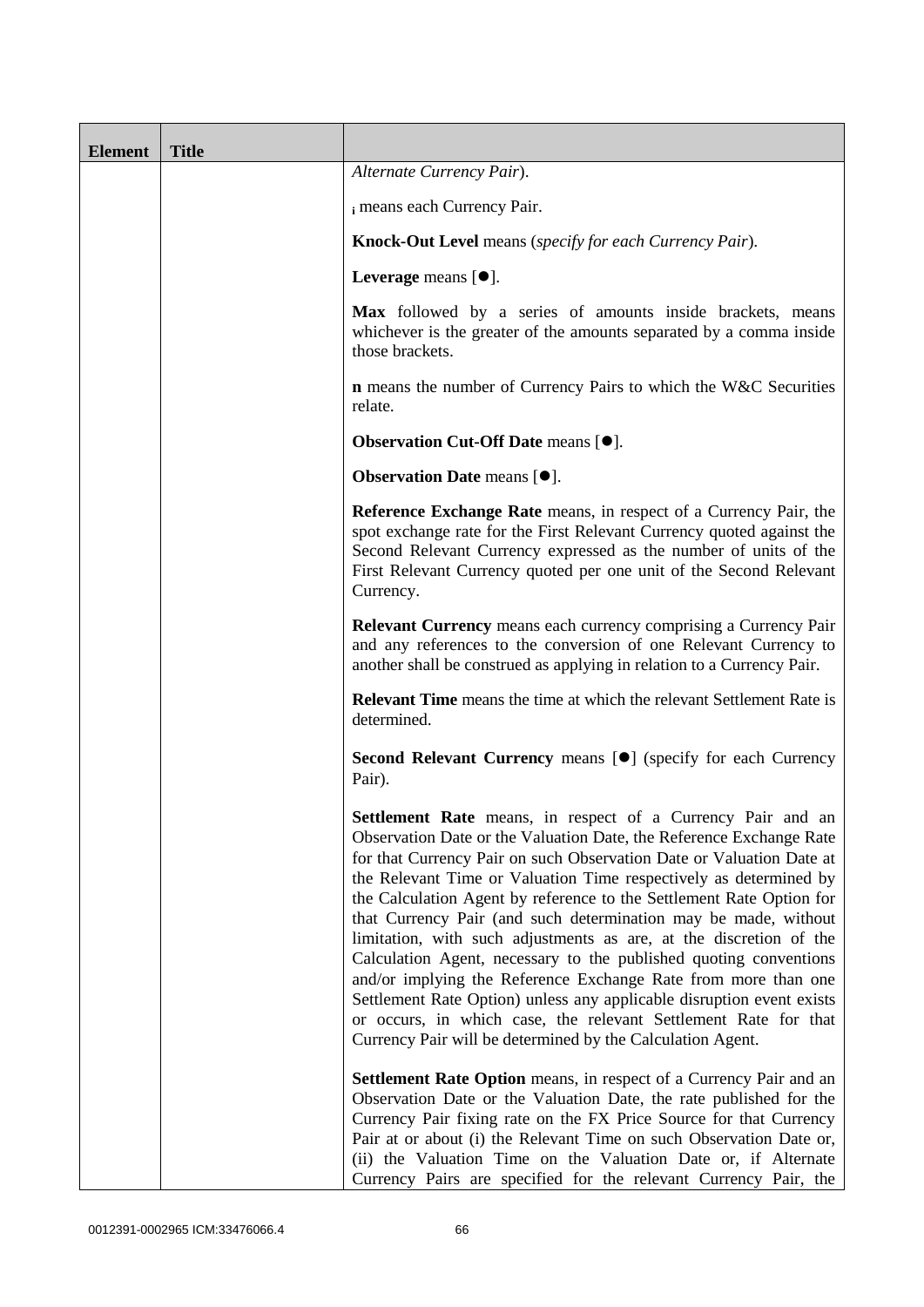| Element | Title | |
|---|---|---|
| | | *Alternate Currency Pair*).<br><br>$_i$ means each Currency Pair.<br><br>**Knock-Out Level** means (*specify for each Currency Pair*).<br><br>**Leverage** means [●].<br><br>**Max** followed by a series of amounts inside brackets, means whichever is the greater of the amounts separated by a comma inside those brackets.<br><br>**n** means the number of Currency Pairs to which the W&C Securities relate.<br><br>**Observation Cut-Off Date** means [●].<br><br>**Observation Date** means [●].<br><br>**Reference Exchange Rate** means, in respect of a Currency Pair, the spot exchange rate for the First Relevant Currency quoted against the Second Relevant Currency expressed as the number of units of the First Relevant Currency quoted per one unit of the Second Relevant Currency.<br><br>**Relevant Currency** means each currency comprising a Currency Pair and any references to the conversion of one Relevant Currency to another shall be construed as applying in relation to a Currency Pair.<br><br>**Relevant Time** means the time at which the relevant Settlement Rate is determined.<br><br>**Second Relevant Currency** means [●] (specify for each Currency Pair).<br><br>**Settlement Rate** means, in respect of a Currency Pair and an Observation Date or the Valuation Date, the Reference Exchange Rate for that Currency Pair on such Observation Date or Valuation Date at the Relevant Time or Valuation Time respectively as determined by the Calculation Agent by reference to the Settlement Rate Option for that Currency Pair (and such determination may be made, without limitation, with such adjustments as are, at the discretion of the Calculation Agent, necessary to the published quoting conventions and/or implying the Reference Exchange Rate from more than one Settlement Rate Option) unless any applicable disruption event exists or occurs, in which case, the relevant Settlement Rate for that Currency Pair will be determined by the Calculation Agent.<br><br>**Settlement Rate Option** means, in respect of a Currency Pair and an Observation Date or the Valuation Date, the rate published for the Currency Pair fixing rate on the FX Price Source for that Currency Pair at or about (i) the Relevant Time on such Observation Date or, (ii) the Valuation Time on the Valuation Date or, if Alternate Currency Pairs are specified for the relevant Currency Pair, the |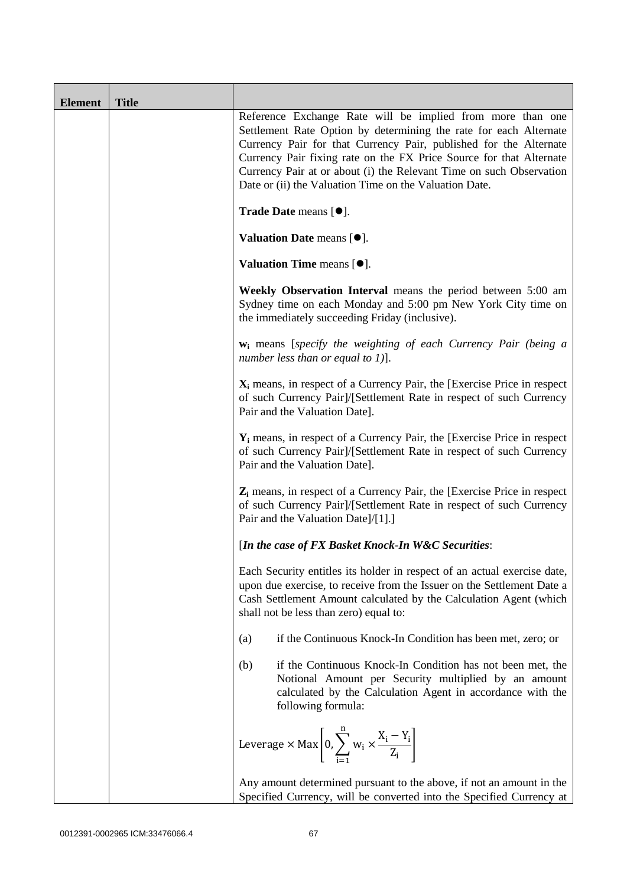| Element | Title | |
|---|---|---|
| | | Reference Exchange Rate will be implied from more than one Settlement Rate Option by determining the rate for each Alternate Currency Pair for that Currency Pair, published for the Alternate Currency Pair fixing rate on the FX Price Source for that Alternate Currency Pair at or about (i) the Relevant Time on such Observation Date or (ii) the Valuation Time on the Valuation Date.<br><br>**Trade Date** means [●].<br><br>**Valuation Date** means [●].<br><br>**Valuation Time** means [●].<br><br>**Weekly Observation Interval** means the period between 5:00 am Sydney time on each Monday and 5:00 pm New York City time on the immediately succeeding Friday (inclusive).<br><br>$\mathbf{w_i}$ means [*specify the weighting of each Currency Pair (being a number less than or equal to 1)*].<br><br>$\mathbf{X_i}$ means, in respect of a Currency Pair, the [Exercise Price in respect of such Currency Pair]/[Settlement Rate in respect of such Currency Pair and the Valuation Date].<br><br>$\mathbf{Y_i}$ means, in respect of a Currency Pair, the [Exercise Price in respect of such Currency Pair]/[Settlement Rate in respect of such Currency Pair and the Valuation Date].<br><br>$\mathbf{Z_i}$ means, in respect of a Currency Pair, the [Exercise Price in respect of such Currency Pair]/[Settlement Rate in respect of such Currency Pair and the Valuation Date]/[1].]<br><br>[***In the case of FX Basket Knock-In W&C Securities***:<br><br>Each Security entitles its holder in respect of an actual exercise date, upon due exercise, to receive from the Issuer on the Settlement Date a Cash Settlement Amount calculated by the Calculation Agent (which shall not be less than zero) equal to:<br><br>(a) if the Continuous Knock-In Condition has been met, zero; or<br><br>(b) if the Continuous Knock-In Condition has not been met, the Notional Amount per Security multiplied by an amount calculated by the Calculation Agent in accordance with the following formula:<br><br>$$\text{Leverage} \times \text{Max}\left[0, \sum_{i=1}^{n} w_i \times \frac{X_i - Y_i}{Z_i}\right]$$<br><br>Any amount determined pursuant to the above, if not an amount in the Specified Currency, will be converted into the Specified Currency at |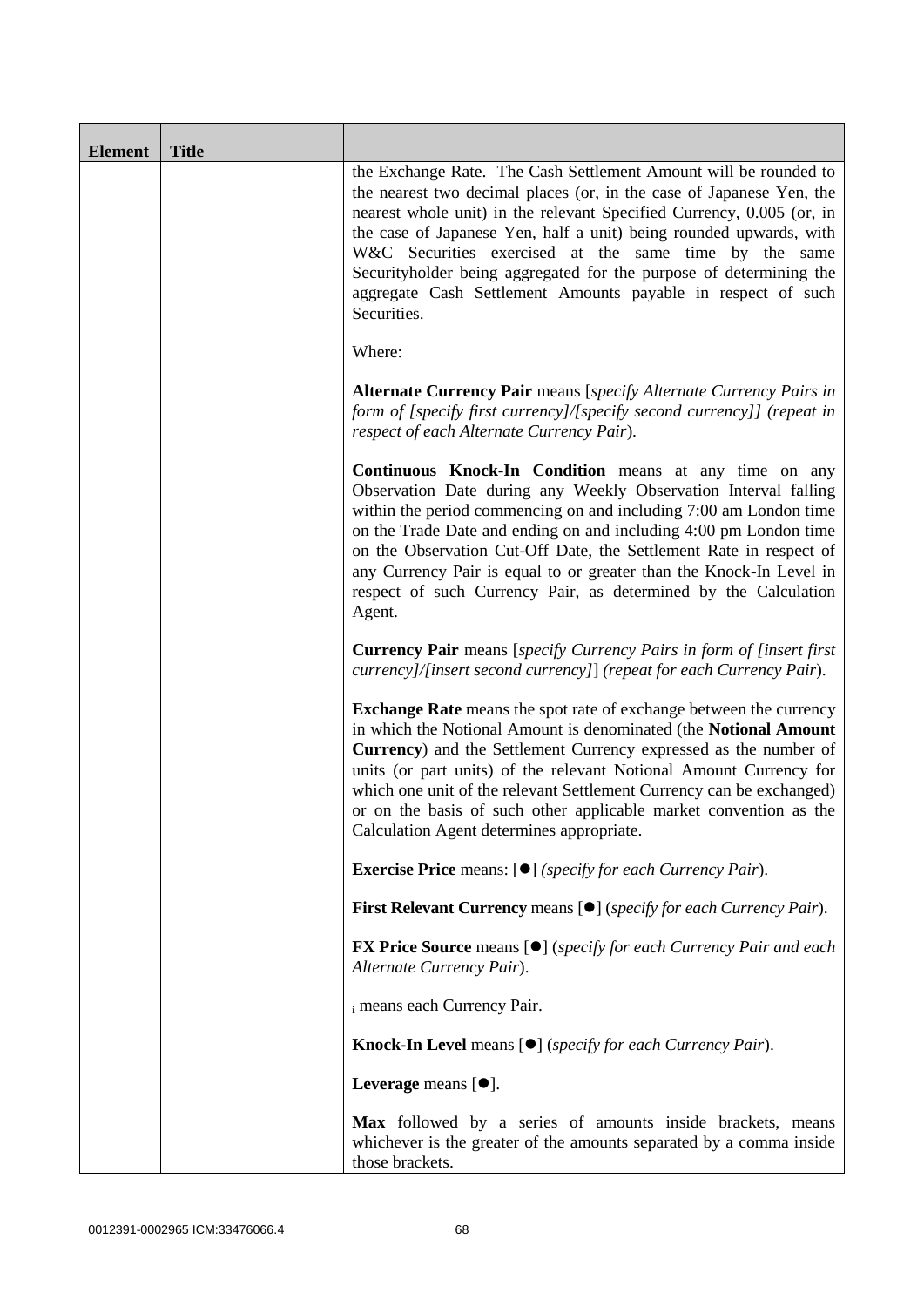| Element | Title | |
|---|---|---|
| | | the Exchange Rate. The Cash Settlement Amount will be rounded to the nearest two decimal places (or, in the case of Japanese Yen, the nearest whole unit) in the relevant Specified Currency, 0.005 (or, in the case of Japanese Yen, half a unit) being rounded upwards, with W&C Securities exercised at the same time by the same Securityholder being aggregated for the purpose of determining the aggregate Cash Settlement Amounts payable in respect of such Securities.<br><br>Where:<br><br>**Alternate Currency Pair** means [*specify Alternate Currency Pairs in form of [specify first currency]/[specify second currency]] (repeat in respect of each Alternate Currency Pair*).<br><br>**Continuous Knock-In Condition** means at any time on any Observation Date during any Weekly Observation Interval falling within the period commencing on and including 7:00 am London time on the Trade Date and ending on and including 4:00 pm London time on the Observation Cut-Off Date, the Settlement Rate in respect of any Currency Pair is equal to or greater than the Knock-In Level in respect of such Currency Pair, as determined by the Calculation Agent.<br><br>**Currency Pair** means [*specify Currency Pairs in form of [insert first currency]/[insert second currency]*] (*repeat for each Currency Pair*).<br><br>**Exchange Rate** means the spot rate of exchange between the currency in which the Notional Amount is denominated (the **Notional Amount Currency**) and the Settlement Currency expressed as the number of units (or part units) of the relevant Notional Amount Currency for which one unit of the relevant Settlement Currency can be exchanged) or on the basis of such other applicable market convention as the Calculation Agent determines appropriate.<br><br>**Exercise Price** means: [●] (*specify for each Currency Pair*).<br><br>**First Relevant Currency** means [●] (*specify for each Currency Pair*).<br><br>**FX Price Source** means [●] (*specify for each Currency Pair and each Alternate Currency Pair*).<br><br>$_i$ means each Currency Pair.<br><br>**Knock-In Level** means [●] (*specify for each Currency Pair*).<br><br>**Leverage** means [●].<br><br>**Max** followed by a series of amounts inside brackets, means whichever is the greater of the amounts separated by a comma inside those brackets. |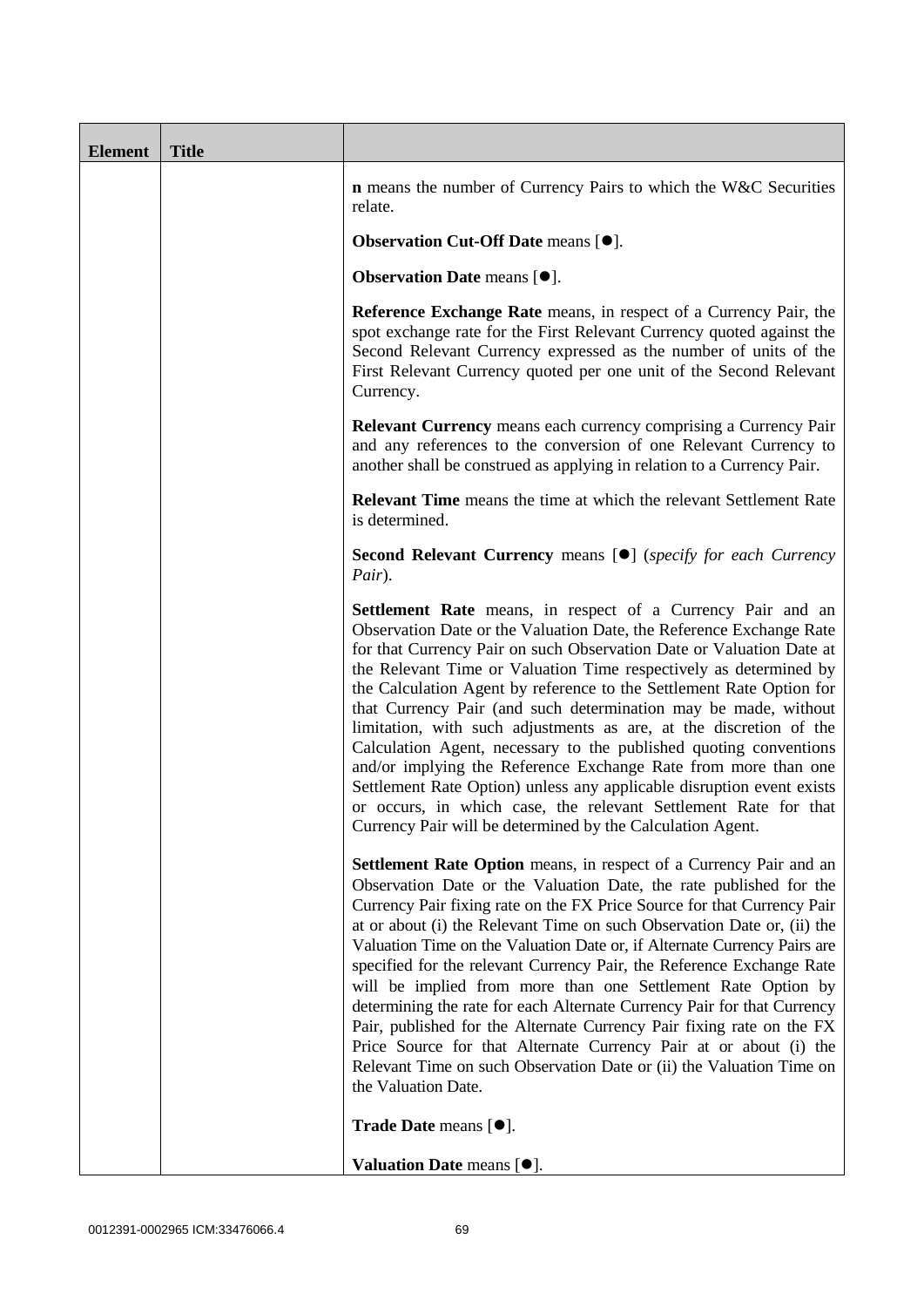| Element | Title | |
|---|---|---|
| | | **n** means the number of Currency Pairs to which the W&C Securities relate.<br><br>**Observation Cut-Off Date** means [●].<br><br>**Observation Date** means [●].<br><br>**Reference Exchange Rate** means, in respect of a Currency Pair, the spot exchange rate for the First Relevant Currency quoted against the Second Relevant Currency expressed as the number of units of the First Relevant Currency quoted per one unit of the Second Relevant Currency.<br><br>**Relevant Currency** means each currency comprising a Currency Pair and any references to the conversion of one Relevant Currency to another shall be construed as applying in relation to a Currency Pair.<br><br>**Relevant Time** means the time at which the relevant Settlement Rate is determined.<br><br>**Second Relevant Currency** means [●] (*specify for each Currency Pair*).<br><br>**Settlement Rate** means, in respect of a Currency Pair and an Observation Date or the Valuation Date, the Reference Exchange Rate for that Currency Pair on such Observation Date or Valuation Date at the Relevant Time or Valuation Time respectively as determined by the Calculation Agent by reference to the Settlement Rate Option for that Currency Pair (and such determination may be made, without limitation, with such adjustments as are, at the discretion of the Calculation Agent, necessary to the published quoting conventions and/or implying the Reference Exchange Rate from more than one Settlement Rate Option) unless any applicable disruption event exists or occurs, in which case, the relevant Settlement Rate for that Currency Pair will be determined by the Calculation Agent.<br><br>**Settlement Rate Option** means, in respect of a Currency Pair and an Observation Date or the Valuation Date, the rate published for the Currency Pair fixing rate on the FX Price Source for that Currency Pair at or about (i) the Relevant Time on such Observation Date or, (ii) the Valuation Time on the Valuation Date or, if Alternate Currency Pairs are specified for the relevant Currency Pair, the Reference Exchange Rate will be implied from more than one Settlement Rate Option by determining the rate for each Alternate Currency Pair for that Currency Pair, published for the Alternate Currency Pair fixing rate on the FX Price Source for that Alternate Currency Pair at or about (i) the Relevant Time on such Observation Date or (ii) the Valuation Time on the Valuation Date.<br><br>**Trade Date** means [●].<br><br>**Valuation Date** means [●]. |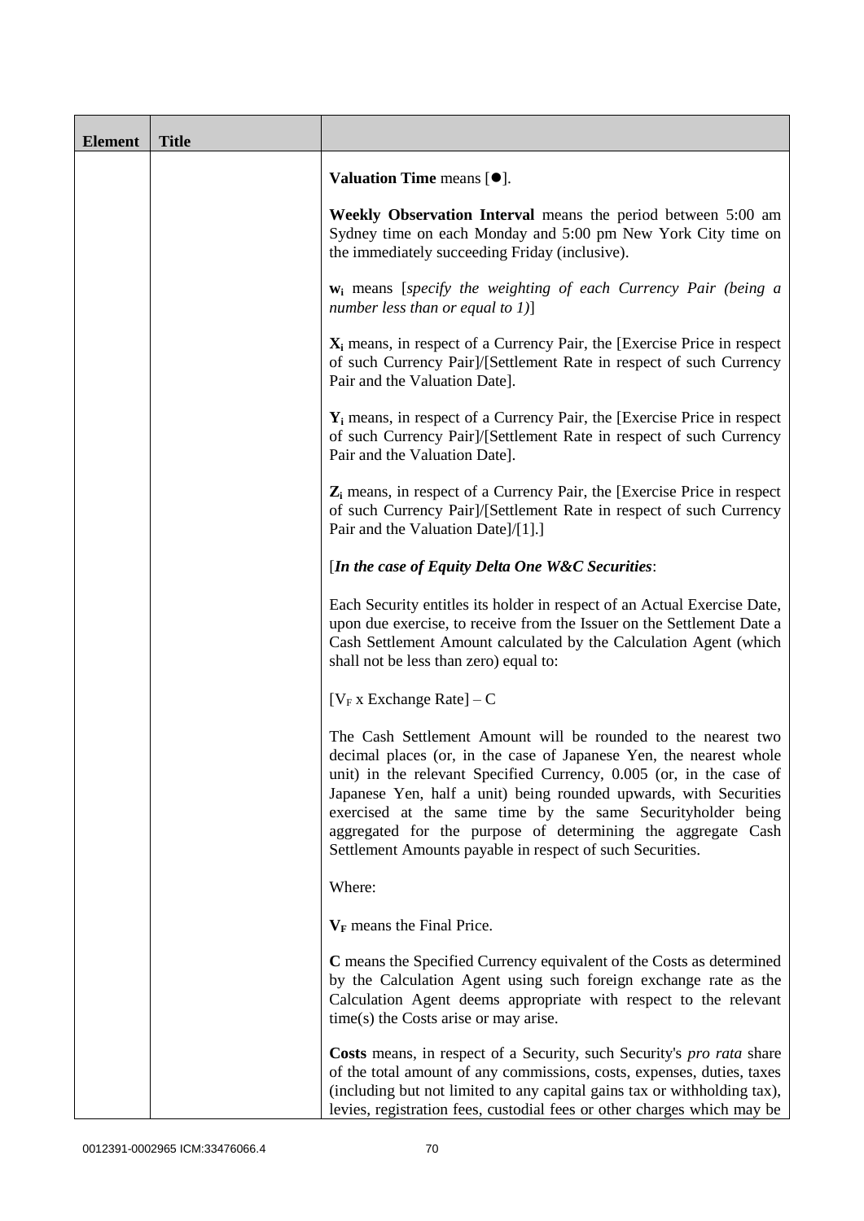| Element | Title | |
|---|---|---|
| | | **Valuation Time** means [●].<br><br>**Weekly Observation Interval** means the period between 5:00 am Sydney time on each Monday and 5:00 pm New York City time on the immediately succeeding Friday (inclusive).<br><br>$\mathbf{w_i}$ means [*specify the weighting of each Currency Pair (being a number less than or equal to 1)*]<br><br>$\mathbf{X_i}$ means, in respect of a Currency Pair, the [Exercise Price in respect of such Currency Pair]/[Settlement Rate in respect of such Currency Pair and the Valuation Date].<br><br>$\mathbf{Y_i}$ means, in respect of a Currency Pair, the [Exercise Price in respect of such Currency Pair]/[Settlement Rate in respect of such Currency Pair and the Valuation Date].<br><br>$\mathbf{Z_i}$ means, in respect of a Currency Pair, the [Exercise Price in respect of such Currency Pair]/[Settlement Rate in respect of such Currency Pair and the Valuation Date]/[1].]<br><br>[***In the case of Equity Delta One W&C Securities***:<br><br>Each Security entitles its holder in respect of an Actual Exercise Date, upon due exercise, to receive from the Issuer on the Settlement Date a Cash Settlement Amount calculated by the Calculation Agent (which shall not be less than zero) equal to:<br><br>$[V_F \text{ x Exchange Rate}] - C$<br><br>The Cash Settlement Amount will be rounded to the nearest two decimal places (or, in the case of Japanese Yen, the nearest whole unit) in the relevant Specified Currency, 0.005 (or, in the case of Japanese Yen, half a unit) being rounded upwards, with Securities exercised at the same time by the same Securityholder being aggregated for the purpose of determining the aggregate Cash Settlement Amounts payable in respect of such Securities.<br><br>Where:<br><br>$\mathbf{V_F}$ means the Final Price.<br><br>**C** means the Specified Currency equivalent of the Costs as determined by the Calculation Agent using such foreign exchange rate as the Calculation Agent deems appropriate with respect to the relevant time(s) the Costs arise or may arise.<br><br>**Costs** means, in respect of a Security, such Security's *pro rata* share of the total amount of any commissions, costs, expenses, duties, taxes (including but not limited to any capital gains tax or withholding tax), levies, registration fees, custodial fees or other charges which may be |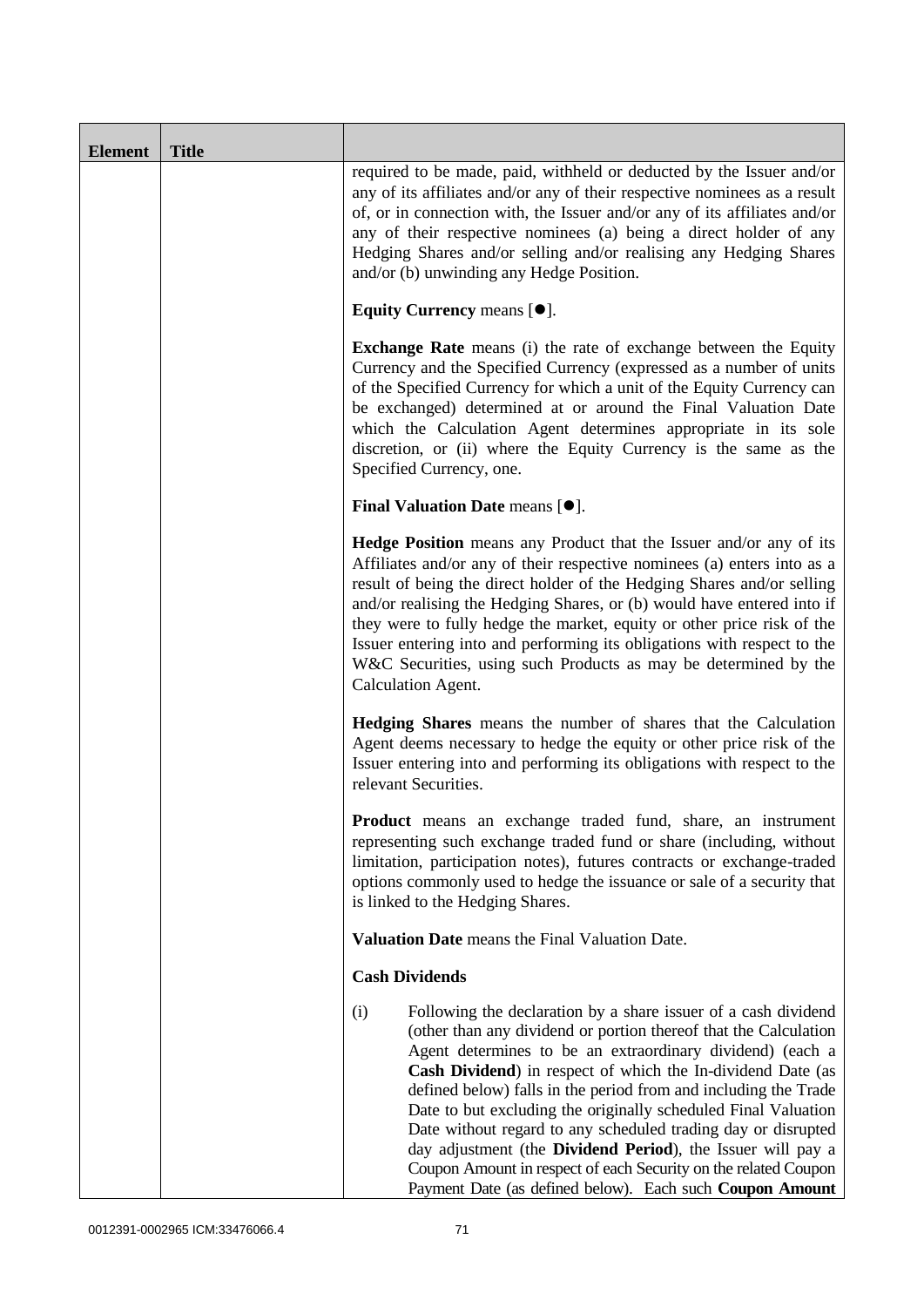| Element | Title | |
|---|---|---|
| | | required to be made, paid, withheld or deducted by the Issuer and/or any of its affiliates and/or any of their respective nominees as a result of, or in connection with, the Issuer and/or any of its affiliates and/or any of their respective nominees (a) being a direct holder of any Hedging Shares and/or selling and/or realising any Hedging Shares and/or (b) unwinding any Hedge Position.<br><br>**Equity Currency** means [●].<br><br>**Exchange Rate** means (i) the rate of exchange between the Equity Currency and the Specified Currency (expressed as a number of units of the Specified Currency for which a unit of the Equity Currency can be exchanged) determined at or around the Final Valuation Date which the Calculation Agent determines appropriate in its sole discretion, or (ii) where the Equity Currency is the same as the Specified Currency, one.<br><br>**Final Valuation Date** means [●].<br><br>**Hedge Position** means any Product that the Issuer and/or any of its Affiliates and/or any of their respective nominees (a) enters into as a result of being the direct holder of the Hedging Shares and/or selling and/or realising the Hedging Shares, or (b) would have entered into if they were to fully hedge the market, equity or other price risk of the Issuer entering into and performing its obligations with respect to the W&C Securities, using such Products as may be determined by the Calculation Agent.<br><br>**Hedging Shares** means the number of shares that the Calculation Agent deems necessary to hedge the equity or other price risk of the Issuer entering into and performing its obligations with respect to the relevant Securities.<br><br>**Product** means an exchange traded fund, share, an instrument representing such exchange traded fund or share (including, without limitation, participation notes), futures contracts or exchange-traded options commonly used to hedge the issuance or sale of a security that is linked to the Hedging Shares.<br><br>**Valuation Date** means the Final Valuation Date.<br><br>**Cash Dividends**<br><br>(i) Following the declaration by a share issuer of a cash dividend (other than any dividend or portion thereof that the Calculation Agent determines to be an extraordinary dividend) (each a **Cash Dividend**) in respect of which the In-dividend Date (as defined below) falls in the period from and including the Trade Date to but excluding the originally scheduled Final Valuation Date without regard to any scheduled trading day or disrupted day adjustment (the **Dividend Period**), the Issuer will pay a Coupon Amount in respect of each Security on the related Coupon Payment Date (as defined below). Each such **Coupon Amount** |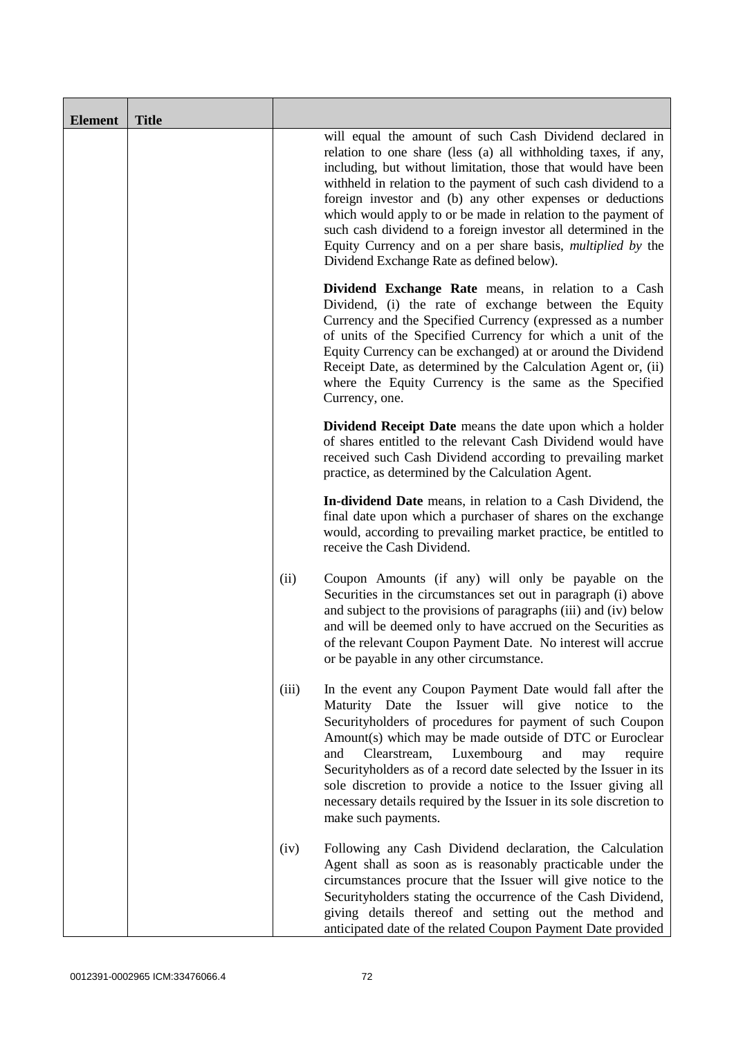| Element | Title | | |
|---|---|---|---|
| | | | will equal the amount of such Cash Dividend declared in relation to one share (less (a) all withholding taxes, if any, including, but without limitation, those that would have been withheld in relation to the payment of such cash dividend to a foreign investor and (b) any other expenses or deductions which would apply to or be made in relation to the payment of such cash dividend to a foreign investor all determined in the Equity Currency and on a per share basis, *multiplied by* the Dividend Exchange Rate as defined below).<br><br>**Dividend Exchange Rate** means, in relation to a Cash Dividend, (i) the rate of exchange between the Equity Currency and the Specified Currency (expressed as a number of units of the Specified Currency for which a unit of the Equity Currency can be exchanged) at or around the Dividend Receipt Date, as determined by the Calculation Agent or, (ii) where the Equity Currency is the same as the Specified Currency, one.<br><br>**Dividend Receipt Date** means the date upon which a holder of shares entitled to the relevant Cash Dividend would have received such Cash Dividend according to prevailing market practice, as determined by the Calculation Agent.<br><br>**In-dividend Date** means, in relation to a Cash Dividend, the final date upon which a purchaser of shares on the exchange would, according to prevailing market practice, be entitled to receive the Cash Dividend. |
| | | (ii) | Coupon Amounts (if any) will only be payable on the Securities in the circumstances set out in paragraph (i) above and subject to the provisions of paragraphs (iii) and (iv) below and will be deemed only to have accrued on the Securities as of the relevant Coupon Payment Date. No interest will accrue or be payable in any other circumstance. |
| | | (iii) | In the event any Coupon Payment Date would fall after the Maturity Date the Issuer will give notice to the Securityholders of procedures for payment of such Coupon Amount(s) which may be made outside of DTC or Euroclear and Clearstream, Luxembourg and may require Securityholders as of a record date selected by the Issuer in its sole discretion to provide a notice to the Issuer giving all necessary details required by the Issuer in its sole discretion to make such payments. |
| | | (iv) | Following any Cash Dividend declaration, the Calculation Agent shall as soon as is reasonably practicable under the circumstances procure that the Issuer will give notice to the Securityholders stating the occurrence of the Cash Dividend, giving details thereof and setting out the method and anticipated date of the related Coupon Payment Date provided |

0012391-0002965 ICM:33476066.4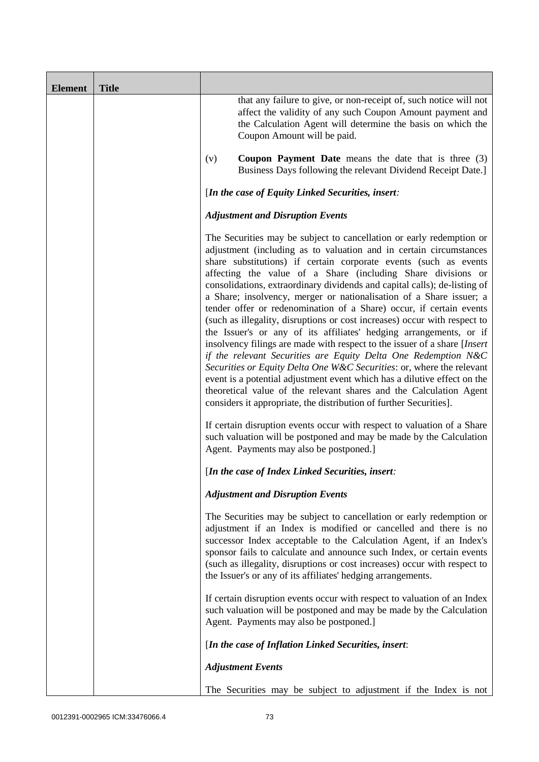| Element | Title | |
|---|---|---|
| | | that any failure to give, or non-receipt of, such notice will not affect the validity of any such Coupon Amount payment and the Calculation Agent will determine the basis on which the Coupon Amount will be paid.<br><br>(v) **Coupon Payment Date** means the date that is three (3) Business Days following the relevant Dividend Receipt Date.]<br><br>[***In the case of Equity Linked Securities, insert:***<br><br>***Adjustment and Disruption Events***<br><br>The Securities may be subject to cancellation or early redemption or adjustment (including as to valuation and in certain circumstances share substitutions) if certain corporate events (such as events affecting the value of a Share (including Share divisions or consolidations, extraordinary dividends and capital calls); de-listing of a Share; insolvency, merger or nationalisation of a Share issuer; a tender offer or redenomination of a Share) occur, if certain events (such as illegality, disruptions or cost increases) occur with respect to the Issuer's or any of its affiliates' hedging arrangements, or if insolvency filings are made with respect to the issuer of a share [*Insert if the relevant Securities are Equity Delta One Redemption N&C Securities or Equity Delta One W&C Securities*: or, where the relevant event is a potential adjustment event which has a dilutive effect on the theoretical value of the relevant shares and the Calculation Agent considers it appropriate, the distribution of further Securities].<br><br>If certain disruption events occur with respect to valuation of a Share such valuation will be postponed and may be made by the Calculation Agent. Payments may also be postponed.]<br><br>[***In the case of Index Linked Securities, insert:***<br><br>***Adjustment and Disruption Events***<br><br>The Securities may be subject to cancellation or early redemption or adjustment if an Index is modified or cancelled and there is no successor Index acceptable to the Calculation Agent, if an Index's sponsor fails to calculate and announce such Index, or certain events (such as illegality, disruptions or cost increases) occur with respect to the Issuer's or any of its affiliates' hedging arrangements.<br><br>If certain disruption events occur with respect to valuation of an Index such valuation will be postponed and may be made by the Calculation Agent. Payments may also be postponed.]<br><br>[***In the case of Inflation Linked Securities, insert*:**<br><br>***Adjustment Events***<br><br>The Securities may be subject to adjustment if the Index is not |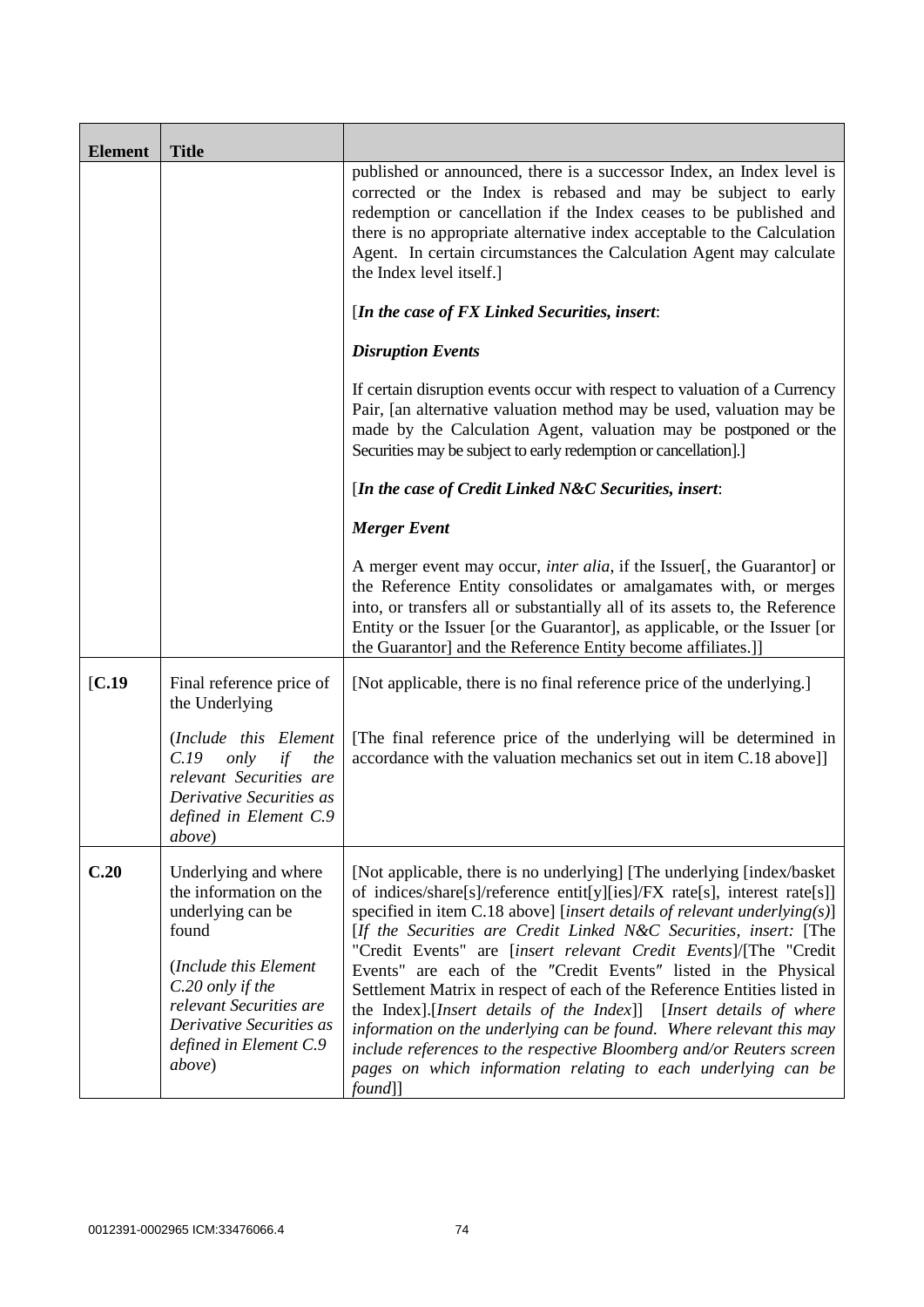| Element | Title | |
|---|---|---|
| | | published or announced, there is a successor Index, an Index level is corrected or the Index is rebased and may be subject to early redemption or cancellation if the Index ceases to be published and there is no appropriate alternative index acceptable to the Calculation Agent. In certain circumstances the Calculation Agent may calculate the Index level itself.]<br><br>[***In the case of FX Linked Securities, insert***:<br><br>***Disruption Events***<br><br>If certain disruption events occur with respect to valuation of a Currency Pair, [an alternative valuation method may be used, valuation may be made by the Calculation Agent, valuation may be postponed or the Securities may be subject to early redemption or cancellation].]<br><br>[***In the case of Credit Linked N&C Securities, insert***:<br><br>***Merger Event***<br><br>A merger event may occur, *inter alia*, if the Issuer[, the Guarantor] or the Reference Entity consolidates or amalgamates with, or merges into, or transfers all or substantially all of its assets to, the Reference Entity or the Issuer [or the Guarantor], as applicable, or the Issuer [or the Guarantor] and the Reference Entity become affiliates.]] |
| [**C.19** | Final reference price of the Underlying<br><br>(*Include this Element C.19 only if the relevant Securities are Derivative Securities as defined in Element C.9 above*) | [Not applicable, there is no final reference price of the underlying.]<br><br>[The final reference price of the underlying will be determined in accordance with the valuation mechanics set out in item C.18 above]] |
| **C.20** | Underlying and where the information on the underlying can be found<br><br>(*Include this Element C.20 only if the relevant Securities are Derivative Securities as defined in Element C.9 above*) | [Not applicable, there is no underlying] [The underlying [index/basket of indices/share[s]/reference entit[y][ies]/FX rate[s], interest rate[s]] specified in item C.18 above] [*insert details of relevant underlying(s)*] [*If the Securities are Credit Linked N&C Securities, insert:* [The "Credit Events" are [*insert relevant Credit Events*]/[The "Credit Events" are each of the "Credit Events" listed in the Physical Settlement Matrix in respect of each of the Reference Entities listed in the Index].[*Insert details of the Index*]] [*Insert details of where information on the underlying can be found. Where relevant this may include references to the respective Bloomberg and/or Reuters screen pages on which information relating to each underlying can be found*]] |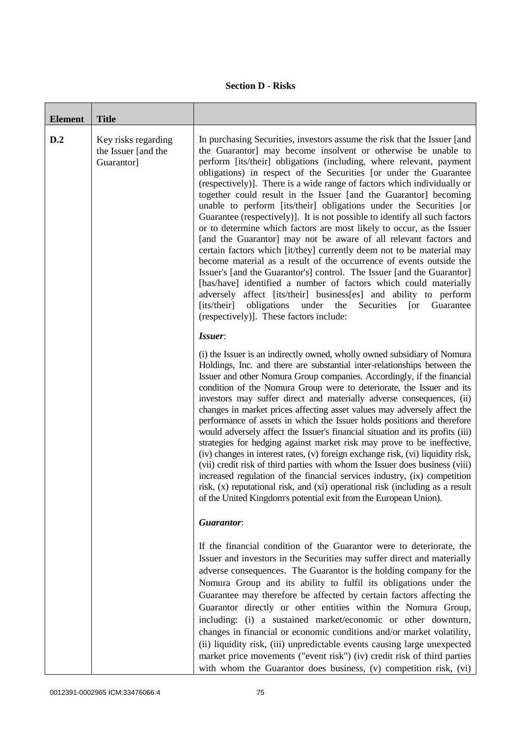## Section D - Risks

| Element | Title | |
|---|---|---|
| D.2 | Key risks regarding the Issuer [and the Guarantor] | In purchasing Securities, investors assume the risk that the Issuer [and the Guarantor] may become insolvent or otherwise be unable to perform [its/their] obligations (including, where relevant, payment obligations) in respect of the Securities [or under the Guarantee (respectively)]. There is a wide range of factors which individually or together could result in the Issuer [and the Guarantor] becoming unable to perform [its/their] obligations under the Securities [or Guarantee (respectively)]. It is not possible to identify all such factors or to determine which factors are most likely to occur, as the Issuer [and the Guarantor] may not be aware of all relevant factors and certain factors which [it/they] currently deem not to be material may become material as a result of the occurrence of events outside the Issuer's [and the Guarantor's] control. The Issuer [and the Guarantor] [has/have] identified a number of factors which could materially adversely affect [its/their] business[es] and ability to perform [its/their] obligations under the Securities [or Guarantee (respectively)]. These factors include:<br><br>***Issuer***:<br><br>(i) the Issuer is an indirectly owned, wholly owned subsidiary of Nomura Holdings, Inc. and there are substantial inter-relationships between the Issuer and other Nomura Group companies. Accordingly, if the financial condition of the Nomura Group were to deteriorate, the Issuer and its investors may suffer direct and materially adverse consequences, (ii) changes in market prices affecting asset values may adversely affect the performance of assets in which the Issuer holds positions and therefore would adversely affect the Issuer's financial situation and its profits (iii) strategies for hedging against market risk may prove to be ineffective, (iv) changes in interest rates, (v) foreign exchange risk, (vi) liquidity risk, (vii) credit risk of third parties with whom the Issuer does business (viii) increased regulation of the financial services industry, (ix) competition risk, (x) reputational risk, and (xi) operational risk (including as a result of the United Kingdom's potential exit from the European Union).<br><br>***Guarantor***:<br><br>If the financial condition of the Guarantor were to deteriorate, the Issuer and investors in the Securities may suffer direct and materially adverse consequences. The Guarantor is the holding company for the Nomura Group and its ability to fulfil its obligations under the Guarantee may therefore be affected by certain factors affecting the Guarantor directly or other entities within the Nomura Group, including: (i) a sustained market/economic or other downturn, changes in financial or economic conditions and/or market volatility, (ii) liquidity risk, (iii) unpredictable events causing large unexpected market price movements ("event risk") (iv) credit risk of third parties with whom the Guarantor does business, (v) competition risk, (vi) |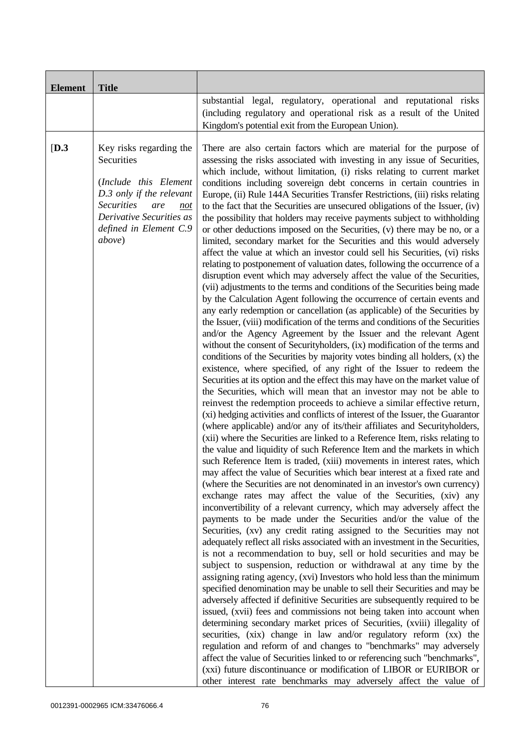| Element | Title | |
|---|---|---|
| | | substantial legal, regulatory, operational and reputational risks (including regulatory and operational risk as a result of the United Kingdom's potential exit from the European Union). |
| [D.3 | Key risks regarding the Securities<br><br>(*Include this Element D.3 only if the relevant Securities are <u>not</u> Derivative Securities as defined in Element C.9 above*) | There are also certain factors which are material for the purpose of assessing the risks associated with investing in any issue of Securities, which include, without limitation, (i) risks relating to current market conditions including sovereign debt concerns in certain countries in Europe, (ii) Rule 144A Securities Transfer Restrictions, (iii) risks relating to the fact that the Securities are unsecured obligations of the Issuer, (iv) the possibility that holders may receive payments subject to withholding or other deductions imposed on the Securities, (v) there may be no, or a limited, secondary market for the Securities and this would adversely affect the value at which an investor could sell his Securities, (vi) risks relating to postponement of valuation dates, following the occurrence of a disruption event which may adversely affect the value of the Securities, (vii) adjustments to the terms and conditions of the Securities being made by the Calculation Agent following the occurrence of certain events and any early redemption or cancellation (as applicable) of the Securities by the Issuer, (viii) modification of the terms and conditions of the Securities and/or the Agency Agreement by the Issuer and the relevant Agent without the consent of Securityholders, (ix) modification of the terms and conditions of the Securities by majority votes binding all holders, (x) the existence, where specified, of any right of the Issuer to redeem the Securities at its option and the effect this may have on the market value of the Securities, which will mean that an investor may not be able to reinvest the redemption proceeds to achieve a similar effective return, (xi) hedging activities and conflicts of interest of the Issuer, the Guarantor (where applicable) and/or any of its/their affiliates and Securityholders, (xii) where the Securities are linked to a Reference Item, risks relating to the value and liquidity of such Reference Item and the markets in which such Reference Item is traded, (xiii) movements in interest rates, which may affect the value of Securities which bear interest at a fixed rate and (where the Securities are not denominated in an investor's own currency) exchange rates may affect the value of the Securities, (xiv) any inconvertibility of a relevant currency, which may adversely affect the payments to be made under the Securities and/or the value of the Securities, (xv) any credit rating assigned to the Securities may not adequately reflect all risks associated with an investment in the Securities, is not a recommendation to buy, sell or hold securities and may be subject to suspension, reduction or withdrawal at any time by the assigning rating agency, (xvi) Investors who hold less than the minimum specified denomination may be unable to sell their Securities and may be adversely affected if definitive Securities are subsequently required to be issued, (xvii) fees and commissions not being taken into account when determining secondary market prices of Securities, (xviii) illegality of securities, (xix) change in law and/or regulatory reform (xx) the regulation and reform of and changes to "benchmarks" may adversely affect the value of Securities linked to or referencing such "benchmarks", (xxi) future discontinuance or modification of LIBOR or EURIBOR or other interest rate benchmarks may adversely affect the value of |

0012391-0002965 ICM:33476066.4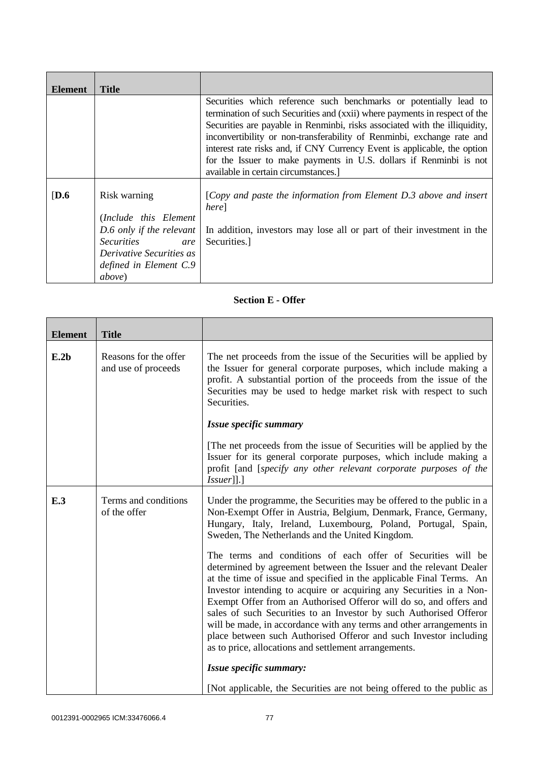| Element | Title | |
|---|---|---|
| | | Securities which reference such benchmarks or potentially lead to termination of such Securities and (xxii) where payments in respect of the Securities are payable in Renminbi, risks associated with the illiquidity, inconvertibility or non-transferability of Renminbi, exchange rate and interest rate risks and, if CNY Currency Event is applicable, the option for the Issuer to make payments in U.S. dollars if Renminbi is not available in certain circumstances.] |
| [**D.6** | Risk warning<br><br>(*Include this Element D.6 only if the relevant Securities are Derivative Securities as defined in Element C.9 above*) | [*Copy and paste the information from Element D.3 above and insert here*]<br><br>In addition, investors may lose all or part of their investment in the Securities.] |

**Section E - Offer**

| Element | Title | |
|---|---|---|
| **E.2b** | Reasons for the offer and use of proceeds | The net proceeds from the issue of the Securities will be applied by the Issuer for general corporate purposes, which include making a profit. A substantial portion of the proceeds from the issue of the Securities may be used to hedge market risk with respect to such Securities.<br><br>***Issue specific summary***<br><br>[The net proceeds from the issue of Securities will be applied by the Issuer for its general corporate purposes, which include making a profit [and [*specify any other relevant corporate purposes of the Issuer*]].] |
| **E.3** | Terms and conditions of the offer | Under the programme, the Securities may be offered to the public in a Non-Exempt Offer in Austria, Belgium, Denmark, France, Germany, Hungary, Italy, Ireland, Luxembourg, Poland, Portugal, Spain, Sweden, The Netherlands and the United Kingdom.<br><br>The terms and conditions of each offer of Securities will be determined by agreement between the Issuer and the relevant Dealer at the time of issue and specified in the applicable Final Terms. An Investor intending to acquire or acquiring any Securities in a Non-Exempt Offer from an Authorised Offeror will do so, and offers and sales of such Securities to an Investor by such Authorised Offeror will be made, in accordance with any terms and other arrangements in place between such Authorised Offeror and such Investor including as to price, allocations and settlement arrangements.<br><br>***Issue specific summary:***<br><br>[Not applicable, the Securities are not being offered to the public as |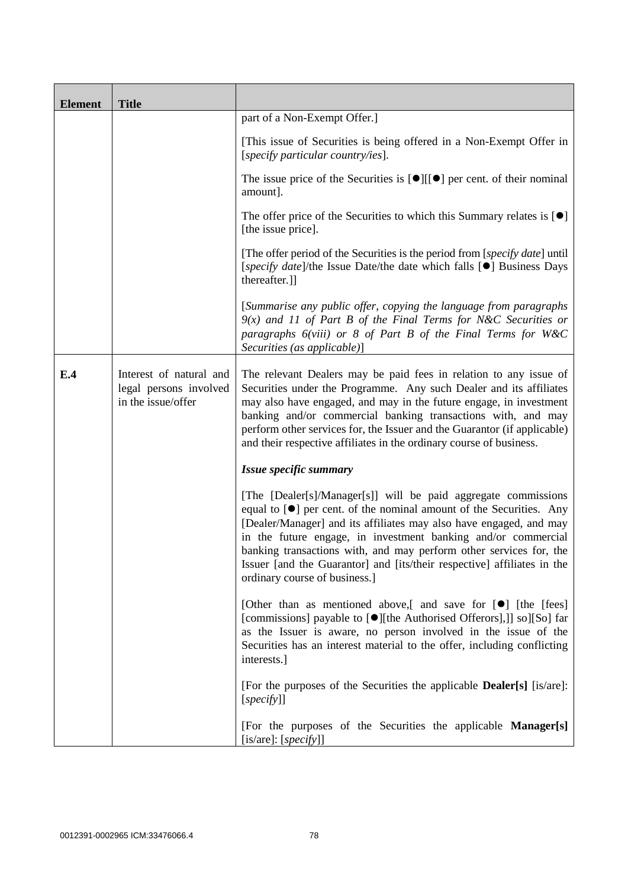| Element | Title | |
|---|---|---|
| | | part of a Non-Exempt Offer.]<br><br>[This issue of Securities is being offered in a Non-Exempt Offer in [*specify particular country/ies*].<br><br>The issue price of the Securities is [●][[●] per cent. of their nominal amount].<br><br>The offer price of the Securities to which this Summary relates is [●] [the issue price].<br><br>[The offer period of the Securities is the period from [*specify date*] until [*specify date*]/the Issue Date/the date which falls [●] Business Days thereafter.]]<br><br>[*Summarise any public offer, copying the language from paragraphs 9(x) and 11 of Part B of the Final Terms for N&C Securities or paragraphs 6(viii) or 8 of Part B of the Final Terms for W&C Securities (as applicable)*] |
| **E.4** | Interest of natural and legal persons involved in the issue/offer | The relevant Dealers may be paid fees in relation to any issue of Securities under the Programme. Any such Dealer and its affiliates may also have engaged, and may in the future engage, in investment banking and/or commercial banking transactions with, and may perform other services for, the Issuer and the Guarantor (if applicable) and their respective affiliates in the ordinary course of business.<br><br>***Issue specific summary***<br><br>[The [Dealer[s]/Manager[s]] will be paid aggregate commissions equal to [●] per cent. of the nominal amount of the Securities. Any [Dealer/Manager] and its affiliates may also have engaged, and may in the future engage, in investment banking and/or commercial banking transactions with, and may perform other services for, the Issuer [and the Guarantor] and [its/their respective] affiliates in the ordinary course of business.]<br><br>[Other than as mentioned above,[ and save for [●] [the [fees] [commissions] payable to [●][the Authorised Offerors],]] so][So] far as the Issuer is aware, no person involved in the issue of the Securities has an interest material to the offer, including conflicting interests.]<br><br>[For the purposes of the Securities the applicable **Dealer[s]** [is/are]: [*specify*]]<br><br>[For the purposes of the Securities the applicable **Manager[s]** [is/are]: [*specify*]] |

0012391-0002965 ICM:33476066.4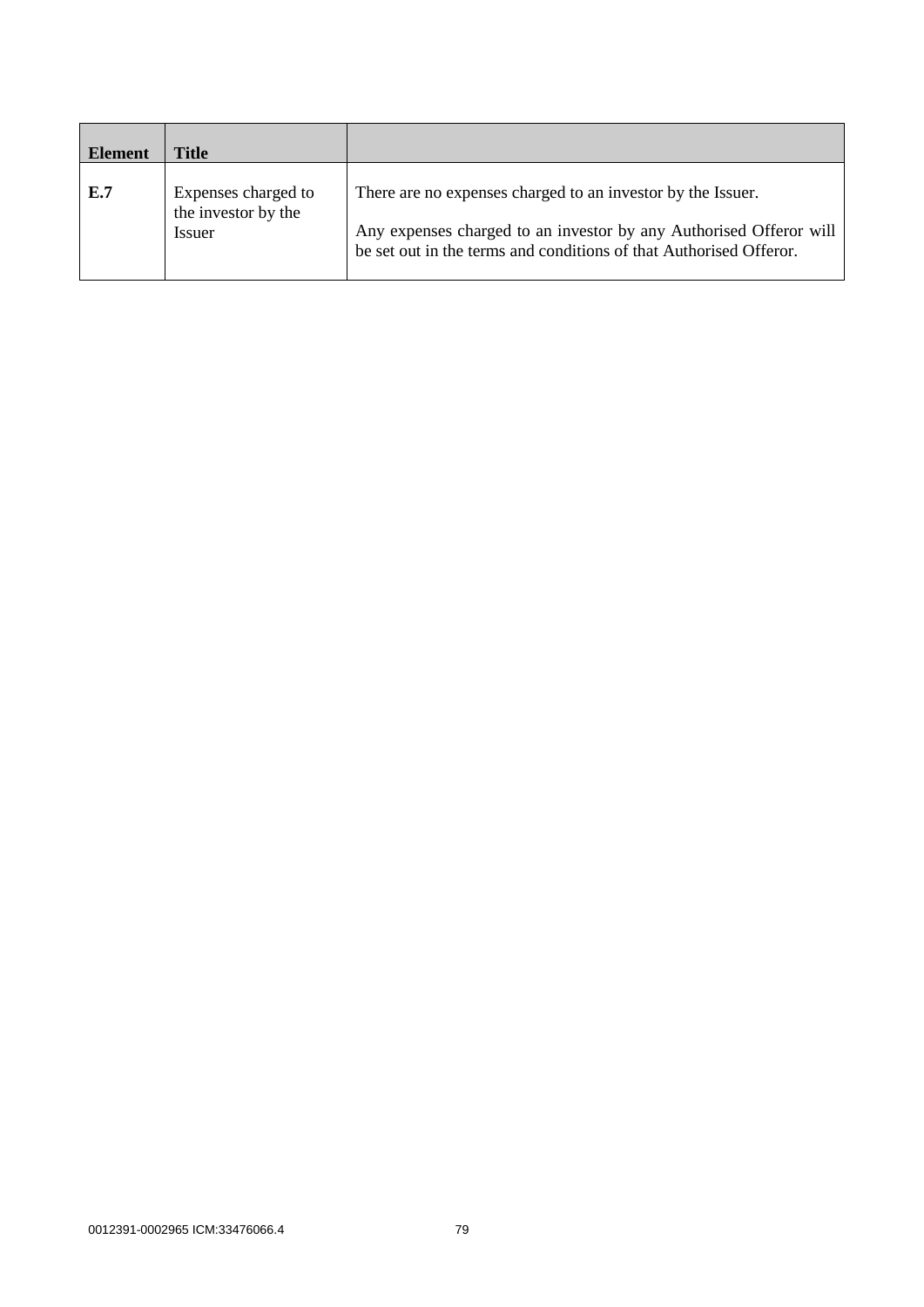| Element | Title | |
|---|---|---|
| **E.7** | Expenses charged to the investor by the Issuer | There are no expenses charged to an investor by the Issuer.<br><br>Any expenses charged to an investor by any Authorised Offeror will be set out in the terms and conditions of that Authorised Offeror. |